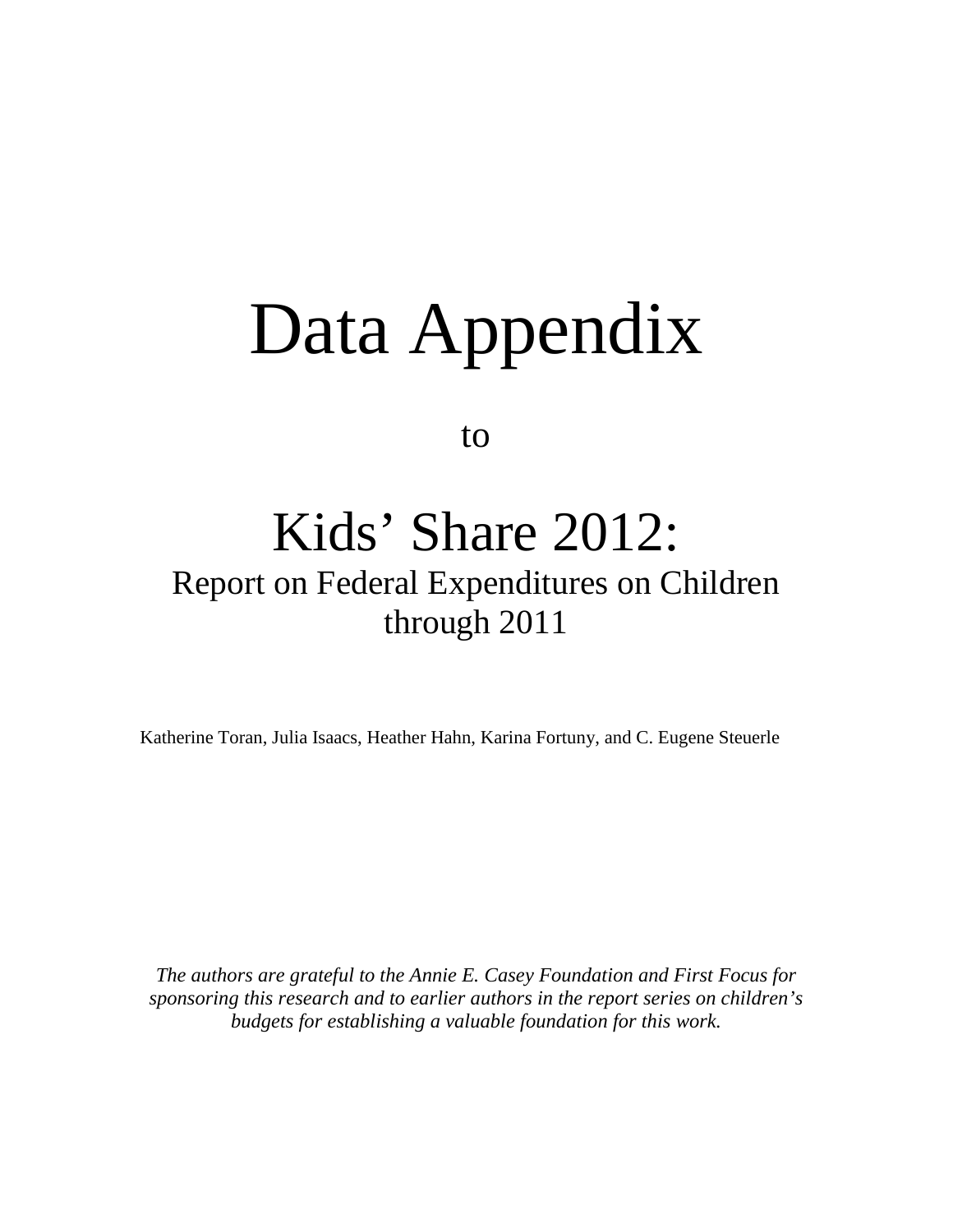# Data Appendix

to

# Kids' Share 2012:

## Report on Federal Expenditures on Children through 2011

Katherine Toran, Julia Isaacs, Heather Hahn, Karina Fortuny, and C. Eugene Steuerle

*The authors are grateful to the Annie E. Casey Foundation and First Focus for sponsoring this research and to earlier authors in the report series on children's budgets for establishing a valuable foundation for this work.*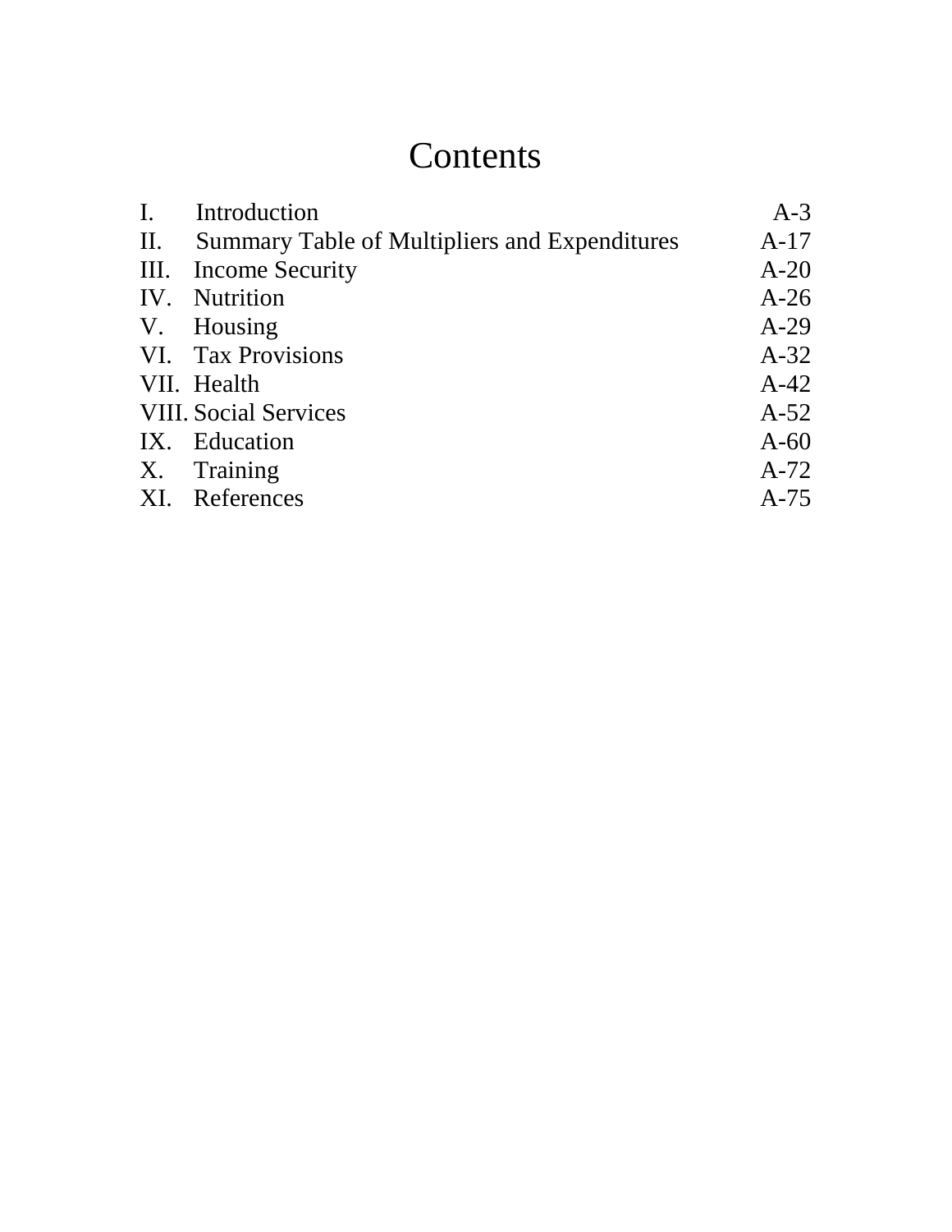# Contents

| | | |
|---|---|---|
| I. | Introduction | A-3 |
| II. | Summary Table of Multipliers and Expenditures | A-17 |
| III. | Income Security | A-20 |
| IV. | Nutrition | A-26 |
| V. | Housing | A-29 |
| VI. | Tax Provisions | A-32 |
| VII. | Health | A-42 |
| VIII. | Social Services | A-52 |
| IX. | Education | A-60 |
| X. | Training | A-72 |
| XI. | References | A-75 |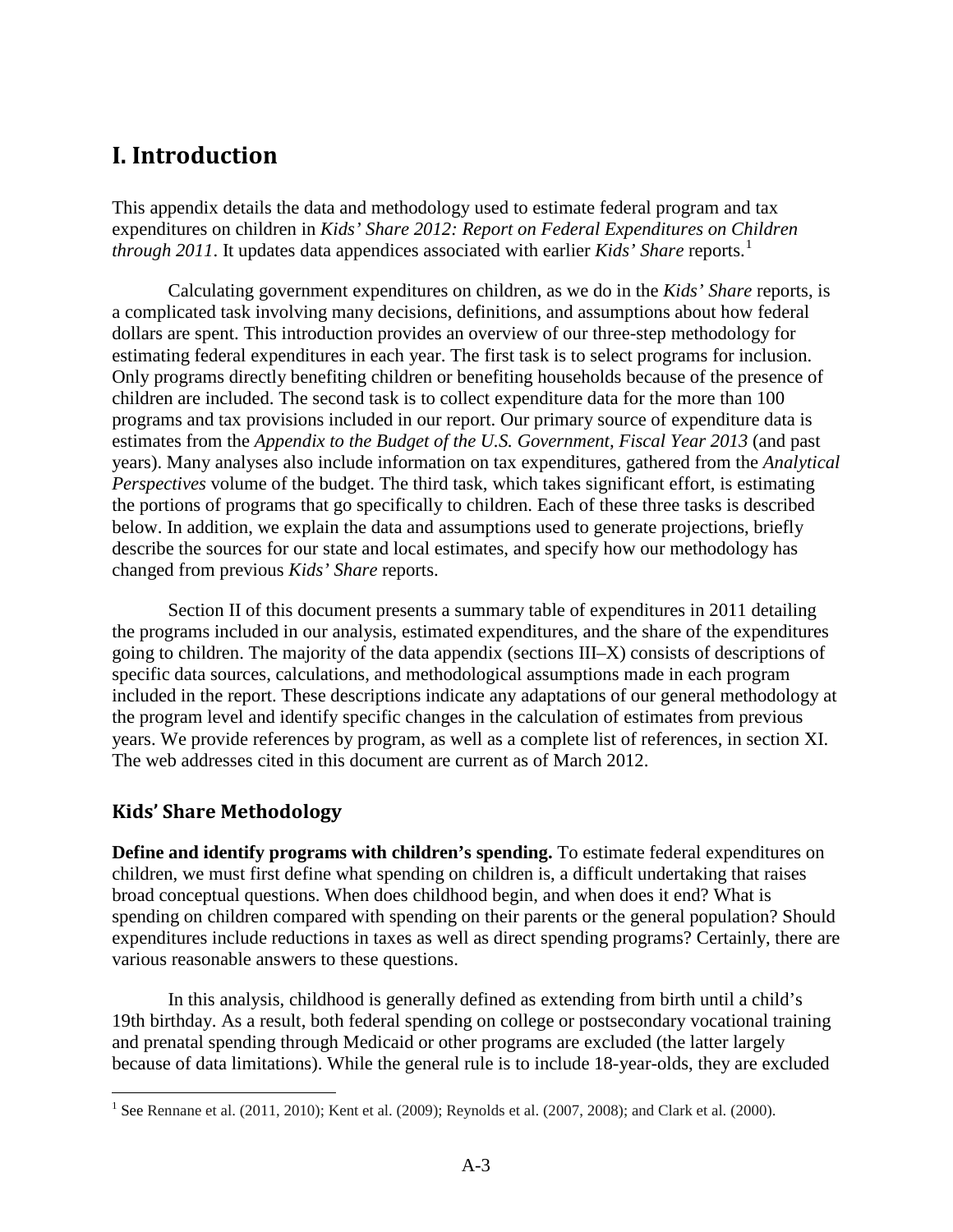# I. Introduction

This appendix details the data and methodology used to estimate federal program and tax expenditures on children in *Kids' Share 2012: Report on Federal Expenditures on Children through 2011*. It updates data appendices associated with earlier *Kids' Share* reports.[1]

Calculating government expenditures on children, as we do in the *Kids' Share* reports, is a complicated task involving many decisions, definitions, and assumptions about how federal dollars are spent. This introduction provides an overview of our three-step methodology for estimating federal expenditures in each year. The first task is to select programs for inclusion. Only programs directly benefiting children or benefiting households because of the presence of children are included. The second task is to collect expenditure data for the more than 100 programs and tax provisions included in our report. Our primary source of expenditure data is estimates from the *Appendix to the Budget of the U.S. Government, Fiscal Year 2013* (and past years). Many analyses also include information on tax expenditures, gathered from the *Analytical Perspectives* volume of the budget. The third task, which takes significant effort, is estimating the portions of programs that go specifically to children. Each of these three tasks is described below. In addition, we explain the data and assumptions used to generate projections, briefly describe the sources for our state and local estimates, and specify how our methodology has changed from previous *Kids' Share* reports.

Section II of this document presents a summary table of expenditures in 2011 detailing the programs included in our analysis, estimated expenditures, and the share of the expenditures going to children. The majority of the data appendix (sections III–X) consists of descriptions of specific data sources, calculations, and methodological assumptions made in each program included in the report. These descriptions indicate any adaptations of our general methodology at the program level and identify specific changes in the calculation of estimates from previous years. We provide references by program, as well as a complete list of references, in section XI. The web addresses cited in this document are current as of March 2012.

## Kids' Share Methodology

**Define and identify programs with children's spending.** To estimate federal expenditures on children, we must first define what spending on children is, a difficult undertaking that raises broad conceptual questions. When does childhood begin, and when does it end? What is spending on children compared with spending on their parents or the general population? Should expenditures include reductions in taxes as well as direct spending programs? Certainly, there are various reasonable answers to these questions.

In this analysis, childhood is generally defined as extending from birth until a child's 19th birthday. As a result, both federal spending on college or postsecondary vocational training and prenatal spending through Medicaid or other programs are excluded (the latter largely because of data limitations). While the general rule is to include 18-year-olds, they are excluded

[1] See Rennane et al. (2011, 2010); Kent et al. (2009); Reynolds et al. (2007, 2008); and Clark et al. (2000).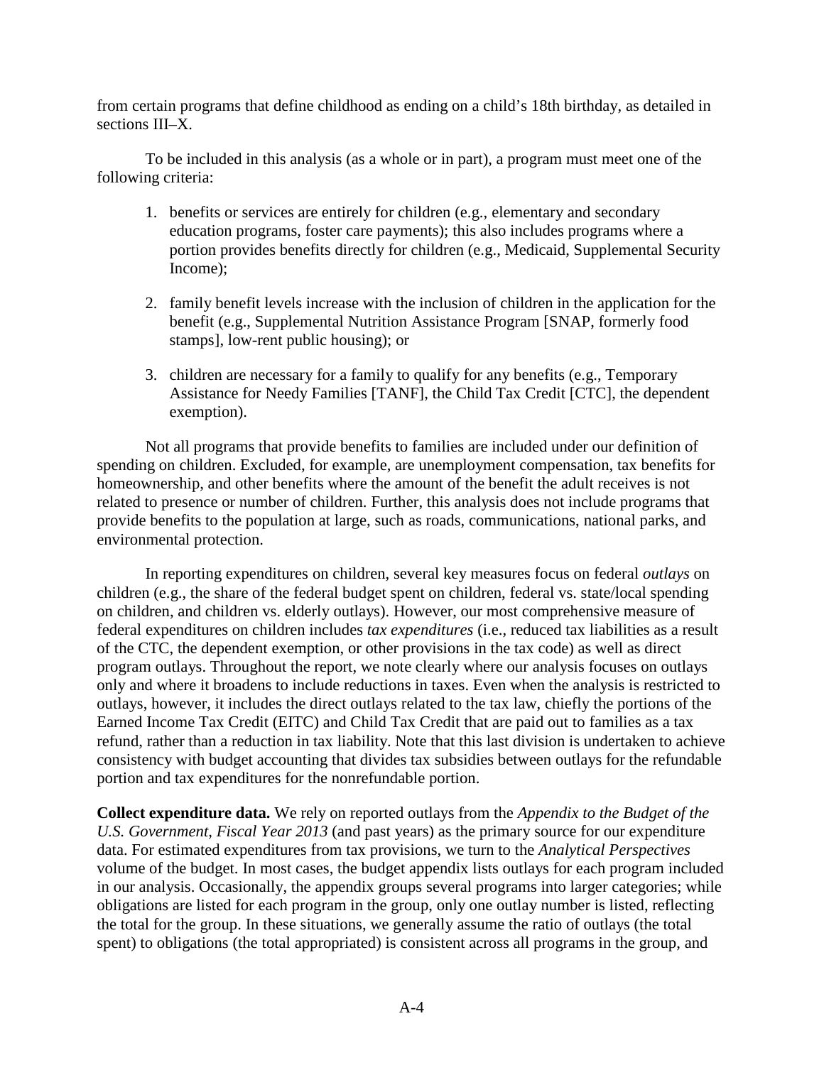from certain programs that define childhood as ending on a child's 18th birthday, as detailed in sections III–X.

To be included in this analysis (as a whole or in part), a program must meet one of the following criteria:

1. benefits or services are entirely for children (e.g., elementary and secondary education programs, foster care payments); this also includes programs where a portion provides benefits directly for children (e.g., Medicaid, Supplemental Security Income);

2. family benefit levels increase with the inclusion of children in the application for the benefit (e.g., Supplemental Nutrition Assistance Program [SNAP, formerly food stamps], low-rent public housing); or

3. children are necessary for a family to qualify for any benefits (e.g., Temporary Assistance for Needy Families [TANF], the Child Tax Credit [CTC], the dependent exemption).

Not all programs that provide benefits to families are included under our definition of spending on children. Excluded, for example, are unemployment compensation, tax benefits for homeownership, and other benefits where the amount of the benefit the adult receives is not related to presence or number of children. Further, this analysis does not include programs that provide benefits to the population at large, such as roads, communications, national parks, and environmental protection.

In reporting expenditures on children, several key measures focus on federal *outlays* on children (e.g., the share of the federal budget spent on children, federal vs. state/local spending on children, and children vs. elderly outlays). However, our most comprehensive measure of federal expenditures on children includes *tax expenditures* (i.e., reduced tax liabilities as a result of the CTC, the dependent exemption, or other provisions in the tax code) as well as direct program outlays. Throughout the report, we note clearly where our analysis focuses on outlays only and where it broadens to include reductions in taxes. Even when the analysis is restricted to outlays, however, it includes the direct outlays related to the tax law, chiefly the portions of the Earned Income Tax Credit (EITC) and Child Tax Credit that are paid out to families as a tax refund, rather than a reduction in tax liability. Note that this last division is undertaken to achieve consistency with budget accounting that divides tax subsidies between outlays for the refundable portion and tax expenditures for the nonrefundable portion.

**Collect expenditure data.** We rely on reported outlays from the *Appendix to the Budget of the U.S. Government, Fiscal Year 2013* (and past years) as the primary source for our expenditure data. For estimated expenditures from tax provisions, we turn to the *Analytical Perspectives* volume of the budget. In most cases, the budget appendix lists outlays for each program included in our analysis. Occasionally, the appendix groups several programs into larger categories; while obligations are listed for each program in the group, only one outlay number is listed, reflecting the total for the group. In these situations, we generally assume the ratio of outlays (the total spent) to obligations (the total appropriated) is consistent across all programs in the group, and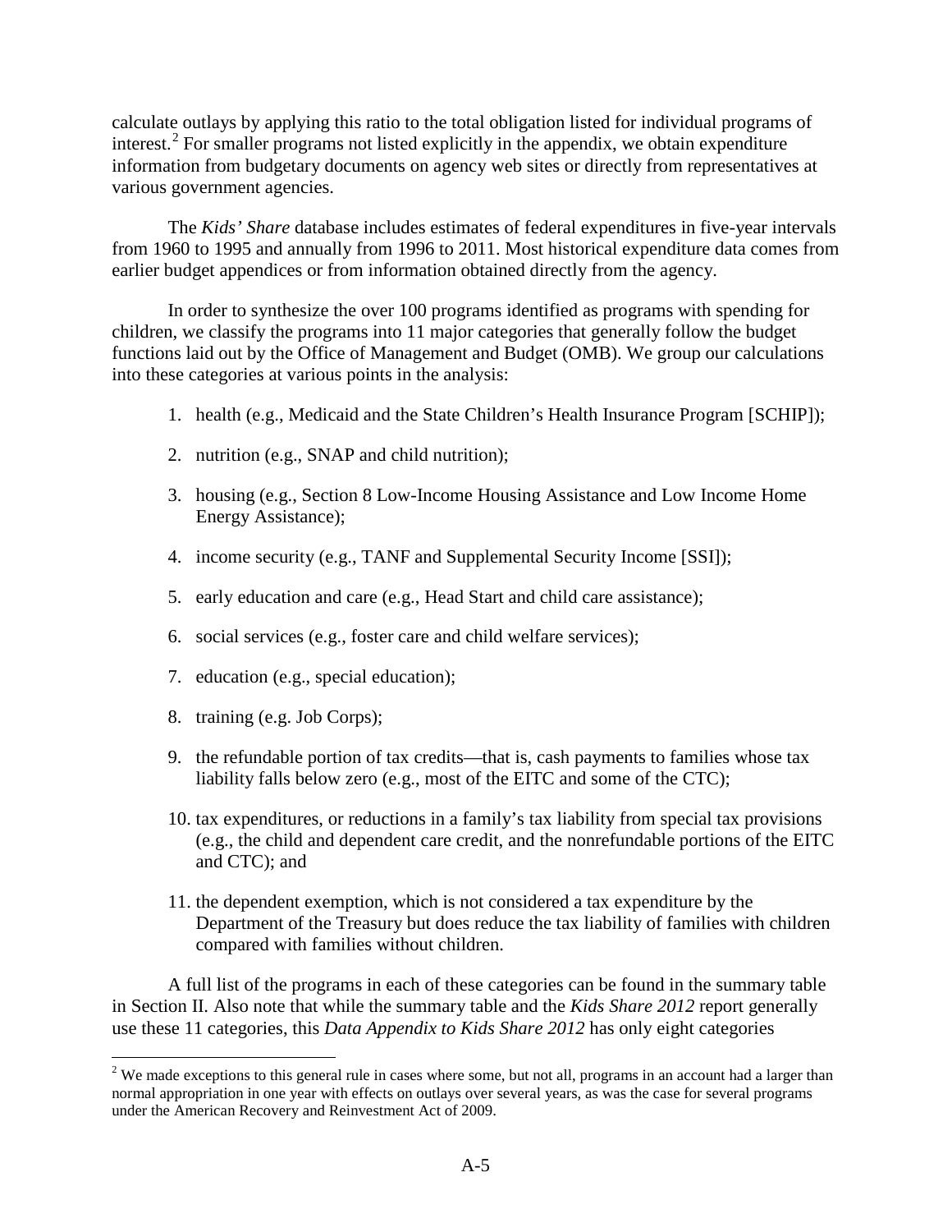calculate outlays by applying this ratio to the total obligation listed for individual programs of interest.[2] For smaller programs not listed explicitly in the appendix, we obtain expenditure information from budgetary documents on agency web sites or directly from representatives at various government agencies.

The *Kids' Share* database includes estimates of federal expenditures in five-year intervals from 1960 to 1995 and annually from 1996 to 2011. Most historical expenditure data comes from earlier budget appendices or from information obtained directly from the agency.

In order to synthesize the over 100 programs identified as programs with spending for children, we classify the programs into 11 major categories that generally follow the budget functions laid out by the Office of Management and Budget (OMB). We group our calculations into these categories at various points in the analysis:

1. health (e.g., Medicaid and the State Children's Health Insurance Program [SCHIP]);
2. nutrition (e.g., SNAP and child nutrition);
3. housing (e.g., Section 8 Low-Income Housing Assistance and Low Income Home Energy Assistance);
4. income security (e.g., TANF and Supplemental Security Income [SSI]);
5. early education and care (e.g., Head Start and child care assistance);
6. social services (e.g., foster care and child welfare services);
7. education (e.g., special education);
8. training (e.g. Job Corps);
9. the refundable portion of tax credits—that is, cash payments to families whose tax liability falls below zero (e.g., most of the EITC and some of the CTC);
10. tax expenditures, or reductions in a family's tax liability from special tax provisions (e.g., the child and dependent care credit, and the nonrefundable portions of the EITC and CTC); and
11. the dependent exemption, which is not considered a tax expenditure by the Department of the Treasury but does reduce the tax liability of families with children compared with families without children.

A full list of the programs in each of these categories can be found in the summary table in Section II. Also note that while the summary table and the *Kids Share 2012* report generally use these 11 categories, this *Data Appendix to Kids Share 2012* has only eight categories

[2] We made exceptions to this general rule in cases where some, but not all, programs in an account had a larger than normal appropriation in one year with effects on outlays over several years, as was the case for several programs under the American Recovery and Reinvestment Act of 2009.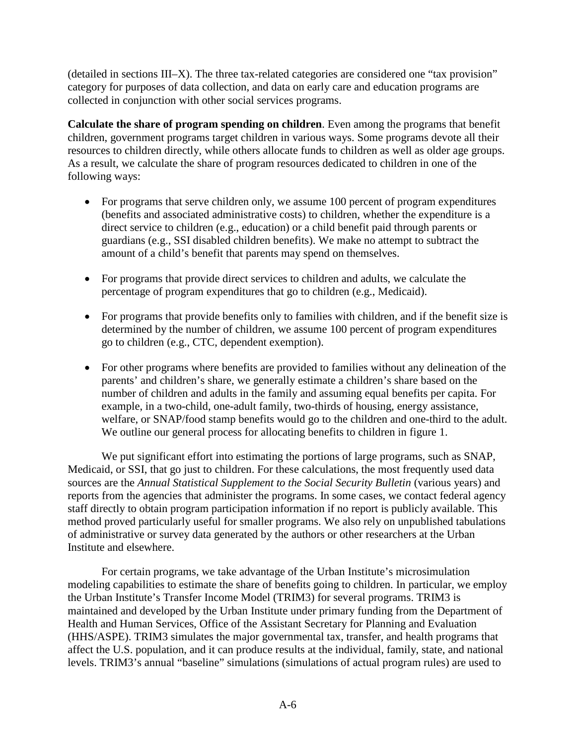(detailed in sections III–X). The three tax-related categories are considered one "tax provision" category for purposes of data collection, and data on early care and education programs are collected in conjunction with other social services programs.

**Calculate the share of program spending on children**. Even among the programs that benefit children, government programs target children in various ways. Some programs devote all their resources to children directly, while others allocate funds to children as well as older age groups. As a result, we calculate the share of program resources dedicated to children in one of the following ways:

- For programs that serve children only, we assume 100 percent of program expenditures (benefits and associated administrative costs) to children, whether the expenditure is a direct service to children (e.g., education) or a child benefit paid through parents or guardians (e.g., SSI disabled children benefits). We make no attempt to subtract the amount of a child's benefit that parents may spend on themselves.

- For programs that provide direct services to children and adults, we calculate the percentage of program expenditures that go to children (e.g., Medicaid).

- For programs that provide benefits only to families with children, and if the benefit size is determined by the number of children, we assume 100 percent of program expenditures go to children (e.g., CTC, dependent exemption).

- For other programs where benefits are provided to families without any delineation of the parents' and children's share, we generally estimate a children's share based on the number of children and adults in the family and assuming equal benefits per capita. For example, in a two-child, one-adult family, two-thirds of housing, energy assistance, welfare, or SNAP/food stamp benefits would go to the children and one-third to the adult. We outline our general process for allocating benefits to children in figure 1.

We put significant effort into estimating the portions of large programs, such as SNAP, Medicaid, or SSI, that go just to children. For these calculations, the most frequently used data sources are the *Annual Statistical Supplement to the Social Security Bulletin* (various years) and reports from the agencies that administer the programs. In some cases, we contact federal agency staff directly to obtain program participation information if no report is publicly available. This method proved particularly useful for smaller programs. We also rely on unpublished tabulations of administrative or survey data generated by the authors or other researchers at the Urban Institute and elsewhere.

For certain programs, we take advantage of the Urban Institute's microsimulation modeling capabilities to estimate the share of benefits going to children. In particular, we employ the Urban Institute's Transfer Income Model (TRIM3) for several programs. TRIM3 is maintained and developed by the Urban Institute under primary funding from the Department of Health and Human Services, Office of the Assistant Secretary for Planning and Evaluation (HHS/ASPE). TRIM3 simulates the major governmental tax, transfer, and health programs that affect the U.S. population, and it can produce results at the individual, family, state, and national levels. TRIM3's annual "baseline" simulations (simulations of actual program rules) are used to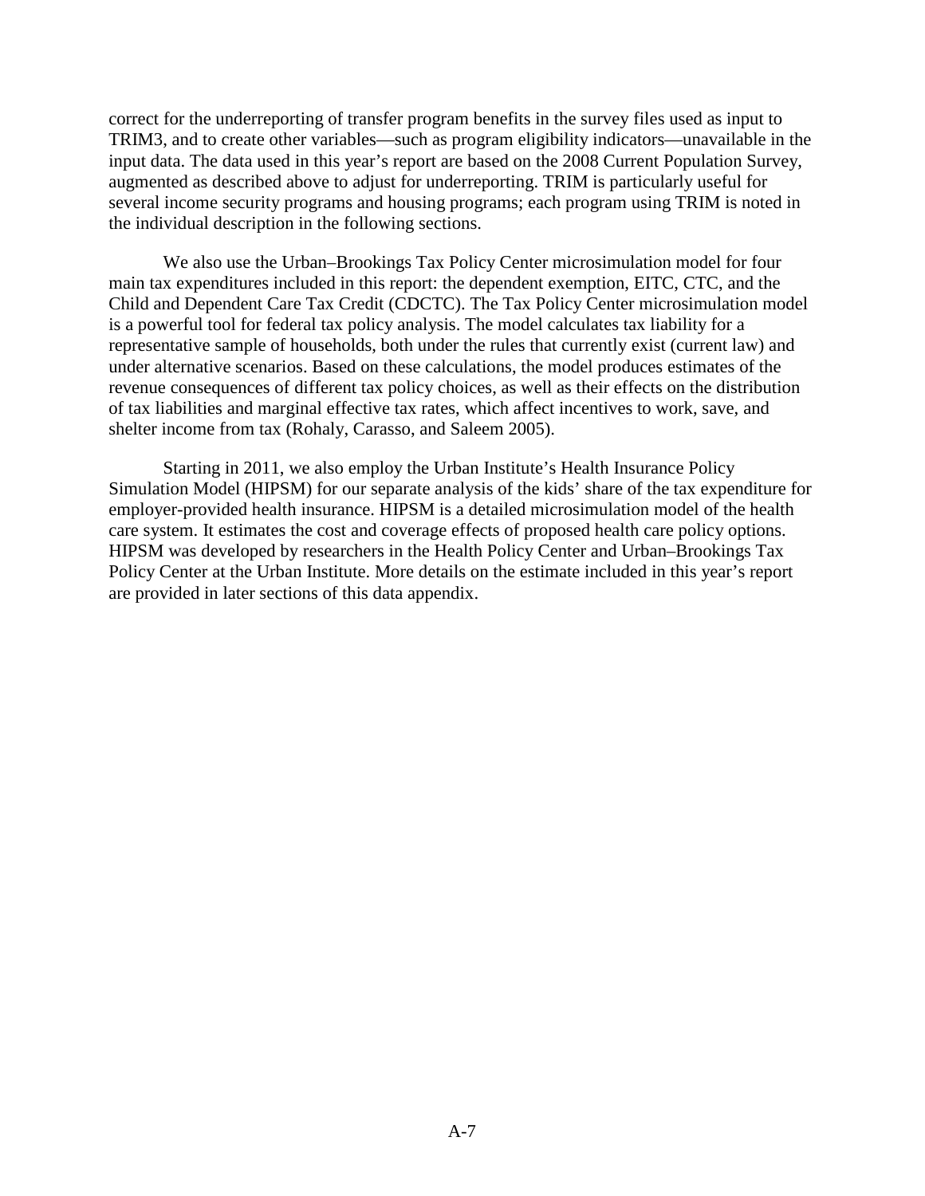correct for the underreporting of transfer program benefits in the survey files used as input to TRIM3, and to create other variables—such as program eligibility indicators—unavailable in the input data. The data used in this year's report are based on the 2008 Current Population Survey, augmented as described above to adjust for underreporting. TRIM is particularly useful for several income security programs and housing programs; each program using TRIM is noted in the individual description in the following sections.

We also use the Urban–Brookings Tax Policy Center microsimulation model for four main tax expenditures included in this report: the dependent exemption, EITC, CTC, and the Child and Dependent Care Tax Credit (CDCTC). The Tax Policy Center microsimulation model is a powerful tool for federal tax policy analysis. The model calculates tax liability for a representative sample of households, both under the rules that currently exist (current law) and under alternative scenarios. Based on these calculations, the model produces estimates of the revenue consequences of different tax policy choices, as well as their effects on the distribution of tax liabilities and marginal effective tax rates, which affect incentives to work, save, and shelter income from tax (Rohaly, Carasso, and Saleem 2005).

Starting in 2011, we also employ the Urban Institute's Health Insurance Policy Simulation Model (HIPSM) for our separate analysis of the kids' share of the tax expenditure for employer-provided health insurance. HIPSM is a detailed microsimulation model of the health care system. It estimates the cost and coverage effects of proposed health care policy options. HIPSM was developed by researchers in the Health Policy Center and Urban–Brookings Tax Policy Center at the Urban Institute. More details on the estimate included in this year's report are provided in later sections of this data appendix.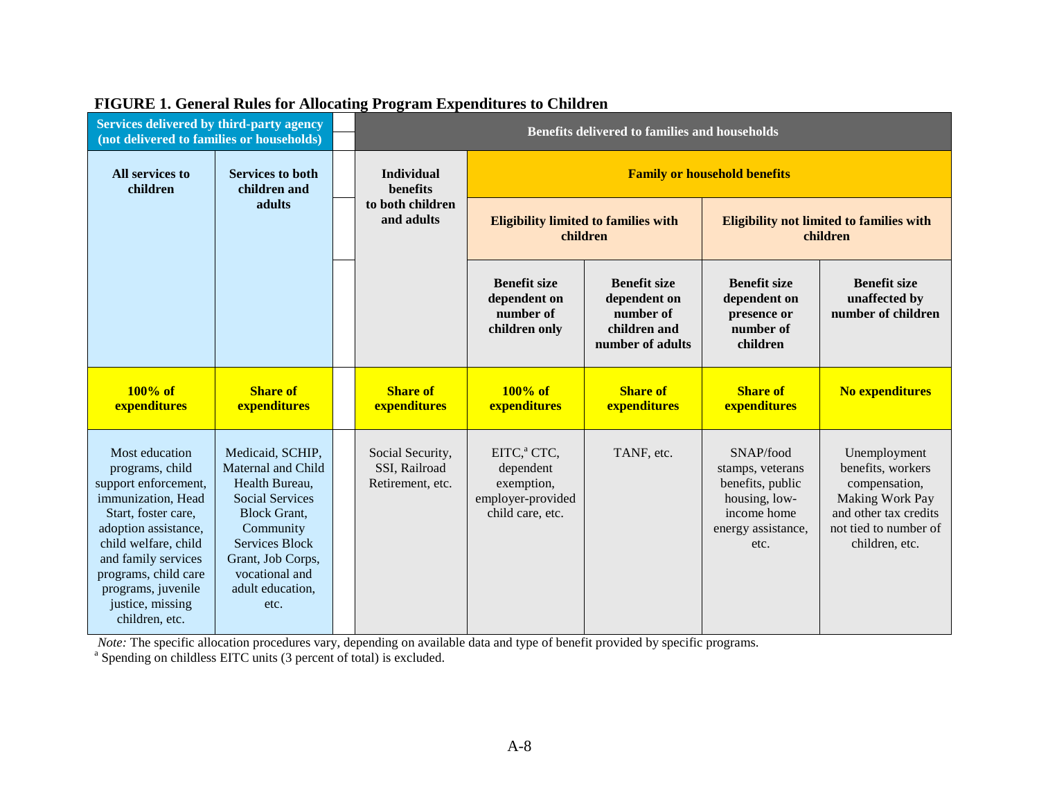**FIGURE 1. General Rules for Allocating Program Expenditures to Children**

| Services delivered by third-party agency (not delivered to families or households) | | Benefits delivered to families and households | | | | |
|---|---|---|---|---|---|---|
| | | | Family or household benefits | | | |
| | | | Eligibility limited to families with children | | Eligibility not limited to families with children | |
| **All services to children** | **Services to both children and adults** | **Individual benefits to both children and adults** | **Benefit size dependent on number of children only** | **Benefit size dependent on number of children and number of adults** | **Benefit size dependent on presence or number of children** | **Benefit size unaffected by number of children** |
| **100% of expenditures** | **Share of expenditures** | **Share of expenditures** | **100% of expenditures** | **Share of expenditures** | **Share of expenditures** | **No expenditures** |
| Most education programs, child support enforcement, immunization, Head Start, foster care, adoption assistance, child welfare, child and family services programs, child care programs, juvenile justice, missing children, etc. | Medicaid, SCHIP, Maternal and Child Health Bureau, Social Services Block Grant, Community Services Block Grant, Job Corps, vocational and adult education, etc. | Social Security, SSI, Railroad Retirement, etc. | EITC,[a] CTC, dependent exemption, employer-provided child care, etc. | TANF, etc. | SNAP/food stamps, veterans benefits, public housing, low-income home energy assistance, etc. | Unemployment benefits, workers compensation, Making Work Pay and other tax credits not tied to number of children, etc. |

*Note:* The specific allocation procedures vary, depending on available data and type of benefit provided by specific programs.
[a] Spending on childless EITC units (3 percent of total) is excluded.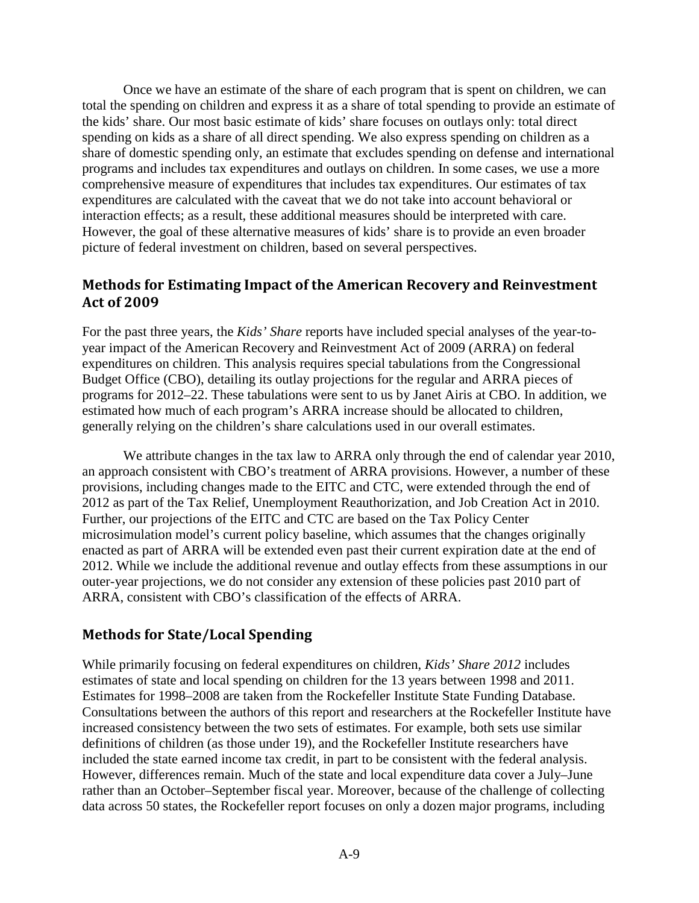Once we have an estimate of the share of each program that is spent on children, we can total the spending on children and express it as a share of total spending to provide an estimate of the kids' share. Our most basic estimate of kids' share focuses on outlays only: total direct spending on kids as a share of all direct spending. We also express spending on children as a share of domestic spending only, an estimate that excludes spending on defense and international programs and includes tax expenditures and outlays on children. In some cases, we use a more comprehensive measure of expenditures that includes tax expenditures. Our estimates of tax expenditures are calculated with the caveat that we do not take into account behavioral or interaction effects; as a result, these additional measures should be interpreted with care. However, the goal of these alternative measures of kids' share is to provide an even broader picture of federal investment on children, based on several perspectives.

## Methods for Estimating Impact of the American Recovery and Reinvestment Act of 2009

For the past three years, the *Kids' Share* reports have included special analyses of the year-to-year impact of the American Recovery and Reinvestment Act of 2009 (ARRA) on federal expenditures on children. This analysis requires special tabulations from the Congressional Budget Office (CBO), detailing its outlay projections for the regular and ARRA pieces of programs for 2012–22. These tabulations were sent to us by Janet Airis at CBO. In addition, we estimated how much of each program's ARRA increase should be allocated to children, generally relying on the children's share calculations used in our overall estimates.

We attribute changes in the tax law to ARRA only through the end of calendar year 2010, an approach consistent with CBO's treatment of ARRA provisions. However, a number of these provisions, including changes made to the EITC and CTC, were extended through the end of 2012 as part of the Tax Relief, Unemployment Reauthorization, and Job Creation Act in 2010. Further, our projections of the EITC and CTC are based on the Tax Policy Center microsimulation model's current policy baseline, which assumes that the changes originally enacted as part of ARRA will be extended even past their current expiration date at the end of 2012. While we include the additional revenue and outlay effects from these assumptions in our outer-year projections, we do not consider any extension of these policies past 2010 part of ARRA, consistent with CBO's classification of the effects of ARRA.

## Methods for State/Local Spending

While primarily focusing on federal expenditures on children, *Kids' Share 2012* includes estimates of state and local spending on children for the 13 years between 1998 and 2011. Estimates for 1998–2008 are taken from the Rockefeller Institute State Funding Database. Consultations between the authors of this report and researchers at the Rockefeller Institute have increased consistency between the two sets of estimates. For example, both sets use similar definitions of children (as those under 19), and the Rockefeller Institute researchers have included the state earned income tax credit, in part to be consistent with the federal analysis. However, differences remain. Much of the state and local expenditure data cover a July–June rather than an October–September fiscal year. Moreover, because of the challenge of collecting data across 50 states, the Rockefeller report focuses on only a dozen major programs, including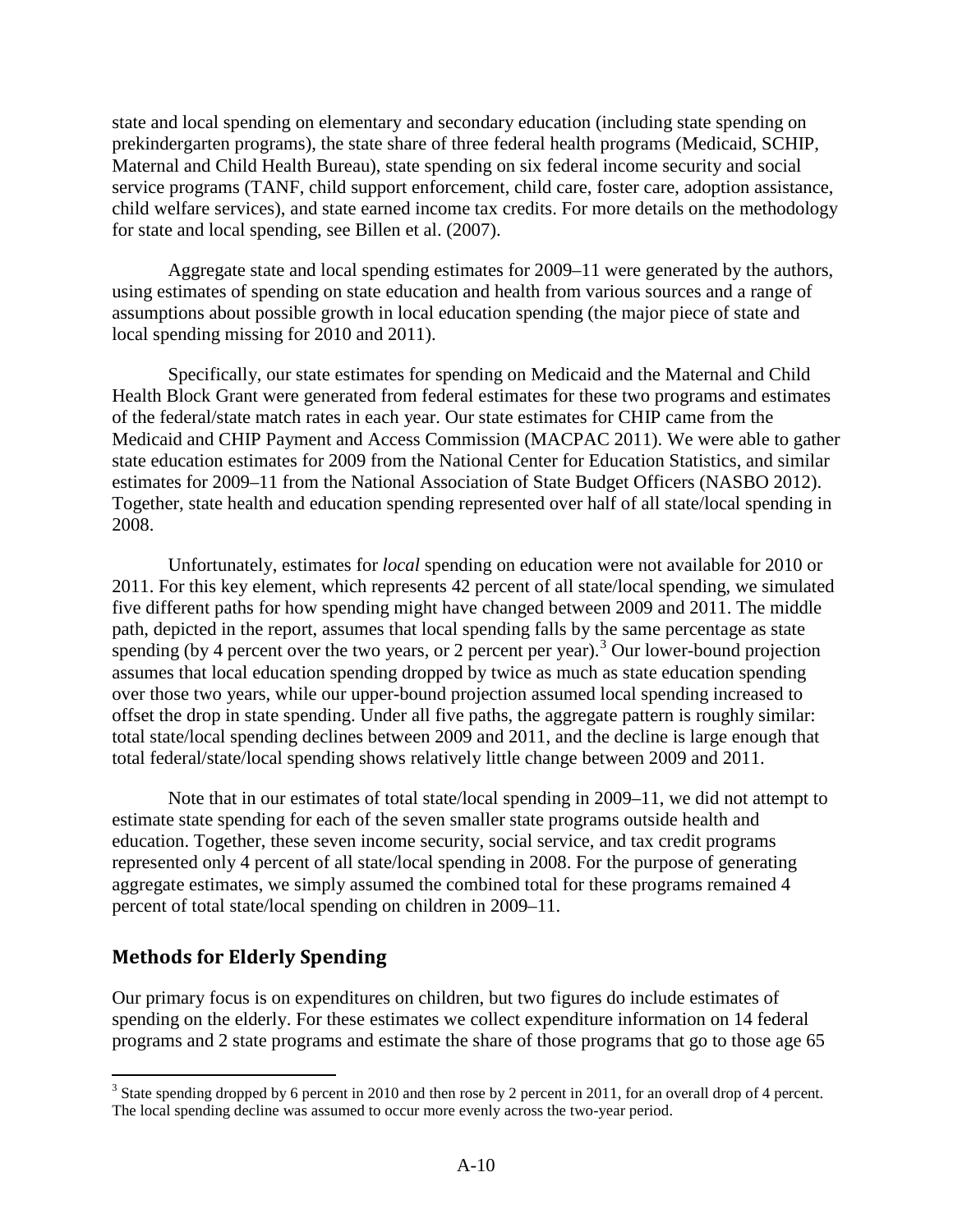state and local spending on elementary and secondary education (including state spending on prekindergarten programs), the state share of three federal health programs (Medicaid, SCHIP, Maternal and Child Health Bureau), state spending on six federal income security and social service programs (TANF, child support enforcement, child care, foster care, adoption assistance, child welfare services), and state earned income tax credits. For more details on the methodology for state and local spending, see Billen et al. (2007).

Aggregate state and local spending estimates for 2009–11 were generated by the authors, using estimates of spending on state education and health from various sources and a range of assumptions about possible growth in local education spending (the major piece of state and local spending missing for 2010 and 2011).

Specifically, our state estimates for spending on Medicaid and the Maternal and Child Health Block Grant were generated from federal estimates for these two programs and estimates of the federal/state match rates in each year. Our state estimates for CHIP came from the Medicaid and CHIP Payment and Access Commission (MACPAC 2011). We were able to gather state education estimates for 2009 from the National Center for Education Statistics, and similar estimates for 2009–11 from the National Association of State Budget Officers (NASBO 2012). Together, state health and education spending represented over half of all state/local spending in 2008.

Unfortunately, estimates for *local* spending on education were not available for 2010 or 2011. For this key element, which represents 42 percent of all state/local spending, we simulated five different paths for how spending might have changed between 2009 and 2011. The middle path, depicted in the report, assumes that local spending falls by the same percentage as state spending (by 4 percent over the two years, or 2 percent per year).[3] Our lower-bound projection assumes that local education spending dropped by twice as much as state education spending over those two years, while our upper-bound projection assumed local spending increased to offset the drop in state spending. Under all five paths, the aggregate pattern is roughly similar: total state/local spending declines between 2009 and 2011, and the decline is large enough that total federal/state/local spending shows relatively little change between 2009 and 2011.

Note that in our estimates of total state/local spending in 2009–11, we did not attempt to estimate state spending for each of the seven smaller state programs outside health and education. Together, these seven income security, social service, and tax credit programs represented only 4 percent of all state/local spending in 2008. For the purpose of generating aggregate estimates, we simply assumed the combined total for these programs remained 4 percent of total state/local spending on children in 2009–11.

## Methods for Elderly Spending

Our primary focus is on expenditures on children, but two figures do include estimates of spending on the elderly. For these estimates we collect expenditure information on 14 federal programs and 2 state programs and estimate the share of those programs that go to those age 65

[3] State spending dropped by 6 percent in 2010 and then rose by 2 percent in 2011, for an overall drop of 4 percent. The local spending decline was assumed to occur more evenly across the two-year period.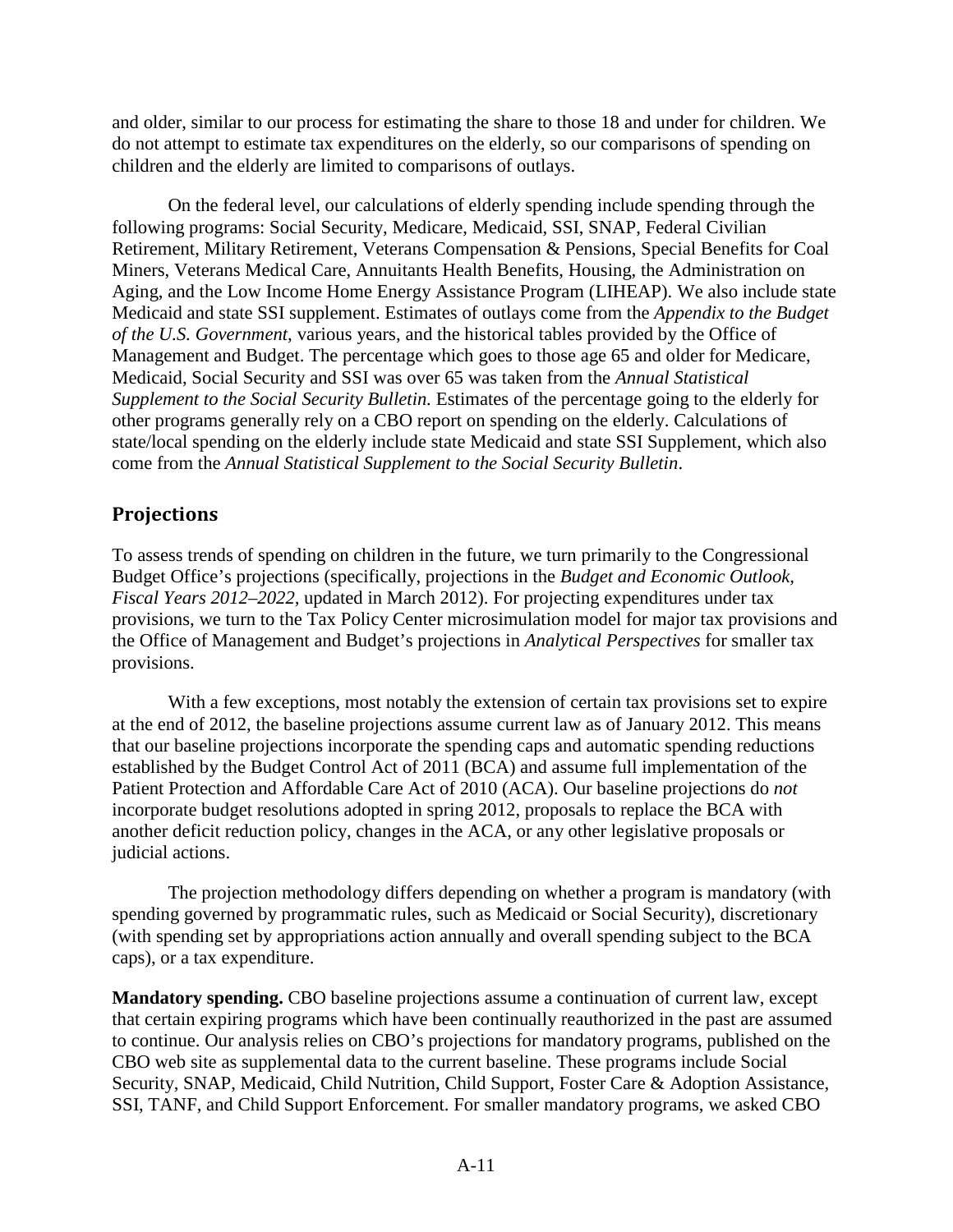and older, similar to our process for estimating the share to those 18 and under for children. We do not attempt to estimate tax expenditures on the elderly, so our comparisons of spending on children and the elderly are limited to comparisons of outlays.

On the federal level, our calculations of elderly spending include spending through the following programs: Social Security, Medicare, Medicaid, SSI, SNAP, Federal Civilian Retirement, Military Retirement, Veterans Compensation & Pensions, Special Benefits for Coal Miners, Veterans Medical Care, Annuitants Health Benefits, Housing, the Administration on Aging, and the Low Income Home Energy Assistance Program (LIHEAP). We also include state Medicaid and state SSI supplement. Estimates of outlays come from the *Appendix to the Budget of the U.S. Government*, various years, and the historical tables provided by the Office of Management and Budget. The percentage which goes to those age 65 and older for Medicare, Medicaid, Social Security and SSI was over 65 was taken from the *Annual Statistical Supplement to the Social Security Bulletin*. Estimates of the percentage going to the elderly for other programs generally rely on a CBO report on spending on the elderly. Calculations of state/local spending on the elderly include state Medicaid and state SSI Supplement, which also come from the *Annual Statistical Supplement to the Social Security Bulletin*.

## Projections

To assess trends of spending on children in the future, we turn primarily to the Congressional Budget Office's projections (specifically, projections in the *Budget and Economic Outlook, Fiscal Years 2012–2022,* updated in March 2012). For projecting expenditures under tax provisions, we turn to the Tax Policy Center microsimulation model for major tax provisions and the Office of Management and Budget's projections in *Analytical Perspectives* for smaller tax provisions.

With a few exceptions, most notably the extension of certain tax provisions set to expire at the end of 2012, the baseline projections assume current law as of January 2012. This means that our baseline projections incorporate the spending caps and automatic spending reductions established by the Budget Control Act of 2011 (BCA) and assume full implementation of the Patient Protection and Affordable Care Act of 2010 (ACA). Our baseline projections do *not* incorporate budget resolutions adopted in spring 2012, proposals to replace the BCA with another deficit reduction policy, changes in the ACA, or any other legislative proposals or judicial actions.

The projection methodology differs depending on whether a program is mandatory (with spending governed by programmatic rules, such as Medicaid or Social Security), discretionary (with spending set by appropriations action annually and overall spending subject to the BCA caps), or a tax expenditure.

**Mandatory spending.** CBO baseline projections assume a continuation of current law, except that certain expiring programs which have been continually reauthorized in the past are assumed to continue. Our analysis relies on CBO's projections for mandatory programs, published on the CBO web site as supplemental data to the current baseline. These programs include Social Security, SNAP, Medicaid, Child Nutrition, Child Support, Foster Care & Adoption Assistance, SSI, TANF, and Child Support Enforcement. For smaller mandatory programs, we asked CBO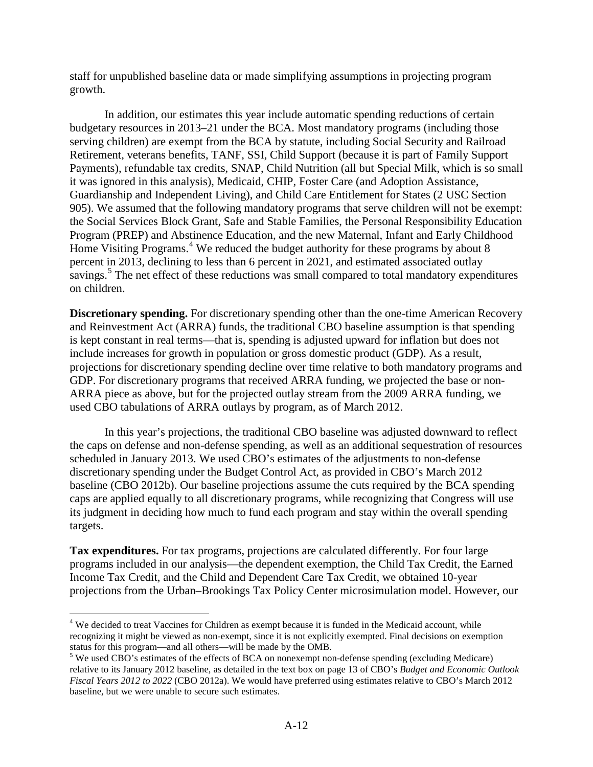staff for unpublished baseline data or made simplifying assumptions in projecting program growth.

In addition, our estimates this year include automatic spending reductions of certain budgetary resources in 2013–21 under the BCA. Most mandatory programs (including those serving children) are exempt from the BCA by statute, including Social Security and Railroad Retirement, veterans benefits, TANF, SSI, Child Support (because it is part of Family Support Payments), refundable tax credits, SNAP, Child Nutrition (all but Special Milk, which is so small it was ignored in this analysis), Medicaid, CHIP, Foster Care (and Adoption Assistance, Guardianship and Independent Living), and Child Care Entitlement for States (2 USC Section 905). We assumed that the following mandatory programs that serve children will not be exempt: the Social Services Block Grant, Safe and Stable Families, the Personal Responsibility Education Program (PREP) and Abstinence Education, and the new Maternal, Infant and Early Childhood Home Visiting Programs.[4] We reduced the budget authority for these programs by about 8 percent in 2013, declining to less than 6 percent in 2021, and estimated associated outlay savings.[5] The net effect of these reductions was small compared to total mandatory expenditures on children.

**Discretionary spending.** For discretionary spending other than the one-time American Recovery and Reinvestment Act (ARRA) funds, the traditional CBO baseline assumption is that spending is kept constant in real terms—that is, spending is adjusted upward for inflation but does not include increases for growth in population or gross domestic product (GDP). As a result, projections for discretionary spending decline over time relative to both mandatory programs and GDP. For discretionary programs that received ARRA funding, we projected the base or non-ARRA piece as above, but for the projected outlay stream from the 2009 ARRA funding, we used CBO tabulations of ARRA outlays by program, as of March 2012.

In this year's projections, the traditional CBO baseline was adjusted downward to reflect the caps on defense and non-defense spending, as well as an additional sequestration of resources scheduled in January 2013. We used CBO's estimates of the adjustments to non-defense discretionary spending under the Budget Control Act, as provided in CBO's March 2012 baseline (CBO 2012b). Our baseline projections assume the cuts required by the BCA spending caps are applied equally to all discretionary programs, while recognizing that Congress will use its judgment in deciding how much to fund each program and stay within the overall spending targets.

**Tax expenditures.** For tax programs, projections are calculated differently. For four large programs included in our analysis—the dependent exemption, the Child Tax Credit, the Earned Income Tax Credit, and the Child and Dependent Care Tax Credit, we obtained 10-year projections from the Urban–Brookings Tax Policy Center microsimulation model. However, our

[4] We decided to treat Vaccines for Children as exempt because it is funded in the Medicaid account, while recognizing it might be viewed as non-exempt, since it is not explicitly exempted. Final decisions on exemption status for this program—and all others—will be made by the OMB.

[5] We used CBO's estimates of the effects of BCA on nonexempt non-defense spending (excluding Medicare) relative to its January 2012 baseline, as detailed in the text box on page 13 of CBO's *Budget and Economic Outlook Fiscal Years 2012 to 2022* (CBO 2012a). We would have preferred using estimates relative to CBO's March 2012 baseline, but we were unable to secure such estimates.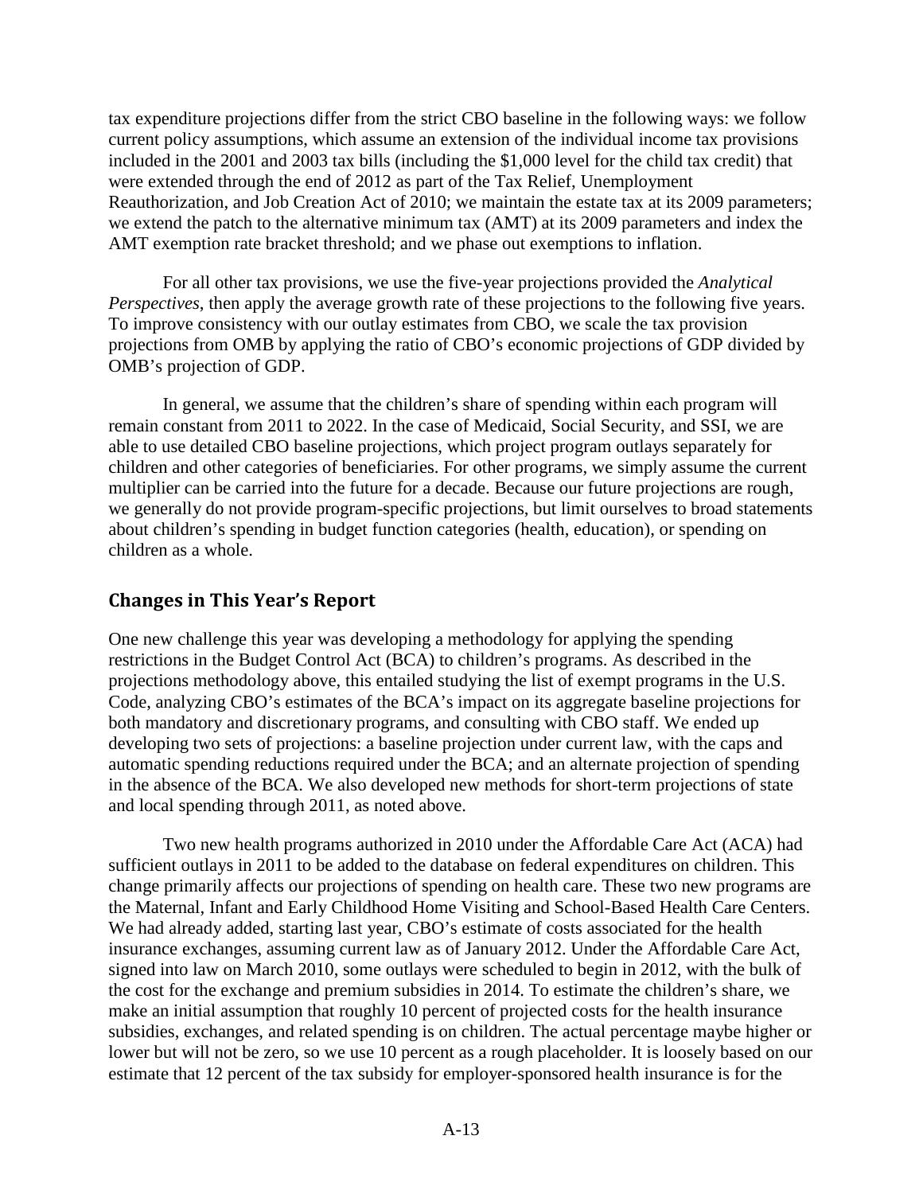tax expenditure projections differ from the strict CBO baseline in the following ways: we follow current policy assumptions, which assume an extension of the individual income tax provisions included in the 2001 and 2003 tax bills (including the $1,000 level for the child tax credit) that were extended through the end of 2012 as part of the Tax Relief, Unemployment Reauthorization, and Job Creation Act of 2010; we maintain the estate tax at its 2009 parameters; we extend the patch to the alternative minimum tax (AMT) at its 2009 parameters and index the AMT exemption rate bracket threshold; and we phase out exemptions to inflation.

For all other tax provisions, we use the five-year projections provided the *Analytical Perspectives*, then apply the average growth rate of these projections to the following five years. To improve consistency with our outlay estimates from CBO, we scale the tax provision projections from OMB by applying the ratio of CBO's economic projections of GDP divided by OMB's projection of GDP.

In general, we assume that the children's share of spending within each program will remain constant from 2011 to 2022. In the case of Medicaid, Social Security, and SSI, we are able to use detailed CBO baseline projections, which project program outlays separately for children and other categories of beneficiaries. For other programs, we simply assume the current multiplier can be carried into the future for a decade. Because our future projections are rough, we generally do not provide program-specific projections, but limit ourselves to broad statements about children's spending in budget function categories (health, education), or spending on children as a whole.

## Changes in This Year's Report

One new challenge this year was developing a methodology for applying the spending restrictions in the Budget Control Act (BCA) to children's programs. As described in the projections methodology above, this entailed studying the list of exempt programs in the U.S. Code, analyzing CBO's estimates of the BCA's impact on its aggregate baseline projections for both mandatory and discretionary programs, and consulting with CBO staff. We ended up developing two sets of projections: a baseline projection under current law, with the caps and automatic spending reductions required under the BCA; and an alternate projection of spending in the absence of the BCA. We also developed new methods for short-term projections of state and local spending through 2011, as noted above.

Two new health programs authorized in 2010 under the Affordable Care Act (ACA) had sufficient outlays in 2011 to be added to the database on federal expenditures on children. This change primarily affects our projections of spending on health care. These two new programs are the Maternal, Infant and Early Childhood Home Visiting and School-Based Health Care Centers. We had already added, starting last year, CBO's estimate of costs associated for the health insurance exchanges, assuming current law as of January 2012. Under the Affordable Care Act, signed into law on March 2010, some outlays were scheduled to begin in 2012, with the bulk of the cost for the exchange and premium subsidies in 2014. To estimate the children's share, we make an initial assumption that roughly 10 percent of projected costs for the health insurance subsidies, exchanges, and related spending is on children. The actual percentage maybe higher or lower but will not be zero, so we use 10 percent as a rough placeholder. It is loosely based on our estimate that 12 percent of the tax subsidy for employer-sponsored health insurance is for the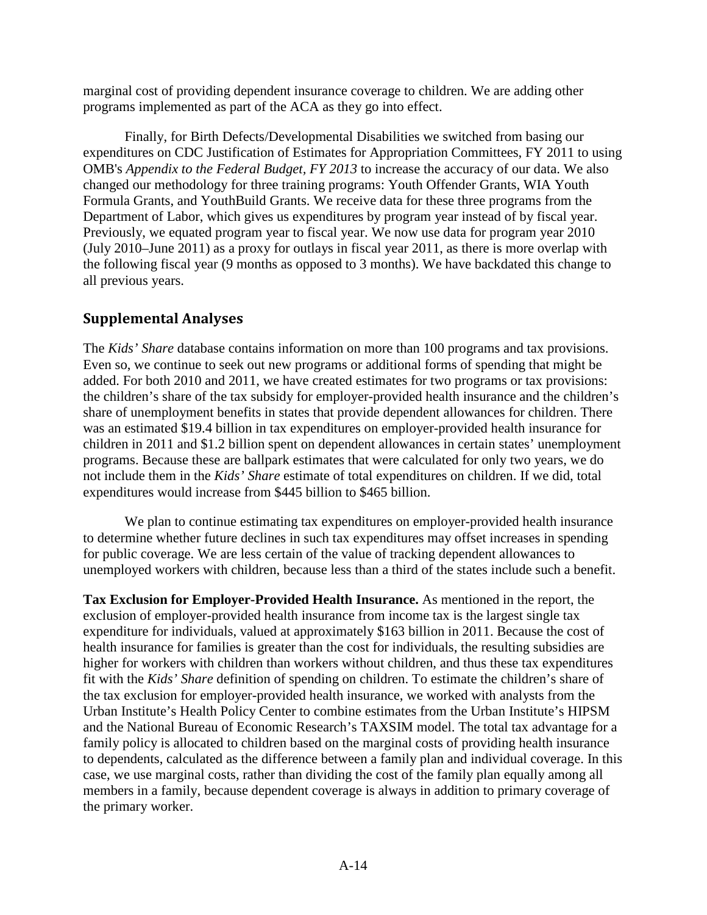marginal cost of providing dependent insurance coverage to children. We are adding other programs implemented as part of the ACA as they go into effect.

Finally, for Birth Defects/Developmental Disabilities we switched from basing our expenditures on CDC Justification of Estimates for Appropriation Committees, FY 2011 to using OMB's *Appendix to the Federal Budget, FY 2013* to increase the accuracy of our data. We also changed our methodology for three training programs: Youth Offender Grants, WIA Youth Formula Grants, and YouthBuild Grants. We receive data for these three programs from the Department of Labor, which gives us expenditures by program year instead of by fiscal year. Previously, we equated program year to fiscal year. We now use data for program year 2010 (July 2010–June 2011) as a proxy for outlays in fiscal year 2011, as there is more overlap with the following fiscal year (9 months as opposed to 3 months). We have backdated this change to all previous years.

## Supplemental Analyses

The *Kids' Share* database contains information on more than 100 programs and tax provisions. Even so, we continue to seek out new programs or additional forms of spending that might be added. For both 2010 and 2011, we have created estimates for two programs or tax provisions: the children's share of the tax subsidy for employer-provided health insurance and the children's share of unemployment benefits in states that provide dependent allowances for children. There was an estimated $19.4 billion in tax expenditures on employer-provided health insurance for children in 2011 and $1.2 billion spent on dependent allowances in certain states' unemployment programs. Because these are ballpark estimates that were calculated for only two years, we do not include them in the *Kids' Share* estimate of total expenditures on children. If we did, total expenditures would increase from $445 billion to $465 billion.

We plan to continue estimating tax expenditures on employer-provided health insurance to determine whether future declines in such tax expenditures may offset increases in spending for public coverage. We are less certain of the value of tracking dependent allowances to unemployed workers with children, because less than a third of the states include such a benefit.

**Tax Exclusion for Employer-Provided Health Insurance.** As mentioned in the report, the exclusion of employer-provided health insurance from income tax is the largest single tax expenditure for individuals, valued at approximately $163 billion in 2011. Because the cost of health insurance for families is greater than the cost for individuals, the resulting subsidies are higher for workers with children than workers without children, and thus these tax expenditures fit with the *Kids' Share* definition of spending on children. To estimate the children's share of the tax exclusion for employer-provided health insurance, we worked with analysts from the Urban Institute's Health Policy Center to combine estimates from the Urban Institute's HIPSM and the National Bureau of Economic Research's TAXSIM model. The total tax advantage for a family policy is allocated to children based on the marginal costs of providing health insurance to dependents, calculated as the difference between a family plan and individual coverage. In this case, we use marginal costs, rather than dividing the cost of the family plan equally among all members in a family, because dependent coverage is always in addition to primary coverage of the primary worker.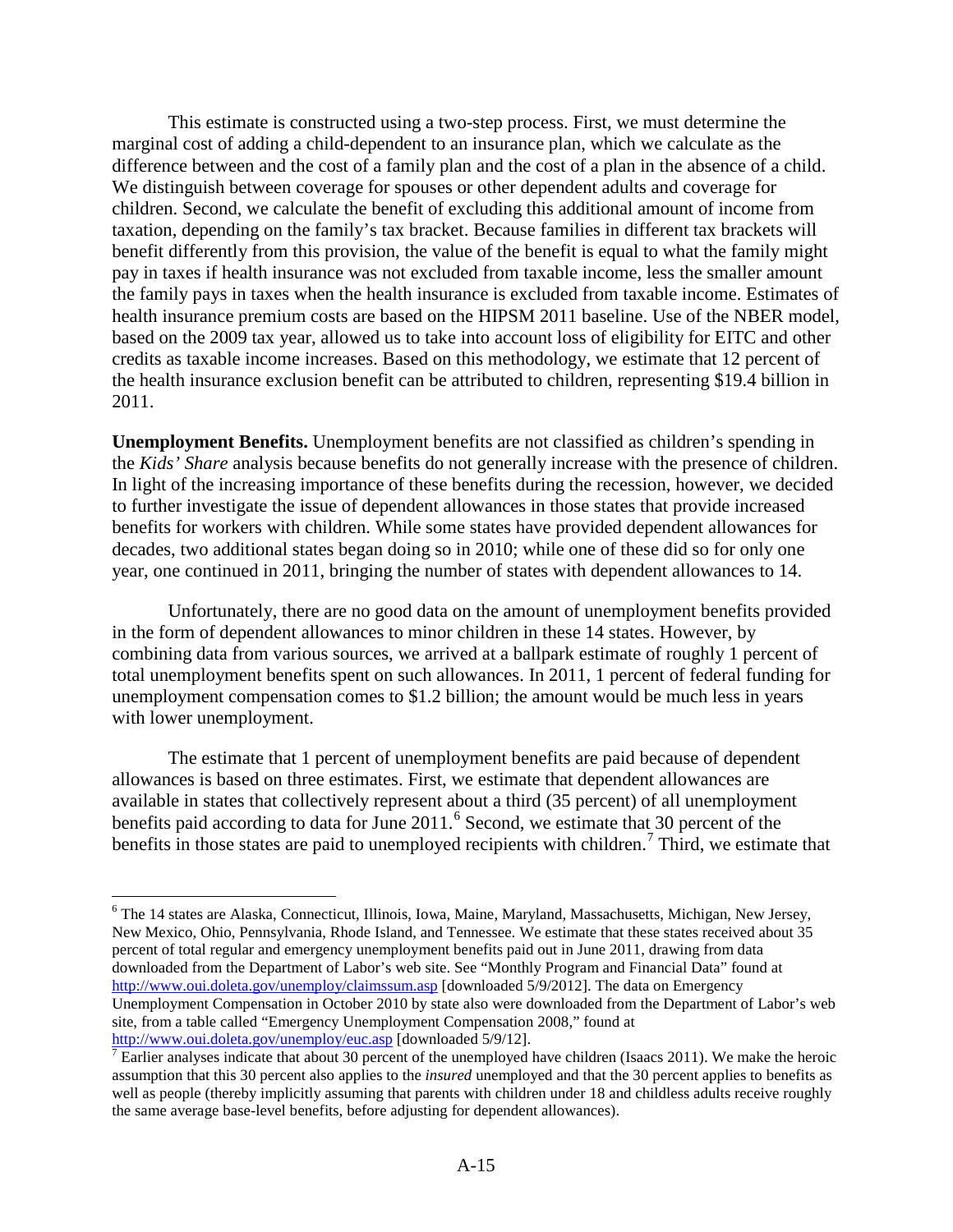This estimate is constructed using a two-step process. First, we must determine the marginal cost of adding a child-dependent to an insurance plan, which we calculate as the difference between and the cost of a family plan and the cost of a plan in the absence of a child. We distinguish between coverage for spouses or other dependent adults and coverage for children. Second, we calculate the benefit of excluding this additional amount of income from taxation, depending on the family's tax bracket. Because families in different tax brackets will benefit differently from this provision, the value of the benefit is equal to what the family might pay in taxes if health insurance was not excluded from taxable income, less the smaller amount the family pays in taxes when the health insurance is excluded from taxable income. Estimates of health insurance premium costs are based on the HIPSM 2011 baseline. Use of the NBER model, based on the 2009 tax year, allowed us to take into account loss of eligibility for EITC and other credits as taxable income increases. Based on this methodology, we estimate that 12 percent of the health insurance exclusion benefit can be attributed to children, representing $19.4 billion in 2011.

**Unemployment Benefits.** Unemployment benefits are not classified as children's spending in the *Kids' Share* analysis because benefits do not generally increase with the presence of children. In light of the increasing importance of these benefits during the recession, however, we decided to further investigate the issue of dependent allowances in those states that provide increased benefits for workers with children. While some states have provided dependent allowances for decades, two additional states began doing so in 2010; while one of these did so for only one year, one continued in 2011, bringing the number of states with dependent allowances to 14.

Unfortunately, there are no good data on the amount of unemployment benefits provided in the form of dependent allowances to minor children in these 14 states. However, by combining data from various sources, we arrived at a ballpark estimate of roughly 1 percent of total unemployment benefits spent on such allowances. In 2011, 1 percent of federal funding for unemployment compensation comes to $1.2 billion; the amount would be much less in years with lower unemployment.

The estimate that 1 percent of unemployment benefits are paid because of dependent allowances is based on three estimates. First, we estimate that dependent allowances are available in states that collectively represent about a third (35 percent) of all unemployment benefits paid according to data for June 2011.[6] Second, we estimate that 30 percent of the benefits in those states are paid to unemployed recipients with children.[7] Third, we estimate that

---

[6] The 14 states are Alaska, Connecticut, Illinois, Iowa, Maine, Maryland, Massachusetts, Michigan, New Jersey, New Mexico, Ohio, Pennsylvania, Rhode Island, and Tennessee. We estimate that these states received about 35 percent of total regular and emergency unemployment benefits paid out in June 2011, drawing from data downloaded from the Department of Labor's web site. See "Monthly Program and Financial Data" found at http://www.oui.doleta.gov/unemploy/claimssum.asp [downloaded 5/9/2012]. The data on Emergency Unemployment Compensation in October 2010 by state also were downloaded from the Department of Labor's web site, from a table called "Emergency Unemployment Compensation 2008," found at http://www.oui.doleta.gov/unemploy/euc.asp [downloaded 5/9/12].

[7] Earlier analyses indicate that about 30 percent of the unemployed have children (Isaacs 2011). We make the heroic assumption that this 30 percent also applies to the *insured* unemployed and that the 30 percent applies to benefits as well as people (thereby implicitly assuming that parents with children under 18 and childless adults receive roughly the same average base-level benefits, before adjusting for dependent allowances).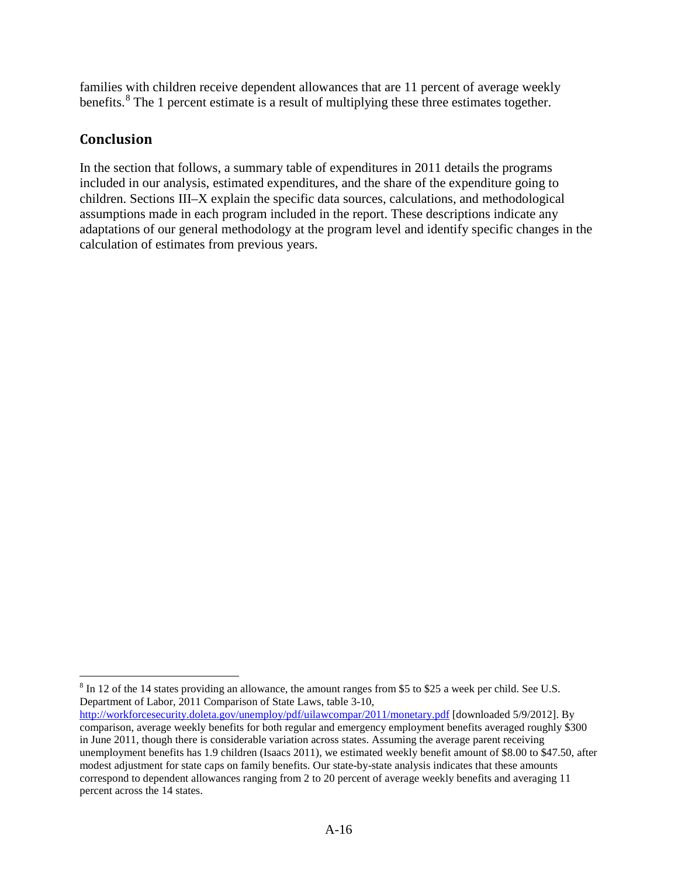families with children receive dependent allowances that are 11 percent of average weekly benefits.[8] The 1 percent estimate is a result of multiplying these three estimates together.

## Conclusion

In the section that follows, a summary table of expenditures in 2011 details the programs included in our analysis, estimated expenditures, and the share of the expenditure going to children. Sections III–X explain the specific data sources, calculations, and methodological assumptions made in each program included in the report. These descriptions indicate any adaptations of our general methodology at the program level and identify specific changes in the calculation of estimates from previous years.

---

[8] In 12 of the 14 states providing an allowance, the amount ranges from $5 to $25 a week per child. See U.S. Department of Labor, 2011 Comparison of State Laws, table 3-10, http://workforcesecurity.doleta.gov/unemploy/pdf/uilawcompar/2011/monetary.pdf [downloaded 5/9/2012]. By comparison, average weekly benefits for both regular and emergency employment benefits averaged roughly $300 in June 2011, though there is considerable variation across states. Assuming the average parent receiving unemployment benefits has 1.9 children (Isaacs 2011), we estimated weekly benefit amount of $8.00 to $47.50, after modest adjustment for state caps on family benefits. Our state-by-state analysis indicates that these amounts correspond to dependent allowances ranging from 2 to 20 percent of average weekly benefits and averaging 11 percent across the 14 states.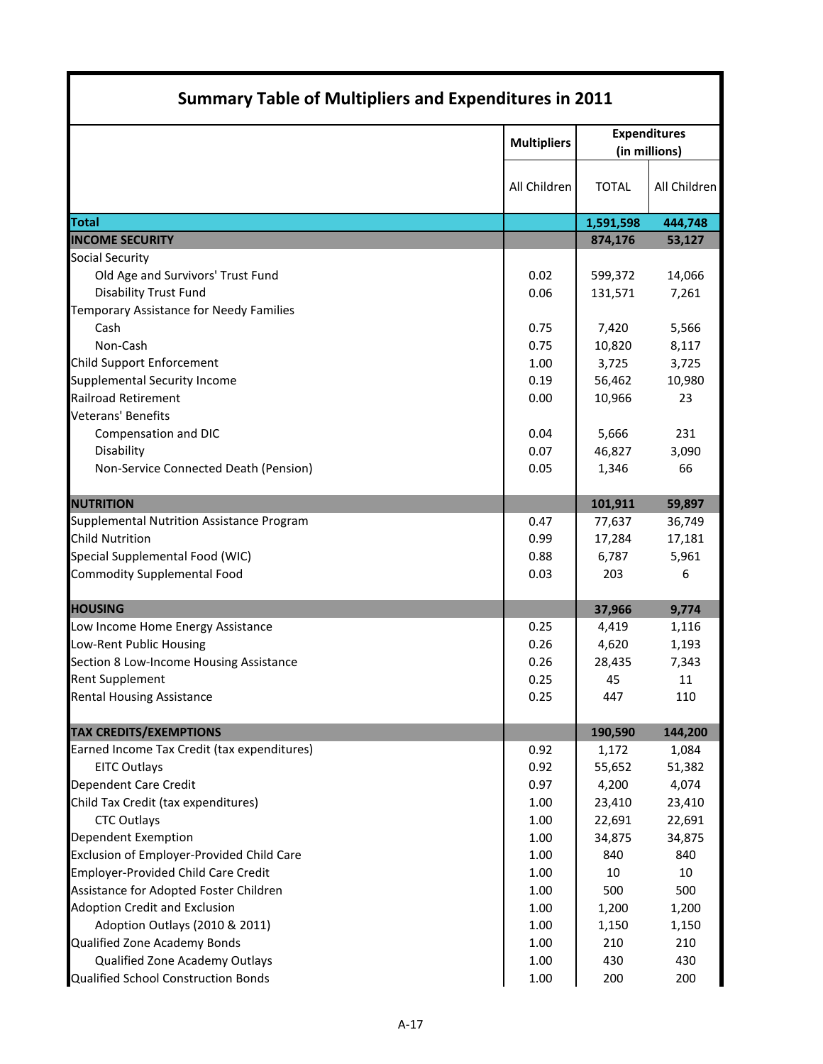## Summary Table of Multipliers and Expenditures in 2011

| | Multipliers | Expenditures (in millions) | |
|---|---|---|---|
| | All Children | TOTAL | All Children |
| **Total** | | **1,591,598** | **444,748** |
| **INCOME SECURITY** | | **874,176** | **53,127** |
| Social Security | | | |
| Old Age and Survivors' Trust Fund | 0.02 | 599,372 | 14,066 |
| Disability Trust Fund | 0.06 | 131,571 | 7,261 |
| Temporary Assistance for Needy Families | | | |
| Cash | 0.75 | 7,420 | 5,566 |
| Non-Cash | 0.75 | 10,820 | 8,117 |
| Child Support Enforcement | 1.00 | 3,725 | 3,725 |
| Supplemental Security Income | 0.19 | 56,462 | 10,980 |
| Railroad Retirement | 0.00 | 10,966 | 23 |
| Veterans' Benefits | | | |
| Compensation and DIC | 0.04 | 5,666 | 231 |
| Disability | 0.07 | 46,827 | 3,090 |
| Non-Service Connected Death (Pension) | 0.05 | 1,346 | 66 |
| **NUTRITION** | | **101,911** | **59,897** |
| Supplemental Nutrition Assistance Program | 0.47 | 77,637 | 36,749 |
| Child Nutrition | 0.99 | 17,284 | 17,181 |
| Special Supplemental Food (WIC) | 0.88 | 6,787 | 5,961 |
| Commodity Supplemental Food | 0.03 | 203 | 6 |
| **HOUSING** | | **37,966** | **9,774** |
| Low Income Home Energy Assistance | 0.25 | 4,419 | 1,116 |
| Low-Rent Public Housing | 0.26 | 4,620 | 1,193 |
| Section 8 Low-Income Housing Assistance | 0.26 | 28,435 | 7,343 |
| Rent Supplement | 0.25 | 45 | 11 |
| Rental Housing Assistance | 0.25 | 447 | 110 |
| **TAX CREDITS/EXEMPTIONS** | | **190,590** | **144,200** |
| Earned Income Tax Credit (tax expenditures) | 0.92 | 1,172 | 1,084 |
| EITC Outlays | 0.92 | 55,652 | 51,382 |
| Dependent Care Credit | 0.97 | 4,200 | 4,074 |
| Child Tax Credit (tax expenditures) | 1.00 | 23,410 | 23,410 |
| CTC Outlays | 1.00 | 22,691 | 22,691 |
| Dependent Exemption | 1.00 | 34,875 | 34,875 |
| Exclusion of Employer-Provided Child Care | 1.00 | 840 | 840 |
| Employer-Provided Child Care Credit | 1.00 | 10 | 10 |
| Assistance for Adopted Foster Children | 1.00 | 500 | 500 |
| Adoption Credit and Exclusion | 1.00 | 1,200 | 1,200 |
| Adoption Outlays (2010 & 2011) | 1.00 | 1,150 | 1,150 |
| Qualified Zone Academy Bonds | 1.00 | 210 | 210 |
| Qualified Zone Academy Outlays | 1.00 | 430 | 430 |
| Qualified School Construction Bonds | 1.00 | 200 | 200 |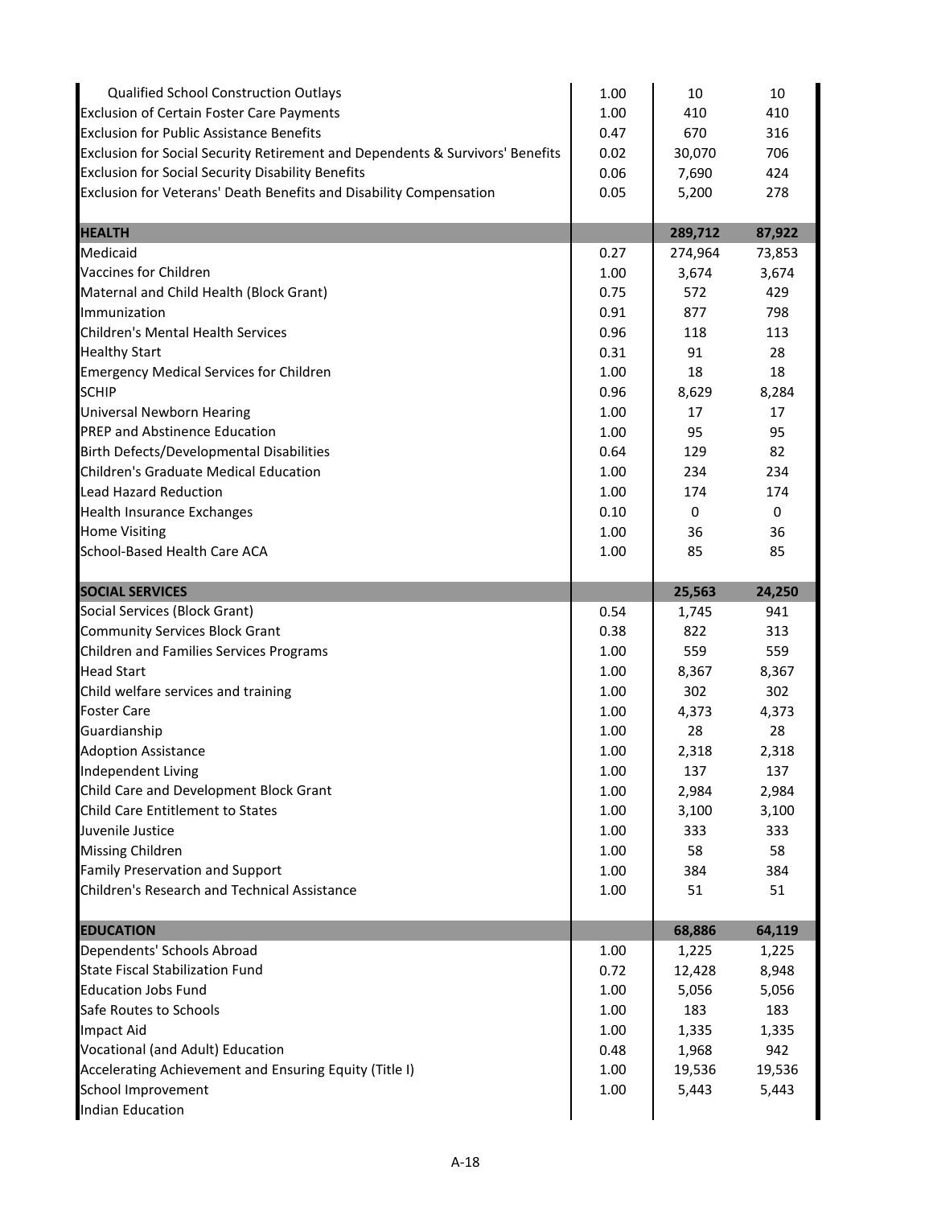| | | | |
|---|---|---|---|
| Qualified School Construction Outlays | 1.00 | 10 | 10 |
| Exclusion of Certain Foster Care Payments | 1.00 | 410 | 410 |
| Exclusion for Public Assistance Benefits | 0.47 | 670 | 316 |
| Exclusion for Social Security Retirement and Dependents & Survivors' Benefits | 0.02 | 30,070 | 706 |
| Exclusion for Social Security Disability Benefits | 0.06 | 7,690 | 424 |
| Exclusion for Veterans' Death Benefits and Disability Compensation | 0.05 | 5,200 | 278 |
| **HEALTH** | | **289,712** | **87,922** |
| Medicaid | 0.27 | 274,964 | 73,853 |
| Vaccines for Children | 1.00 | 3,674 | 3,674 |
| Maternal and Child Health (Block Grant) | 0.75 | 572 | 429 |
| Immunization | 0.91 | 877 | 798 |
| Children's Mental Health Services | 0.96 | 118 | 113 |
| Healthy Start | 0.31 | 91 | 28 |
| Emergency Medical Services for Children | 1.00 | 18 | 18 |
| SCHIP | 0.96 | 8,629 | 8,284 |
| Universal Newborn Hearing | 1.00 | 17 | 17 |
| PREP and Abstinence Education | 1.00 | 95 | 95 |
| Birth Defects/Developmental Disabilities | 0.64 | 129 | 82 |
| Children's Graduate Medical Education | 1.00 | 234 | 234 |
| Lead Hazard Reduction | 1.00 | 174 | 174 |
| Health Insurance Exchanges | 0.10 | 0 | 0 |
| Home Visiting | 1.00 | 36 | 36 |
| School-Based Health Care ACA | 1.00 | 85 | 85 |
| **SOCIAL SERVICES** | | **25,563** | **24,250** |
| Social Services (Block Grant) | 0.54 | 1,745 | 941 |
| Community Services Block Grant | 0.38 | 822 | 313 |
| Children and Families Services Programs | 1.00 | 559 | 559 |
| Head Start | 1.00 | 8,367 | 8,367 |
| Child welfare services and training | 1.00 | 302 | 302 |
| Foster Care | 1.00 | 4,373 | 4,373 |
| Guardianship | 1.00 | 28 | 28 |
| Adoption Assistance | 1.00 | 2,318 | 2,318 |
| Independent Living | 1.00 | 137 | 137 |
| Child Care and Development Block Grant | 1.00 | 2,984 | 2,984 |
| Child Care Entitlement to States | 1.00 | 3,100 | 3,100 |
| Juvenile Justice | 1.00 | 333 | 333 |
| Missing Children | 1.00 | 58 | 58 |
| Family Preservation and Support | 1.00 | 384 | 384 |
| Children's Research and Technical Assistance | 1.00 | 51 | 51 |
| **EDUCATION** | | **68,886** | **64,119** |
| Dependents' Schools Abroad | 1.00 | 1,225 | 1,225 |
| State Fiscal Stabilization Fund | 0.72 | 12,428 | 8,948 |
| Education Jobs Fund | 1.00 | 5,056 | 5,056 |
| Safe Routes to Schools | 1.00 | 183 | 183 |
| Impact Aid | 1.00 | 1,335 | 1,335 |
| Vocational (and Adult) Education | 0.48 | 1,968 | 942 |
| Accelerating Achievement and Ensuring Equity (Title I) | 1.00 | 19,536 | 19,536 |
| School Improvement | 1.00 | 5,443 | 5,443 |
| Indian Education | | | |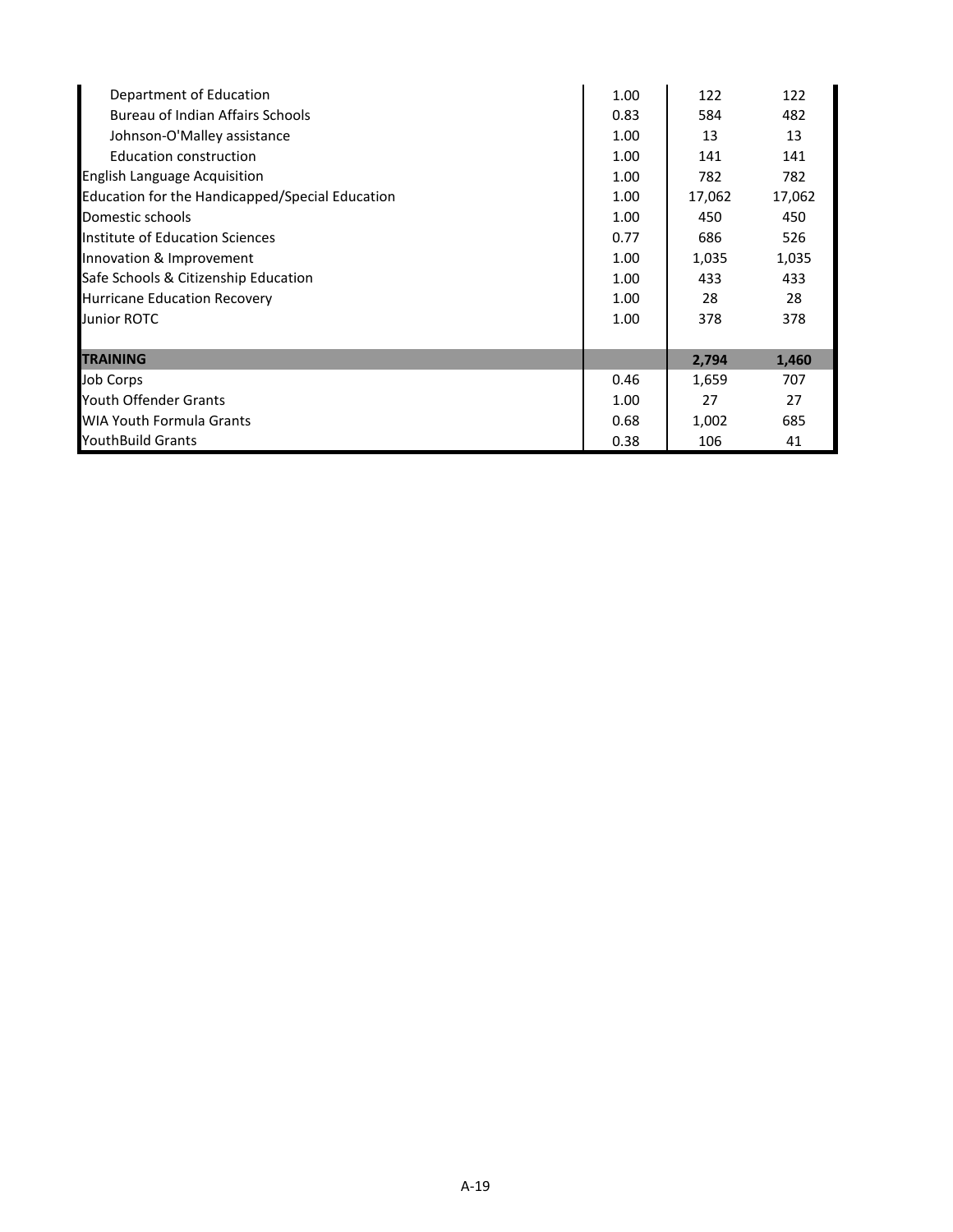| | | | |
|---|---|---|---|
| Department of Education | 1.00 | 122 | 122 |
| Bureau of Indian Affairs Schools | 0.83 | 584 | 482 |
| Johnson-O'Malley assistance | 1.00 | 13 | 13 |
| Education construction | 1.00 | 141 | 141 |
| English Language Acquisition | 1.00 | 782 | 782 |
| Education for the Handicapped/Special Education | 1.00 | 17,062 | 17,062 |
| Domestic schools | 1.00 | 450 | 450 |
| Institute of Education Sciences | 0.77 | 686 | 526 |
| Innovation & Improvement | 1.00 | 1,035 | 1,035 |
| Safe Schools & Citizenship Education | 1.00 | 433 | 433 |
| Hurricane Education Recovery | 1.00 | 28 | 28 |
| Junior ROTC | 1.00 | 378 | 378 |
| | | | |
| **TRAINING** | | **2,794** | **1,460** |
| Job Corps | 0.46 | 1,659 | 707 |
| Youth Offender Grants | 1.00 | 27 | 27 |
| WIA Youth Formula Grants | 0.68 | 1,002 | 685 |
| YouthBuild Grants | 0.38 | 106 | 41 |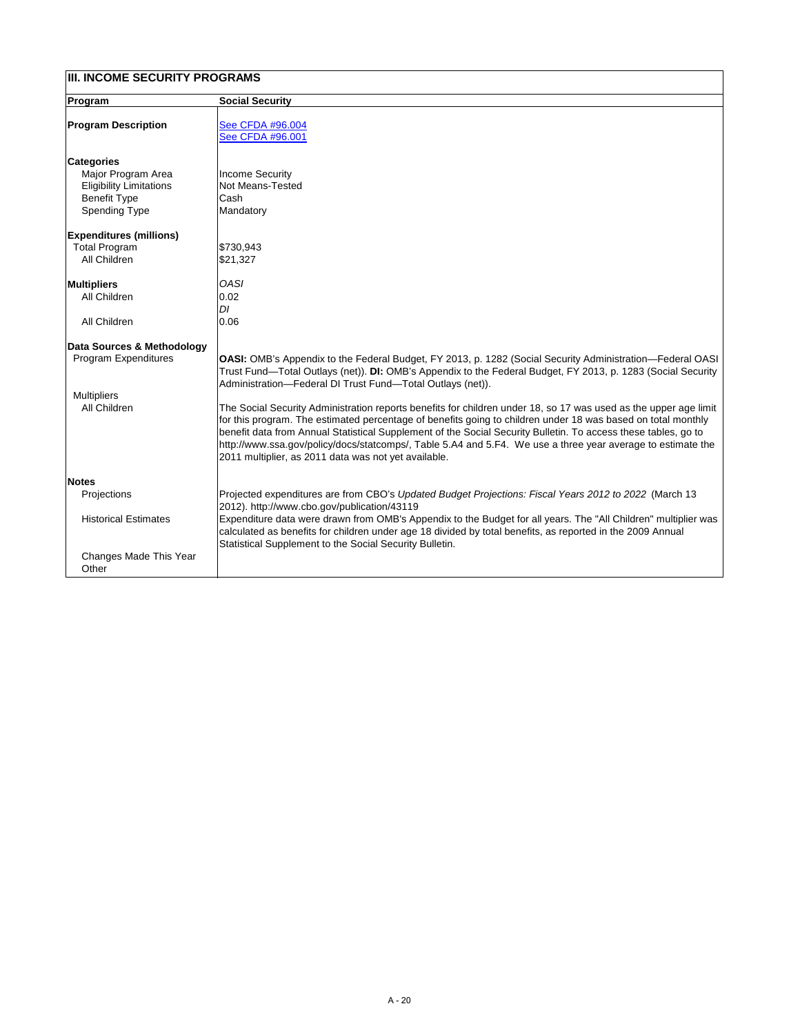## III. INCOME SECURITY PROGRAMS

| Program | Social Security |
|---|---|
| **Program Description** | See CFDA #96.004<br>See CFDA #96.001 |
| **Categories** | |
| Major Program Area | Income Security |
| Eligibility Limitations | Not Means-Tested |
| Benefit Type | Cash |
| Spending Type | Mandatory |
| **Expenditures (millions)** | |
| Total Program | $730,943 |
| All Children | $21,327 |
| **Multipliers** | *OASI* |
| All Children | 0.02 |
| | *DI* |
| All Children | 0.06 |
| **Data Sources & Methodology** | |
| Program Expenditures | **OASI:** OMB's Appendix to the Federal Budget, FY 2013, p. 1282 (Social Security Administration—Federal OASI Trust Fund—Total Outlays (net)). **DI:** OMB's Appendix to the Federal Budget, FY 2013, p. 1283 (Social Security Administration—Federal DI Trust Fund—Total Outlays (net)). |
| Multipliers | |
| All Children | The Social Security Administration reports benefits for children under 18, so 17 was used as the upper age limit for this program. The estimated percentage of benefits going to children under 18 was based on total monthly benefit data from Annual Statistical Supplement of the Social Security Bulletin. To access these tables, go to http://www.ssa.gov/policy/docs/statcomps/, Table 5.A4 and 5.F4. We use a three year average to estimate the 2011 multiplier, as 2011 data was not yet available. |
| **Notes** | |
| Projections | Projected expenditures are from CBO's *Updated Budget Projections: Fiscal Years 2012 to 2022* (March 13 2012). http://www.cbo.gov/publication/43119 |
| Historical Estimates | Expenditure data were drawn from OMB's Appendix to the Budget for all years. The "All Children" multiplier was calculated as benefits for children under age 18 divided by total benefits, as reported in the 2009 Annual Statistical Supplement to the Social Security Bulletin. |
| Changes Made This Year | |
| Other | |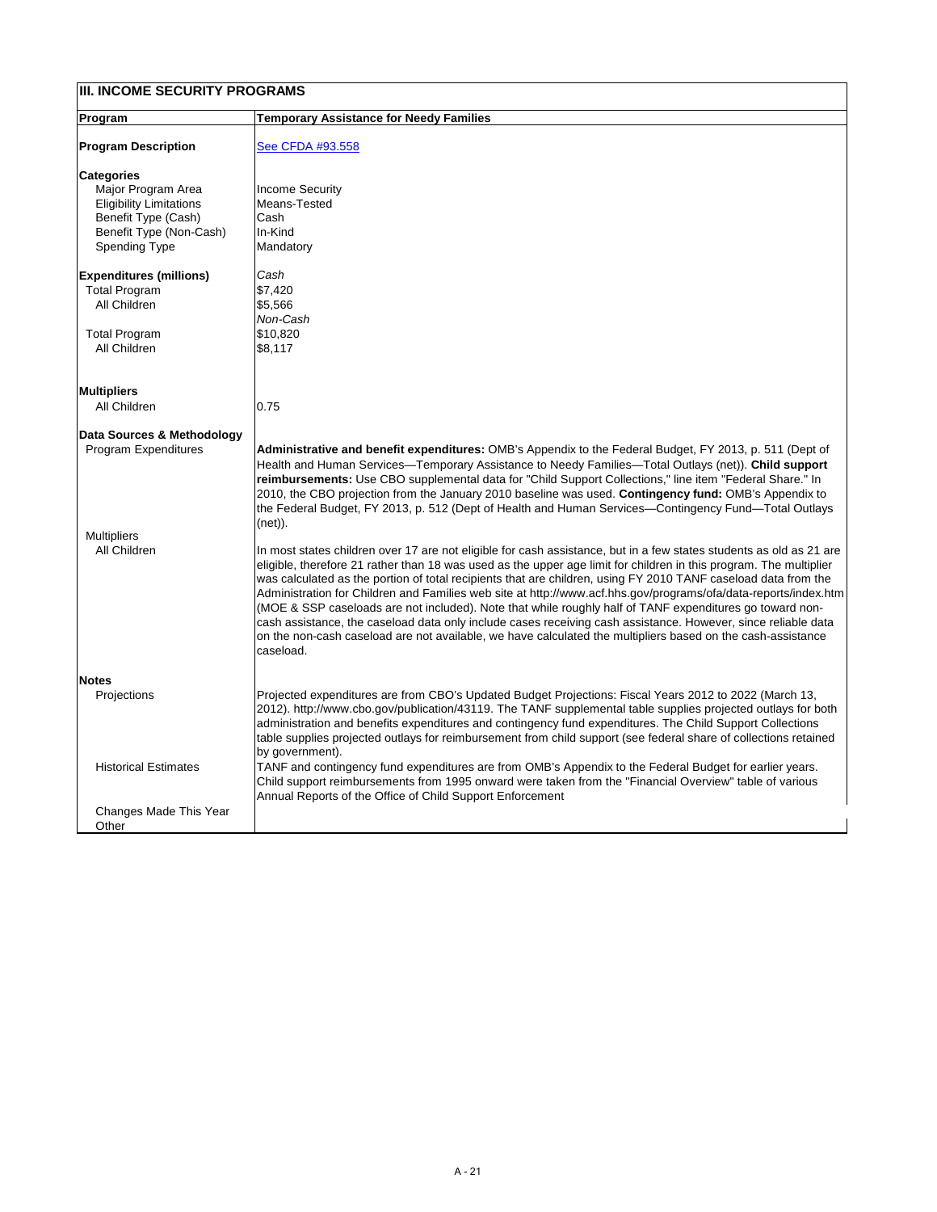## III. INCOME SECURITY PROGRAMS

| Program | Temporary Assistance for Needy Families |
|---|---|
| **Program Description** | See CFDA #93.558 |
| **Categories** | |
| Major Program Area | Income Security |
| Eligibility Limitations | Means-Tested |
| Benefit Type (Cash) | Cash |
| Benefit Type (Non-Cash) | In-Kind |
| Spending Type | Mandatory |
| **Expenditures (millions)** | *Cash* |
| Total Program | $7,420 |
| All Children | $5,566 |
| | *Non-Cash* |
| Total Program | $10,820 |
| All Children | $8,117 |
| **Multipliers** | |
| All Children | 0.75 |
| **Data Sources & Methodology** | |
| Program Expenditures | **Administrative and benefit expenditures:** OMB's Appendix to the Federal Budget, FY 2013, p. 511 (Dept of Health and Human Services—Temporary Assistance to Needy Families—Total Outlays (net)). **Child support reimbursements:** Use CBO supplemental data for "Child Support Collections," line item "Federal Share." In 2010, the CBO projection from the January 2010 baseline was used. **Contingency fund:** OMB's Appendix to the Federal Budget, FY 2013, p. 512 (Dept of Health and Human Services—Contingency Fund—Total Outlays (net)). |
| Multipliers | |
| All Children | In most states children over 17 are not eligible for cash assistance, but in a few states students as old as 21 are eligible, therefore 21 rather than 18 was used as the upper age limit for children in this program. The multiplier was calculated as the portion of total recipients that are children, using FY 2010 TANF caseload data from the Administration for Children and Families web site at http://www.acf.hhs.gov/programs/ofa/data-reports/index.htm (MOE & SSP caseloads are not included). Note that while roughly half of TANF expenditures go toward non-cash assistance, the caseload data only include cases receiving cash assistance. However, since reliable data on the non-cash caseload are not available, we have calculated the multipliers based on the cash-assistance caseload. |
| **Notes** | |
| Projections | Projected expenditures are from CBO's Updated Budget Projections: Fiscal Years 2012 to 2022 (March 13, 2012). http://www.cbo.gov/publication/43119. The TANF supplemental table supplies projected outlays for both administration and benefits expenditures and contingency fund expenditures. The Child Support Collections table supplies projected outlays for reimbursement from child support (see federal share of collections retained by government). |
| Historical Estimates | TANF and contingency fund expenditures are from OMB's Appendix to the Federal Budget for earlier years. Child support reimbursements from 1995 onward were taken from the "Financial Overview" table of various Annual Reports of the Office of Child Support Enforcement |
| Changes Made This Year | |
| Other | |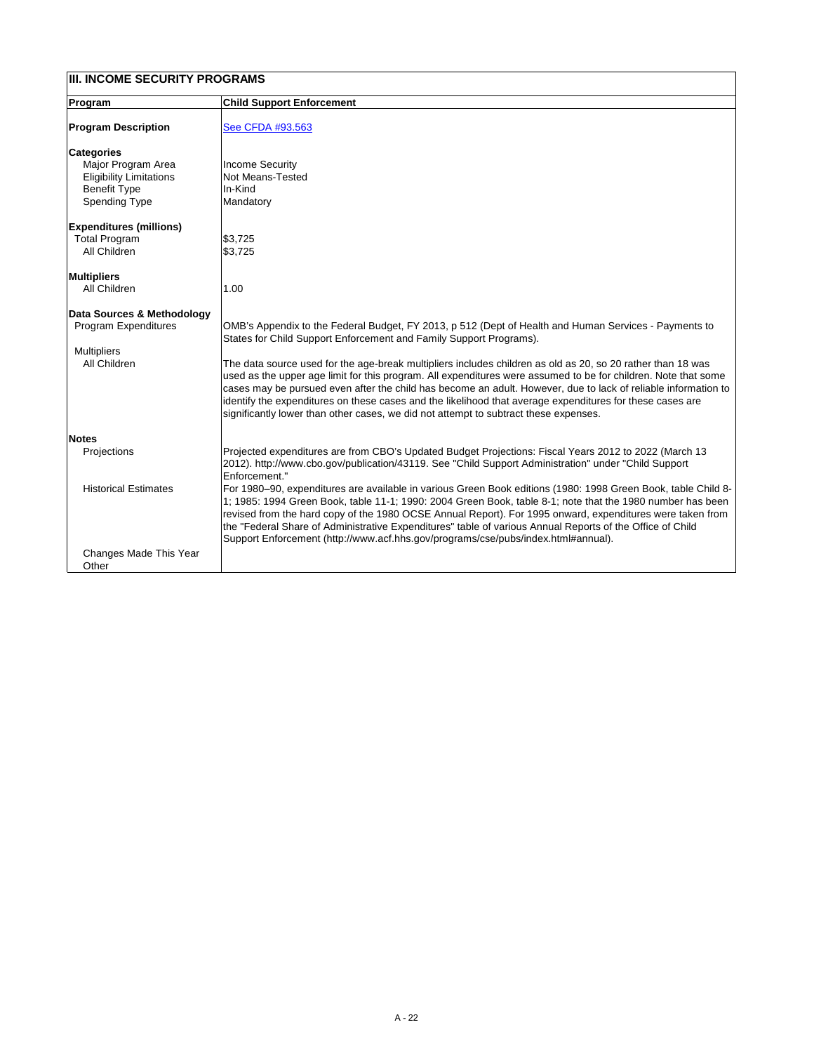## III. INCOME SECURITY PROGRAMS

| Program | Child Support Enforcement |
|---|---|
| **Program Description** | [See CFDA #93.563] |
| **Categories** | |
| Major Program Area | Income Security |
| Eligibility Limitations | Not Means-Tested |
| Benefit Type | In-Kind |
| Spending Type | Mandatory |
| **Expenditures (millions)** | |
| Total Program | $3,725 |
| All Children | $3,725 |
| **Multipliers** | |
| All Children | 1.00 |
| **Data Sources & Methodology** | |
| Program Expenditures | OMB's Appendix to the Federal Budget, FY 2013, p 512 (Dept of Health and Human Services - Payments to States for Child Support Enforcement and Family Support Programs). |
| Multipliers | |
| All Children | The data source used for the age-break multipliers includes children as old as 20, so 20 rather than 18 was used as the upper age limit for this program. All expenditures were assumed to be for children. Note that some cases may be pursued even after the child has become an adult. However, due to lack of reliable information to identify the expenditures on these cases and the likelihood that average expenditures for these cases are significantly lower than other cases, we did not attempt to subtract these expenses. |
| **Notes** | |
| Projections | Projected expenditures are from CBO's Updated Budget Projections: Fiscal Years 2012 to 2022 (March 13 2012). http://www.cbo.gov/publication/43119. See "Child Support Administration" under "Child Support Enforcement." |
| Historical Estimates | For 1980–90, expenditures are available in various Green Book editions (1980: 1998 Green Book, table Child 8-1; 1985: 1994 Green Book, table 11-1; 1990: 2004 Green Book, table 8-1; note that the 1980 number has been revised from the hard copy of the 1980 OCSE Annual Report). For 1995 onward, expenditures were taken from the "Federal Share of Administrative Expenditures" table of various Annual Reports of the Office of Child Support Enforcement (http://www.acf.hhs.gov/programs/cse/pubs/index.html#annual). |
| Changes Made This Year | |
| Other | |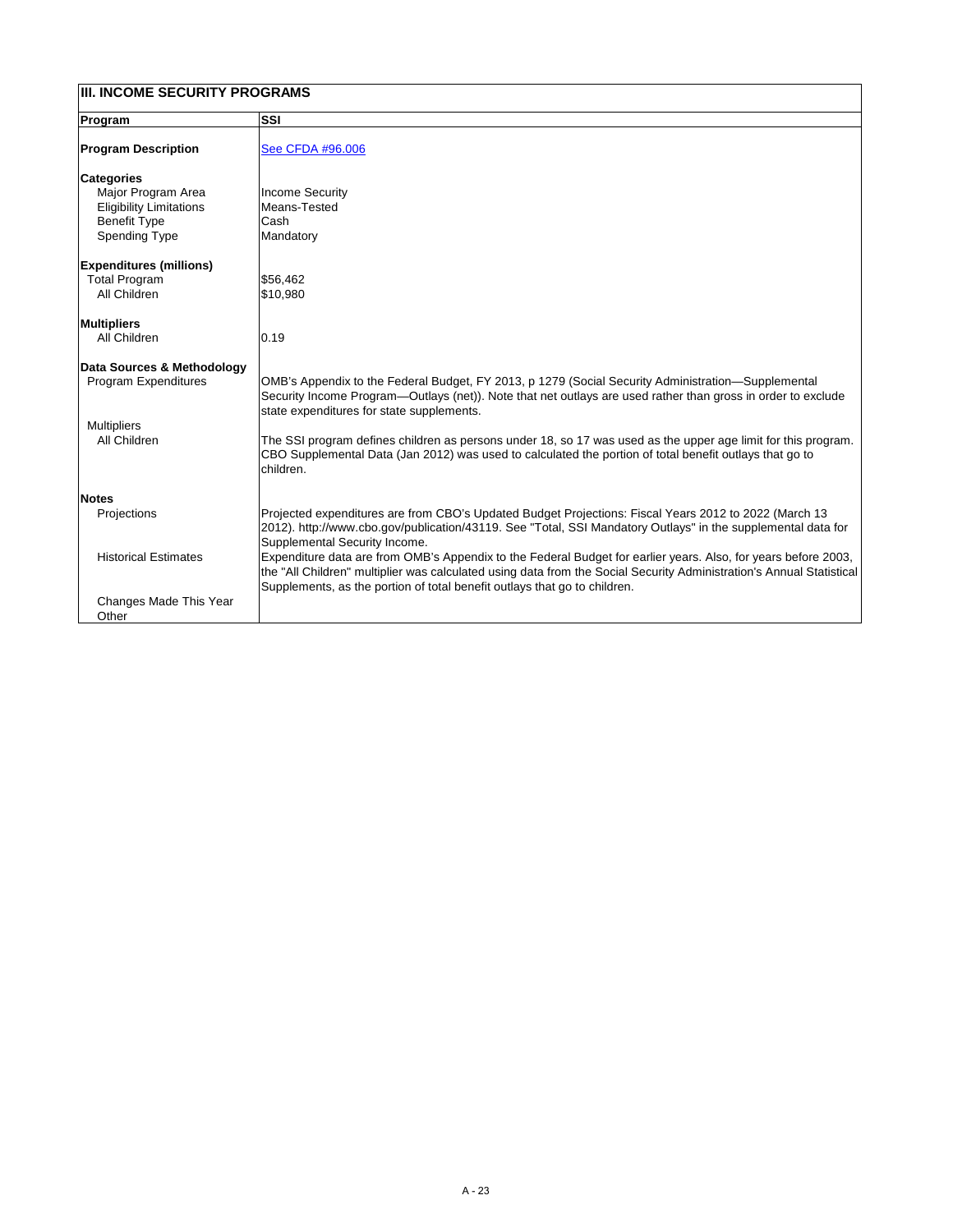## III. INCOME SECURITY PROGRAMS

| Program | SSI |
|---|---|
| **Program Description** | See CFDA #96.006 |
| **Categories** | |
| Major Program Area | Income Security |
| Eligibility Limitations | Means-Tested |
| Benefit Type | Cash |
| Spending Type | Mandatory |
| **Expenditures (millions)** | |
| Total Program | $56,462 |
| All Children | $10,980 |
| **Multipliers** | |
| All Children | 0.19 |
| **Data Sources & Methodology** | |
| Program Expenditures | OMB's Appendix to the Federal Budget, FY 2013, p 1279 (Social Security Administration—Supplemental Security Income Program—Outlays (net)). Note that net outlays are used rather than gross in order to exclude state expenditures for state supplements. |
| Multipliers | |
| All Children | The SSI program defines children as persons under 18, so 17 was used as the upper age limit for this program. CBO Supplemental Data (Jan 2012) was used to calculated the portion of total benefit outlays that go to children. |
| **Notes** | |
| Projections | Projected expenditures are from CBO's Updated Budget Projections: Fiscal Years 2012 to 2022 (March 13 2012). http://www.cbo.gov/publication/43119. See "Total, SSI Mandatory Outlays" in the supplemental data for Supplemental Security Income. |
| Historical Estimates | Expenditure data are from OMB's Appendix to the Federal Budget for earlier years. Also, for years before 2003, the "All Children" multiplier was calculated using data from the Social Security Administration's Annual Statistical Supplements, as the portion of total benefit outlays that go to children. |
| Changes Made This Year | |
| Other | |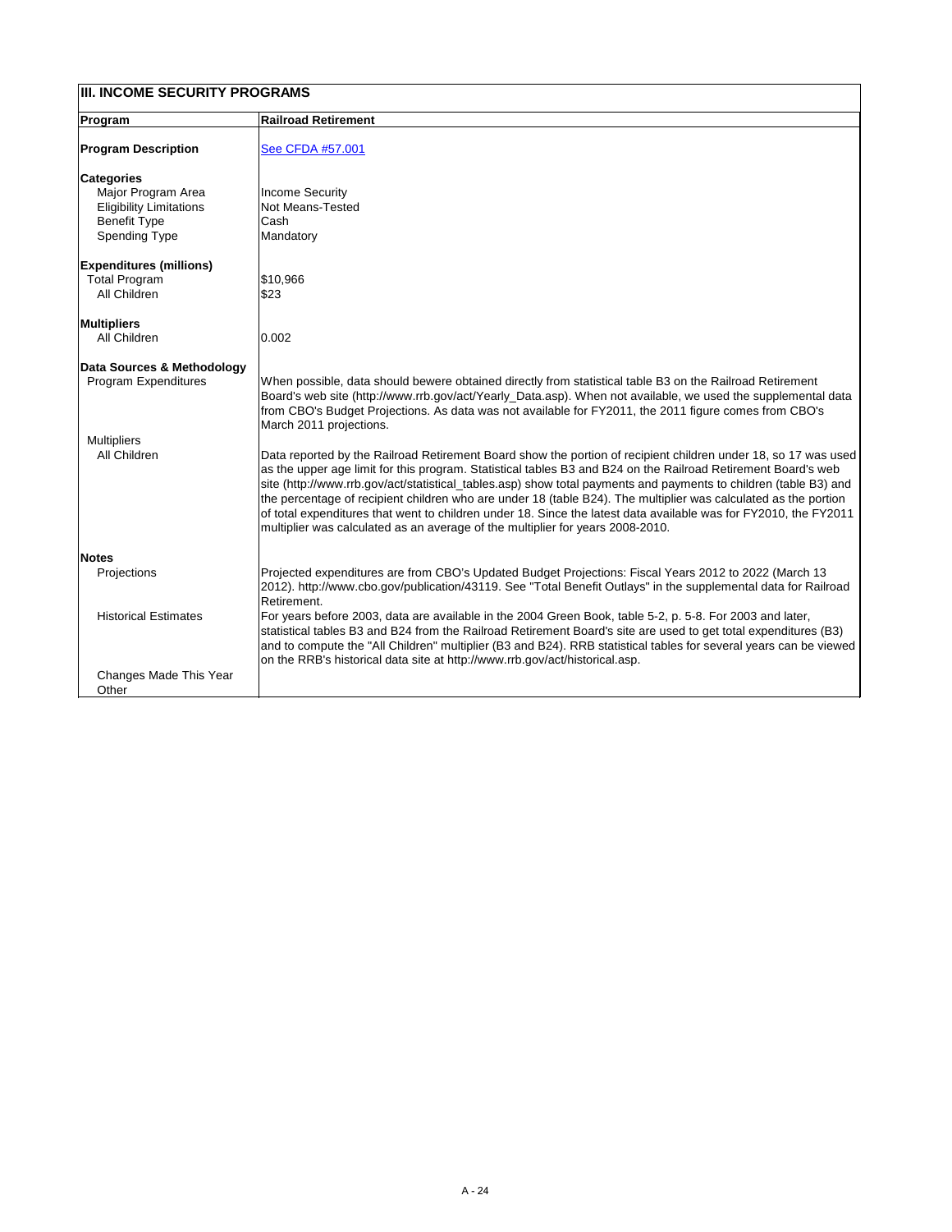| III. INCOME SECURITY PROGRAMS | |
|---|---|
| **Program** | **Railroad Retirement** |
| **Program Description** | See CFDA #57.001 |
| **Categories** | |
| Major Program Area | Income Security |
| Eligibility Limitations | Not Means-Tested |
| Benefit Type | Cash |
| Spending Type | Mandatory |
| **Expenditures (millions)** | |
| Total Program | $10,966 |
| All Children | $23 |
| **Multipliers** | |
| All Children | 0.002 |
| **Data Sources & Methodology** | |
| Program Expenditures | When possible, data should bewere obtained directly from statistical table B3 on the Railroad Retirement Board's web site (http://www.rrb.gov/act/Yearly_Data.asp). When not available, we used the supplemental data from CBO's Budget Projections. As data was not available for FY2011, the 2011 figure comes from CBO's March 2011 projections. |
| Multipliers | |
| All Children | Data reported by the Railroad Retirement Board show the portion of recipient children under 18, so 17 was used as the upper age limit for this program. Statistical tables B3 and B24 on the Railroad Retirement Board's web site (http://www.rrb.gov/act/statistical_tables.asp) show total payments and payments to children (table B3) and the percentage of recipient children who are under 18 (table B24). The multiplier was calculated as the portion of total expenditures that went to children under 18. Since the latest data available was for FY2010, the FY2011 multiplier was calculated as an average of the multiplier for years 2008-2010. |
| **Notes** | |
| Projections | Projected expenditures are from CBO's Updated Budget Projections: Fiscal Years 2012 to 2022 (March 13 2012). http://www.cbo.gov/publication/43119. See "Total Benefit Outlays" in the supplemental data for Railroad Retirement. |
| Historical Estimates | For years before 2003, data are available in the 2004 Green Book, table 5-2, p. 5-8. For 2003 and later, statistical tables B3 and B24 from the Railroad Retirement Board's site are used to get total expenditures (B3) and to compute the "All Children" multiplier (B3 and B24). RRB statistical tables for several years can be viewed on the RRB's historical data site at http://www.rrb.gov/act/historical.asp. |
| Changes Made This Year | |
| Other | |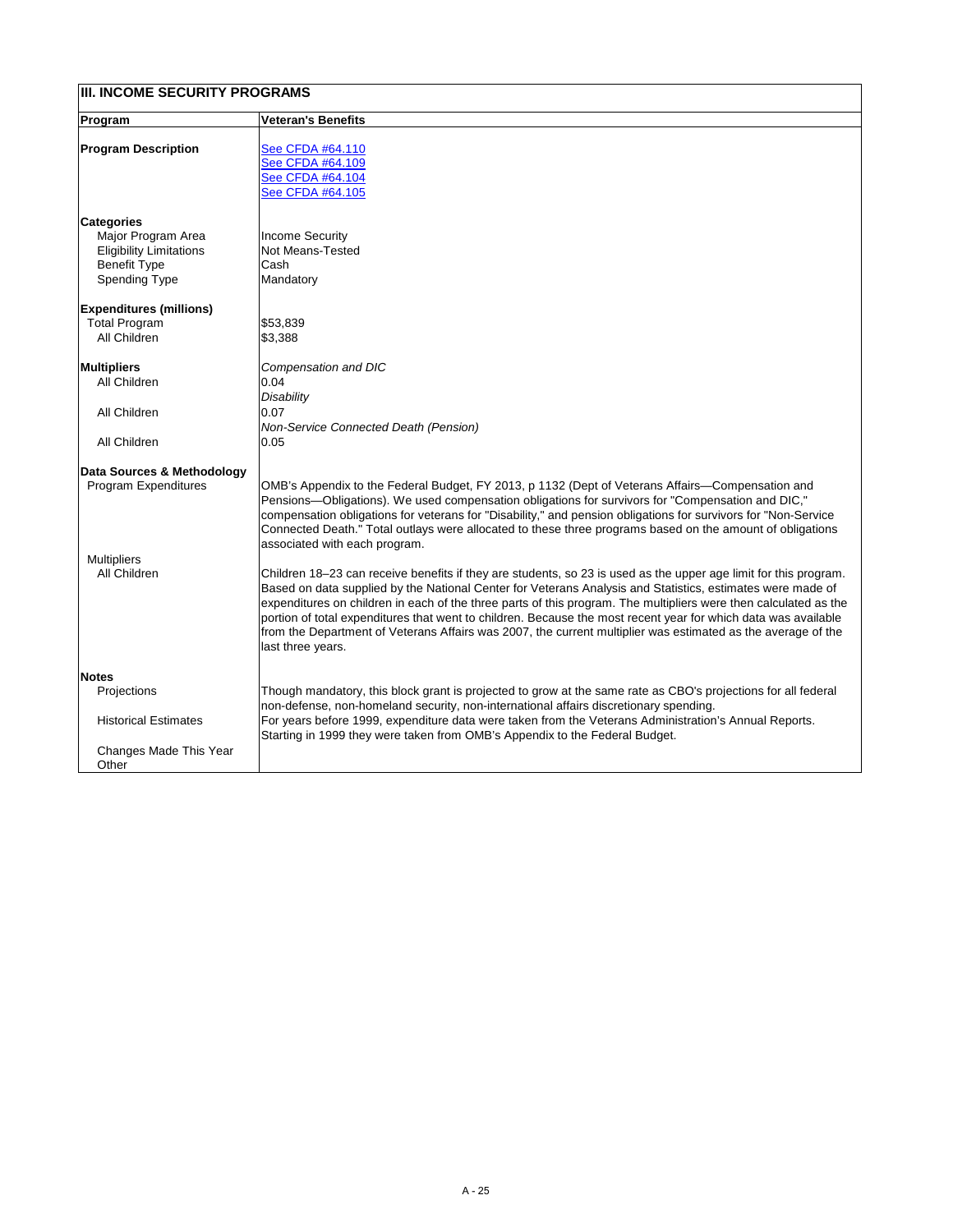## III. INCOME SECURITY PROGRAMS

| Program | Veteran's Benefits |
|---|---|
| **Program Description** | See CFDA #64.110<br>See CFDA #64.109<br>See CFDA #64.104<br>See CFDA #64.105 |
| **Categories** | |
| Major Program Area | Income Security |
| Eligibility Limitations | Not Means-Tested |
| Benefit Type | Cash |
| Spending Type | Mandatory |
| **Expenditures (millions)** | |
| Total Program | $53,839 |
| All Children | $3,388 |
| **Multipliers** | *Compensation and DIC* |
| All Children | 0.04 |
| | *Disability* |
| All Children | 0.07 |
| | *Non-Service Connected Death (Pension)* |
| All Children | 0.05 |
| **Data Sources & Methodology** | |
| Program Expenditures | OMB's Appendix to the Federal Budget, FY 2013, p 1132 (Dept of Veterans Affairs—Compensation and Pensions—Obligations). We used compensation obligations for survivors for "Compensation and DIC," compensation obligations for veterans for "Disability," and pension obligations for survivors for "Non-Service Connected Death." Total outlays were allocated to these three programs based on the amount of obligations associated with each program. |
| Multipliers | |
| All Children | Children 18–23 can receive benefits if they are students, so 23 is used as the upper age limit for this program. Based on data supplied by the National Center for Veterans Analysis and Statistics, estimates were made of expenditures on children in each of the three parts of this program. The multipliers were then calculated as the portion of total expenditures that went to children. Because the most recent year for which data was available from the Department of Veterans Affairs was 2007, the current multiplier was estimated as the average of the last three years. |
| **Notes** | |
| Projections | Though mandatory, this block grant is projected to grow at the same rate as CBO's projections for all federal non-defense, non-homeland security, non-international affairs discretionary spending. |
| Historical Estimates | For years before 1999, expenditure data were taken from the Veterans Administration's Annual Reports. Starting in 1999 they were taken from OMB's Appendix to the Federal Budget. |
| Changes Made This Year | |
| Other | |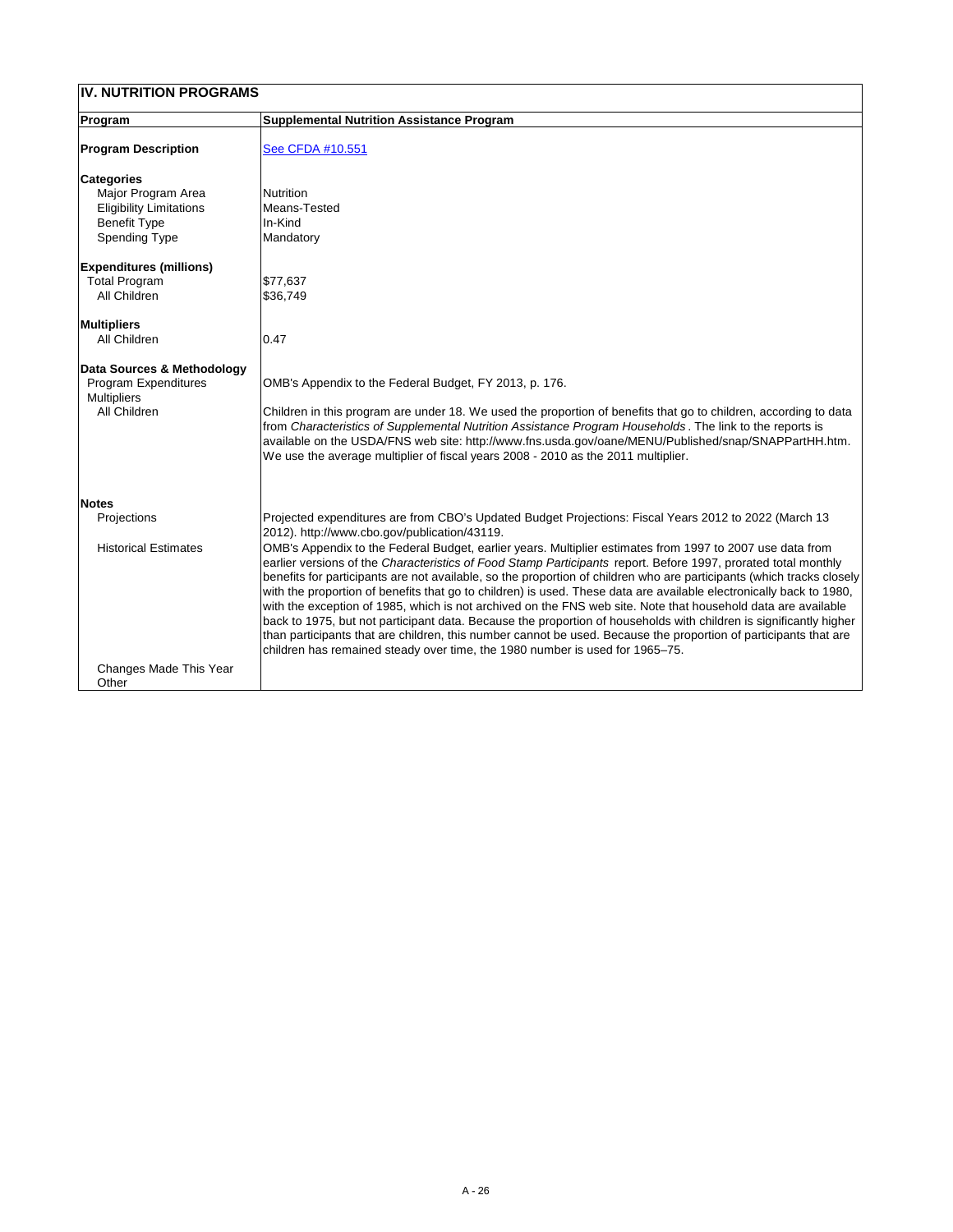## IV. NUTRITION PROGRAMS

| Program | Supplemental Nutrition Assistance Program |
|---|---|
| **Program Description** | See CFDA #10.551 |
| **Categories** | |
| Major Program Area | Nutrition |
| Eligibility Limitations | Means-Tested |
| Benefit Type | In-Kind |
| Spending Type | Mandatory |
| **Expenditures (millions)** | |
| Total Program | $77,637 |
| All Children | $36,749 |
| **Multipliers** | |
| All Children | 0.47 |
| **Data Sources & Methodology** | |
| Program Expenditures | OMB's Appendix to the Federal Budget, FY 2013, p. 176. |
| Multipliers | |
| All Children | Children in this program are under 18. We used the proportion of benefits that go to children, according to data from *Characteristics of Supplemental Nutrition Assistance Program Households*. The link to the reports is available on the USDA/FNS web site: http://www.fns.usda.gov/oane/MENU/Published/snap/SNAPPartHH.htm. We use the average multiplier of fiscal years 2008 - 2010 as the 2011 multiplier. |
| **Notes** | |
| Projections | Projected expenditures are from CBO's Updated Budget Projections: Fiscal Years 2012 to 2022 (March 13 2012). http://www.cbo.gov/publication/43119. |
| Historical Estimates | OMB's Appendix to the Federal Budget, earlier years. Multiplier estimates from 1997 to 2007 use data from earlier versions of the *Characteristics of Food Stamp Participants* report. Before 1997, prorated total monthly benefits for participants are not available, so the proportion of children who are participants (which tracks closely with the proportion of benefits that go to children) is used. These data are available electronically back to 1980, with the exception of 1985, which is not archived on the FNS web site. Note that household data are available back to 1975, but not participant data. Because the proportion of households with children is significantly higher than participants that are children, this number cannot be used. Because the proportion of participants that are children has remained steady over time, the 1980 number is used for 1965–75. |
| Changes Made This Year | |
| Other | |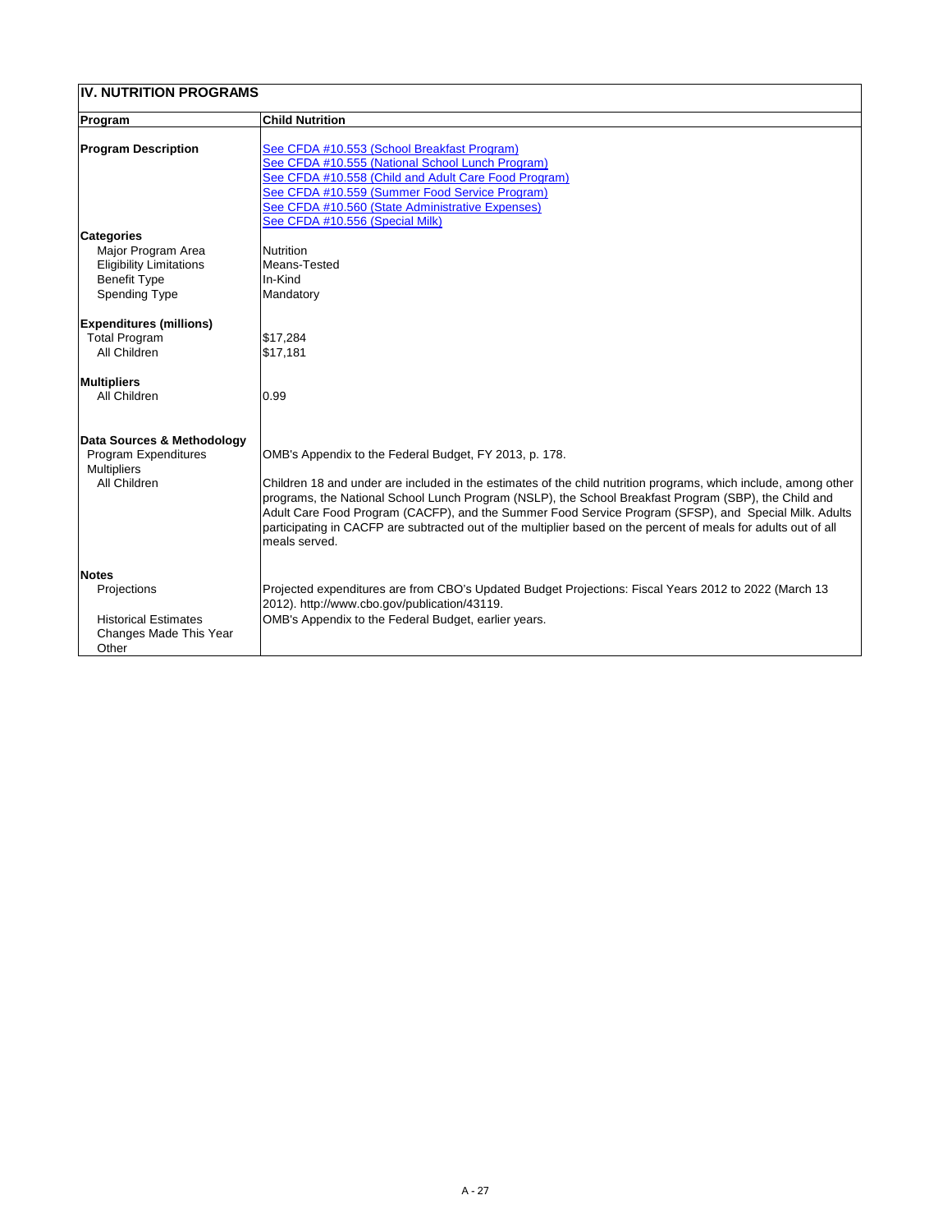## IV. NUTRITION PROGRAMS

| Program | Child Nutrition |
|---|---|
| **Program Description** | See CFDA #10.553 (School Breakfast Program)<br>See CFDA #10.555 (National School Lunch Program)<br>See CFDA #10.558 (Child and Adult Care Food Program)<br>See CFDA #10.559 (Summer Food Service Program)<br>See CFDA #10.560 (State Administrative Expenses)<br>See CFDA #10.556 (Special Milk) |
| **Categories** | |
| Major Program Area | Nutrition |
| Eligibility Limitations | Means-Tested |
| Benefit Type | In-Kind |
| Spending Type | Mandatory |
| **Expenditures (millions)** | |
| Total Program | $17,284 |
| All Children | $17,181 |
| **Multipliers** | |
| All Children | 0.99 |
| **Data Sources & Methodology** | |
| Program Expenditures | OMB's Appendix to the Federal Budget, FY 2013, p. 178. |
| Multipliers | |
| All Children | Children 18 and under are included in the estimates of the child nutrition programs, which include, among other programs, the National School Lunch Program (NSLP), the School Breakfast Program (SBP), the Child and Adult Care Food Program (CACFP), and the Summer Food Service Program (SFSP), and Special Milk. Adults participating in CACFP are subtracted out of the multiplier based on the percent of meals for adults out of all meals served. |
| **Notes** | |
| Projections | Projected expenditures are from CBO's Updated Budget Projections: Fiscal Years 2012 to 2022 (March 13 2012). http://www.cbo.gov/publication/43119. |
| Historical Estimates | OMB's Appendix to the Federal Budget, earlier years. |
| Changes Made This Year | |
| Other | |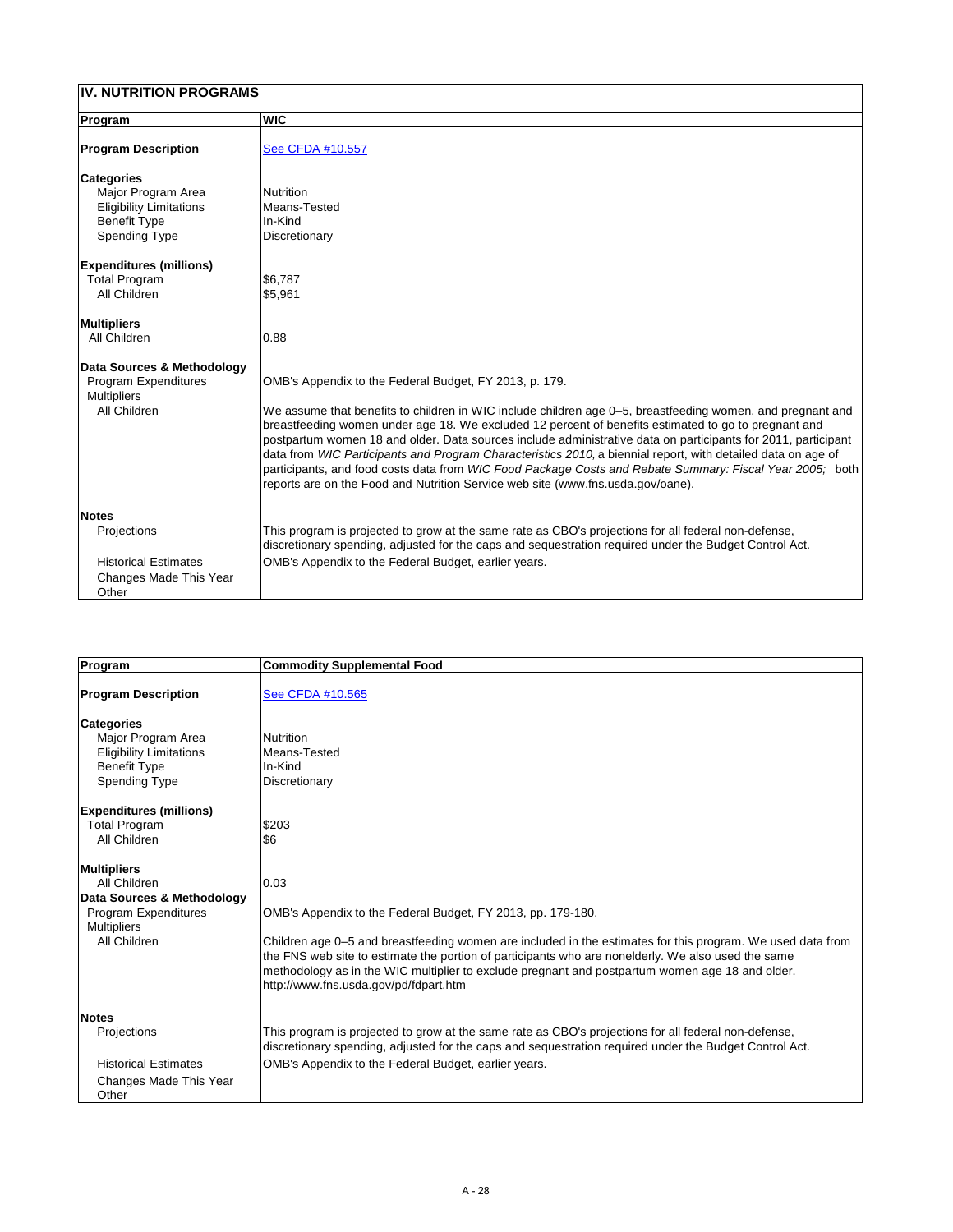## IV. NUTRITION PROGRAMS

| Program | WIC |
|---|---|
| **Program Description** | See CFDA #10.557 |
| **Categories** | |
| Major Program Area | Nutrition |
| Eligibility Limitations | Means-Tested |
| Benefit Type | In-Kind |
| Spending Type | Discretionary |
| **Expenditures (millions)** | |
| Total Program | $6,787 |
| All Children | $5,961 |
| **Multipliers** | |
| All Children | 0.88 |
| **Data Sources & Methodology** | |
| Program Expenditures | OMB's Appendix to the Federal Budget, FY 2013, p. 179. |
| Multipliers | |
| All Children | We assume that benefits to children in WIC include children age 0–5, breastfeeding women, and pregnant and breastfeeding women under age 18. We excluded 12 percent of benefits estimated to go to pregnant and postpartum women 18 and older. Data sources include administrative data on participants for 2011, participant data from *WIC Participants and Program Characteristics 2010,* a biennial report, with detailed data on age of participants, and food costs data from *WIC Food Package Costs and Rebate Summary: Fiscal Year 2005;* both reports are on the Food and Nutrition Service web site (www.fns.usda.gov/oane). |
| **Notes** | |
| Projections | This program is projected to grow at the same rate as CBO's projections for all federal non-defense, discretionary spending, adjusted for the caps and sequestration required under the Budget Control Act. |
| Historical Estimates | OMB's Appendix to the Federal Budget, earlier years. |
| Changes Made This Year | |
| Other | |

| Program | Commodity Supplemental Food |
|---|---|
| **Program Description** | See CFDA #10.565 |
| **Categories** | |
| Major Program Area | Nutrition |
| Eligibility Limitations | Means-Tested |
| Benefit Type | In-Kind |
| Spending Type | Discretionary |
| **Expenditures (millions)** | |
| Total Program | $203 |
| All Children | $6 |
| **Multipliers** | |
| All Children | 0.03 |
| **Data Sources & Methodology** | |
| Program Expenditures | OMB's Appendix to the Federal Budget, FY 2013, pp. 179-180. |
| Multipliers | |
| All Children | Children age 0–5 and breastfeeding women are included in the estimates for this program. We used data from the FNS web site to estimate the portion of participants who are nonelderly. We also used the same methodology as in the WIC multiplier to exclude pregnant and postpartum women age 18 and older. http://www.fns.usda.gov/pd/fdpart.htm |
| **Notes** | |
| Projections | This program is projected to grow at the same rate as CBO's projections for all federal non-defense, discretionary spending, adjusted for the caps and sequestration required under the Budget Control Act. |
| Historical Estimates | OMB's Appendix to the Federal Budget, earlier years. |
| Changes Made This Year | |
| Other | |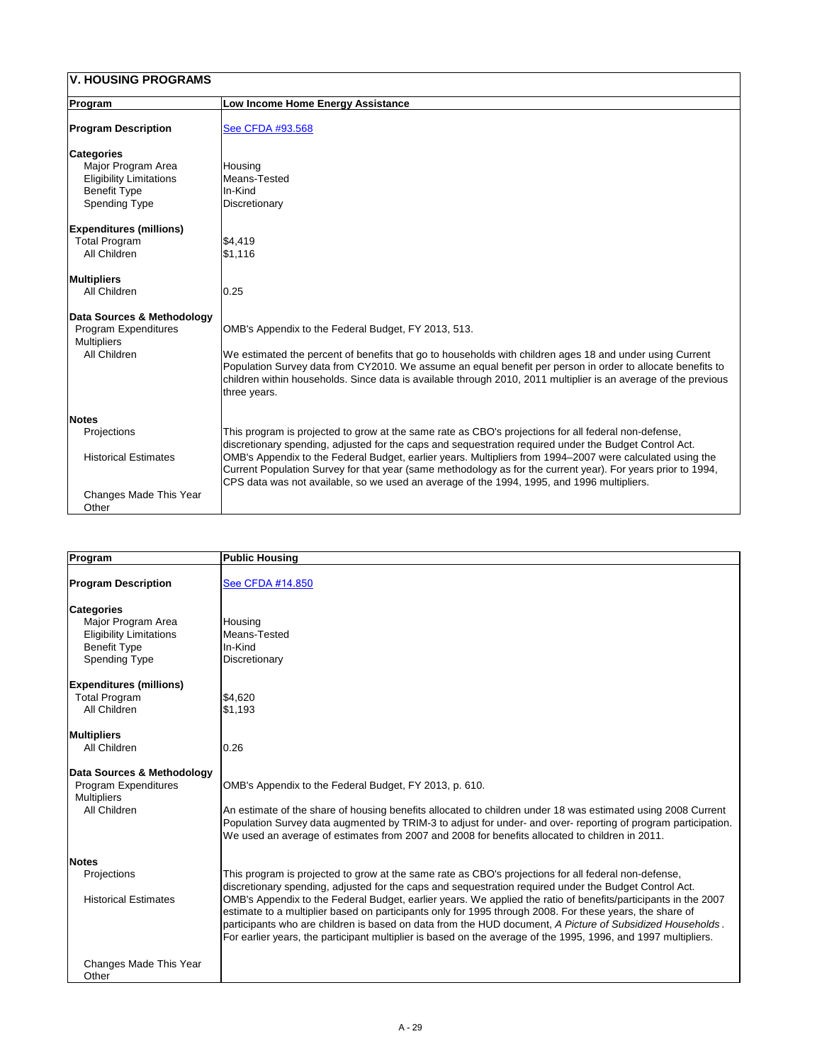## V. HOUSING PROGRAMS

| Program | Low Income Home Energy Assistance |
|---|---|
| **Program Description** | See CFDA #93.568 |
| **Categories** | |
| Major Program Area | Housing |
| Eligibility Limitations | Means-Tested |
| Benefit Type | In-Kind |
| Spending Type | Discretionary |
| **Expenditures (millions)** | |
| Total Program | $4,419 |
| All Children | $1,116 |
| **Multipliers** | |
| All Children | 0.25 |
| **Data Sources & Methodology** | |
| Program Expenditures | OMB's Appendix to the Federal Budget, FY 2013, 513. |
| Multipliers | |
| All Children | We estimated the percent of benefits that go to households with children ages 18 and under using Current Population Survey data from CY2010. We assume an equal benefit per person in order to allocate benefits to children within households. Since data is available through 2010, 2011 multiplier is an average of the previous three years. |
| **Notes** | |
| Projections | This program is projected to grow at the same rate as CBO's projections for all federal non-defense, discretionary spending, adjusted for the caps and sequestration required under the Budget Control Act. |
| Historical Estimates | OMB's Appendix to the Federal Budget, earlier years. Multipliers from 1994–2007 were calculated using the Current Population Survey for that year (same methodology as for the current year). For years prior to 1994, CPS data was not available, so we used an average of the 1994, 1995, and 1996 multipliers. |
| Changes Made This Year | |
| Other | |

| Program | Public Housing |
|---|---|
| **Program Description** | See CFDA #14.850 |
| **Categories** | |
| Major Program Area | Housing |
| Eligibility Limitations | Means-Tested |
| Benefit Type | In-Kind |
| Spending Type | Discretionary |
| **Expenditures (millions)** | |
| Total Program | $4,620 |
| All Children | $1,193 |
| **Multipliers** | |
| All Children | 0.26 |
| **Data Sources & Methodology** | |
| Program Expenditures | OMB's Appendix to the Federal Budget, FY 2013, p. 610. |
| Multipliers | |
| All Children | An estimate of the share of housing benefits allocated to children under 18 was estimated using 2008 Current Population Survey data augmented by TRIM-3 to adjust for under- and over- reporting of program participation. We used an average of estimates from 2007 and 2008 for benefits allocated to children in 2011. |
| **Notes** | |
| Projections | This program is projected to grow at the same rate as CBO's projections for all federal non-defense, discretionary spending, adjusted for the caps and sequestration required under the Budget Control Act. |
| Historical Estimates | OMB's Appendix to the Federal Budget, earlier years. We applied the ratio of benefits/participants in the 2007 estimate to a multiplier based on participants only for 1995 through 2008. For these years, the share of participants who are children is based on data from the HUD document, *A Picture of Subsidized Households*. For earlier years, the participant multiplier is based on the average of the 1995, 1996, and 1997 multipliers. |
| Changes Made This Year | |
| Other | |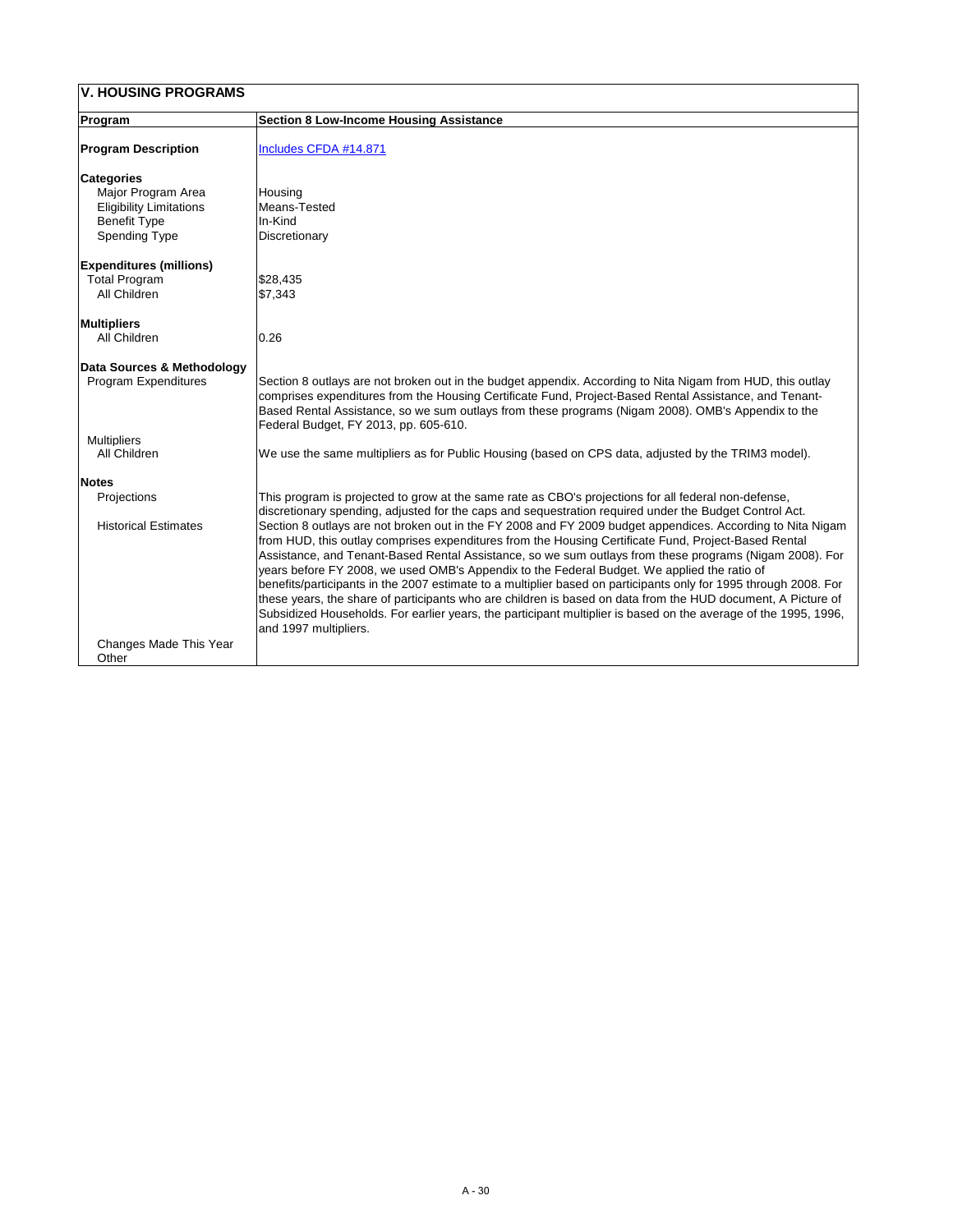## V. HOUSING PROGRAMS

| Program | Section 8 Low-Income Housing Assistance |
|---|---|
| **Program Description** | Includes CFDA #14.871 |
| **Categories** | |
| Major Program Area | Housing |
| Eligibility Limitations | Means-Tested |
| Benefit Type | In-Kind |
| Spending Type | Discretionary |
| **Expenditures (millions)** | |
| Total Program | \$28,435 |
| All Children | \$7,343 |
| **Multipliers** | |
| All Children | 0.26 |
| **Data Sources & Methodology** | |
| Program Expenditures | Section 8 outlays are not broken out in the budget appendix. According to Nita Nigam from HUD, this outlay comprises expenditures from the Housing Certificate Fund, Project-Based Rental Assistance, and Tenant-Based Rental Assistance, so we sum outlays from these programs (Nigam 2008). OMB's Appendix to the Federal Budget, FY 2013, pp. 605-610. |
| Multipliers | |
| All Children | We use the same multipliers as for Public Housing (based on CPS data, adjusted by the TRIM3 model). |
| **Notes** | |
| Projections | This program is projected to grow at the same rate as CBO's projections for all federal non-defense, discretionary spending, adjusted for the caps and sequestration required under the Budget Control Act. |
| Historical Estimates | Section 8 outlays are not broken out in the FY 2008 and FY 2009 budget appendices. According to Nita Nigam from HUD, this outlay comprises expenditures from the Housing Certificate Fund, Project-Based Rental Assistance, and Tenant-Based Rental Assistance, so we sum outlays from these programs (Nigam 2008). For years before FY 2008, we used OMB's Appendix to the Federal Budget. We applied the ratio of benefits/participants in the 2007 estimate to a multiplier based on participants only for 1995 through 2008. For these years, the share of participants who are children is based on data from the HUD document, A Picture of Subsidized Households. For earlier years, the participant multiplier is based on the average of the 1995, 1996, and 1997 multipliers. |
| Changes Made This Year | |
| Other | |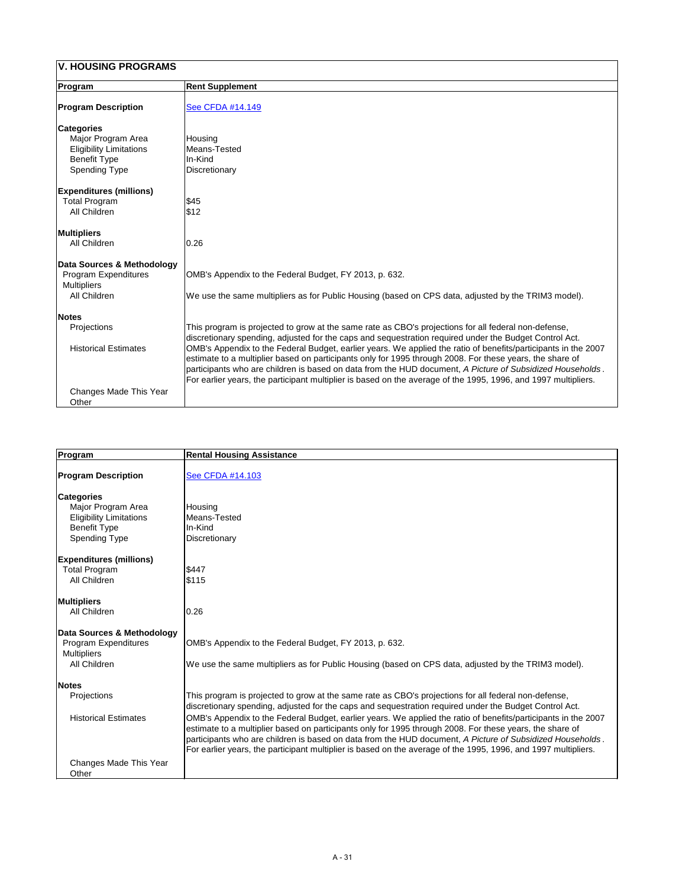## V. HOUSING PROGRAMS

| Program | Rent Supplement |
|---|---|
| **Program Description** | See CFDA #14.149 |
| **Categories** | |
| Major Program Area | Housing |
| Eligibility Limitations | Means-Tested |
| Benefit Type | In-Kind |
| Spending Type | Discretionary |
| **Expenditures (millions)** | |
| Total Program | $45 |
| All Children | $12 |
| **Multipliers** | |
| All Children | 0.26 |
| **Data Sources & Methodology** | |
| Program Expenditures | OMB's Appendix to the Federal Budget, FY 2013, p. 632. |
| Multipliers | |
| All Children | We use the same multipliers as for Public Housing (based on CPS data, adjusted by the TRIM3 model). |
| **Notes** | |
| Projections | This program is projected to grow at the same rate as CBO's projections for all federal non-defense, discretionary spending, adjusted for the caps and sequestration required under the Budget Control Act. |
| Historical Estimates | OMB's Appendix to the Federal Budget, earlier years. We applied the ratio of benefits/participants in the 2007 estimate to a multiplier based on participants only for 1995 through 2008. For these years, the share of participants who are children is based on data from the HUD document, *A Picture of Subsidized Households*. For earlier years, the participant multiplier is based on the average of the 1995, 1996, and 1997 multipliers. |
| Changes Made This Year | |
| Other | |

| Program | Rental Housing Assistance |
|---|---|
| **Program Description** | See CFDA #14.103 |
| **Categories** | |
| Major Program Area | Housing |
| Eligibility Limitations | Means-Tested |
| Benefit Type | In-Kind |
| Spending Type | Discretionary |
| **Expenditures (millions)** | |
| Total Program | $447 |
| All Children | $115 |
| **Multipliers** | |
| All Children | 0.26 |
| **Data Sources & Methodology** | |
| Program Expenditures | OMB's Appendix to the Federal Budget, FY 2013, p. 632. |
| Multipliers | |
| All Children | We use the same multipliers as for Public Housing (based on CPS data, adjusted by the TRIM3 model). |
| **Notes** | |
| Projections | This program is projected to grow at the same rate as CBO's projections for all federal non-defense, discretionary spending, adjusted for the caps and sequestration required under the Budget Control Act. |
| Historical Estimates | OMB's Appendix to the Federal Budget, earlier years. We applied the ratio of benefits/participants in the 2007 estimate to a multiplier based on participants only for 1995 through 2008. For these years, the share of participants who are children is based on data from the HUD document, *A Picture of Subsidized Households*. For earlier years, the participant multiplier is based on the average of the 1995, 1996, and 1997 multipliers. |
| Changes Made This Year | |
| Other | |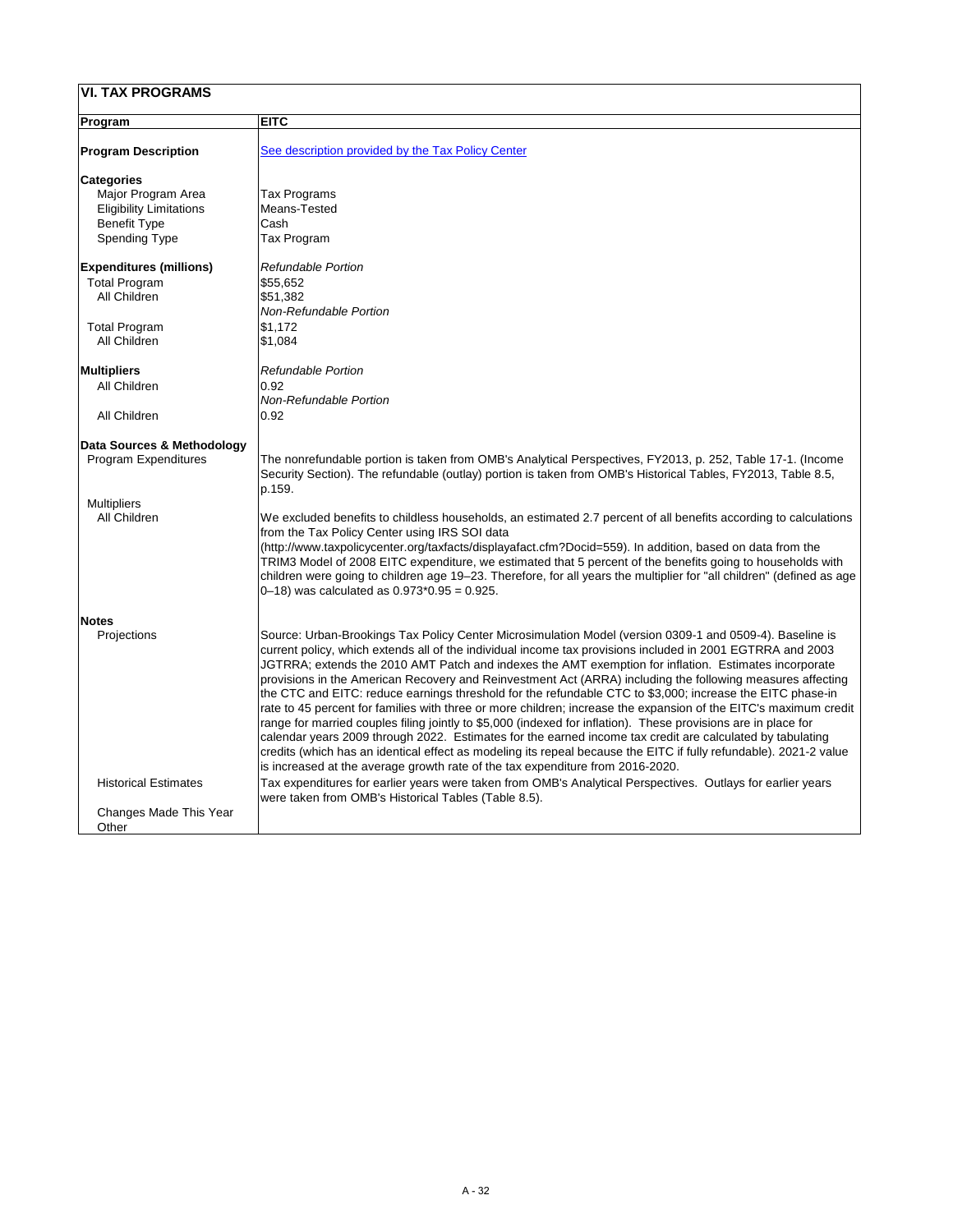## VI. TAX PROGRAMS

| Program | EITC |
|---|---|
| **Program Description** | See description provided by the Tax Policy Center |
| **Categories** | |
| Major Program Area | Tax Programs |
| Eligibility Limitations | Means-Tested |
| Benefit Type | Cash |
| Spending Type | Tax Program |
| **Expenditures (millions)** | *Refundable Portion* |
| Total Program | $55,652 |
| All Children | $51,382 |
| | *Non-Refundable Portion* |
| Total Program | $1,172 |
| All Children | $1,084 |
| **Multipliers** | *Refundable Portion* |
| All Children | 0.92 |
| | *Non-Refundable Portion* |
| All Children | 0.92 |
| **Data Sources & Methodology** | |
| Program Expenditures | The nonrefundable portion is taken from OMB's Analytical Perspectives, FY2013, p. 252, Table 17-1. (Income Security Section). The refundable (outlay) portion is taken from OMB's Historical Tables, FY2013, Table 8.5, p.159. |
| Multipliers | |
| All Children | We excluded benefits to childless households, an estimated 2.7 percent of all benefits according to calculations from the Tax Policy Center using IRS SOI data (http://www.taxpolicycenter.org/taxfacts/displayafact.cfm?Docid=559). In addition, based on data from the TRIM3 Model of 2008 EITC expenditure, we estimated that 5 percent of the benefits going to households with children were going to children age 19–23. Therefore, for all years the multiplier for "all children" (defined as age 0–18) was calculated as 0.973*0.95 = 0.925. |
| **Notes** | |
| Projections | Source: Urban-Brookings Tax Policy Center Microsimulation Model (version 0309-1 and 0509-4). Baseline is current policy, which extends all of the individual income tax provisions included in 2001 EGTRRA and 2003 JGTRRA; extends the 2010 AMT Patch and indexes the AMT exemption for inflation. Estimates incorporate provisions in the American Recovery and Reinvestment Act (ARRA) including the following measures affecting the CTC and EITC: reduce earnings threshold for the refundable CTC to $3,000; increase the EITC phase-in rate to 45 percent for families with three or more children; increase the expansion of the EITC's maximum credit range for married couples filing jointly to $5,000 (indexed for inflation). These provisions are in place for calendar years 2009 through 2022. Estimates for the earned income tax credit are calculated by tabulating credits (which has an identical effect as modeling its repeal because the EITC if fully refundable). 2021-2 value is increased at the average growth rate of the tax expenditure from 2016-2020. |
| Historical Estimates | Tax expenditures for earlier years were taken from OMB's Analytical Perspectives. Outlays for earlier years were taken from OMB's Historical Tables (Table 8.5). |
| Changes Made This Year | |
| Other | |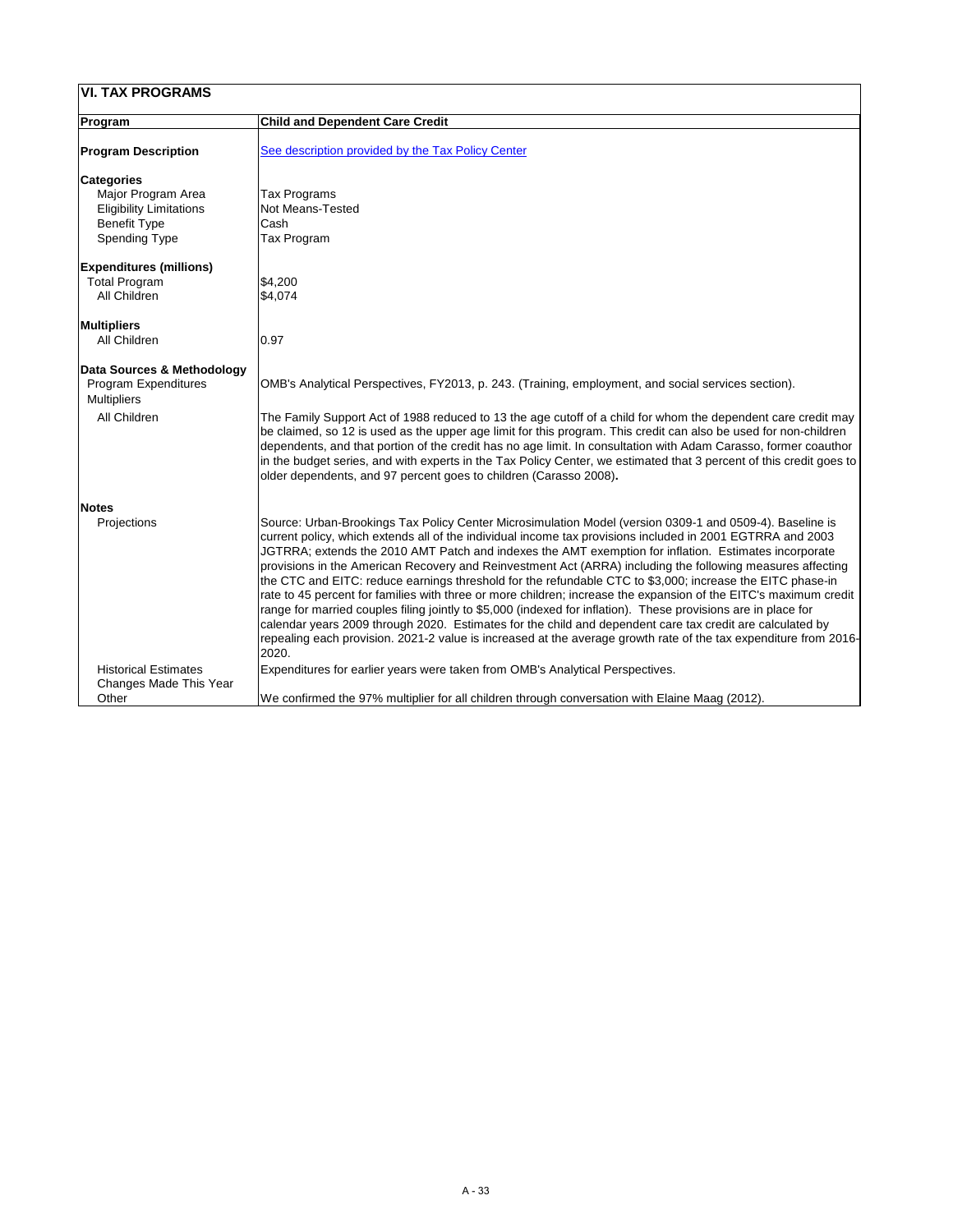## VI. TAX PROGRAMS

| Program | Child and Dependent Care Credit |
|---|---|
| **Program Description** | See description provided by the Tax Policy Center |
| **Categories** | |
| Major Program Area | Tax Programs |
| Eligibility Limitations | Not Means-Tested |
| Benefit Type | Cash |
| Spending Type | Tax Program |
| **Expenditures (millions)** | |
| Total Program | $4,200 |
| All Children | $4,074 |
| **Multipliers** | |
| All Children | 0.97 |
| **Data Sources & Methodology** | |
| Program Expenditures | OMB's Analytical Perspectives, FY2013, p. 243. (Training, employment, and social services section). |
| Multipliers | |
| All Children | The Family Support Act of 1988 reduced to 13 the age cutoff of a child for whom the dependent care credit may be claimed, so 12 is used as the upper age limit for this program. This credit can also be used for non-children dependents, and that portion of the credit has no age limit. In consultation with Adam Carasso, former coauthor in the budget series, and with experts in the Tax Policy Center, we estimated that 3 percent of this credit goes to older dependents, and 97 percent goes to children (Carasso 2008). |
| **Notes** | |
| Projections | Source: Urban-Brookings Tax Policy Center Microsimulation Model (version 0309-1 and 0509-4). Baseline is current policy, which extends all of the individual income tax provisions included in 2001 EGTRRA and 2003 JGTRRA; extends the 2010 AMT Patch and indexes the AMT exemption for inflation. Estimates incorporate provisions in the American Recovery and Reinvestment Act (ARRA) including the following measures affecting the CTC and EITC: reduce earnings threshold for the refundable CTC to $3,000; increase the EITC phase-in rate to 45 percent for families with three or more children; increase the expansion of the EITC's maximum credit range for married couples filing jointly to $5,000 (indexed for inflation). These provisions are in place for calendar years 2009 through 2020. Estimates for the child and dependent care tax credit are calculated by repealing each provision. 2021-2 value is increased at the average growth rate of the tax expenditure from 2016-2020. |
| Historical Estimates | Expenditures for earlier years were taken from OMB's Analytical Perspectives. |
| Changes Made This Year | |
| Other | We confirmed the 97% multiplier for all children through conversation with Elaine Maag (2012). |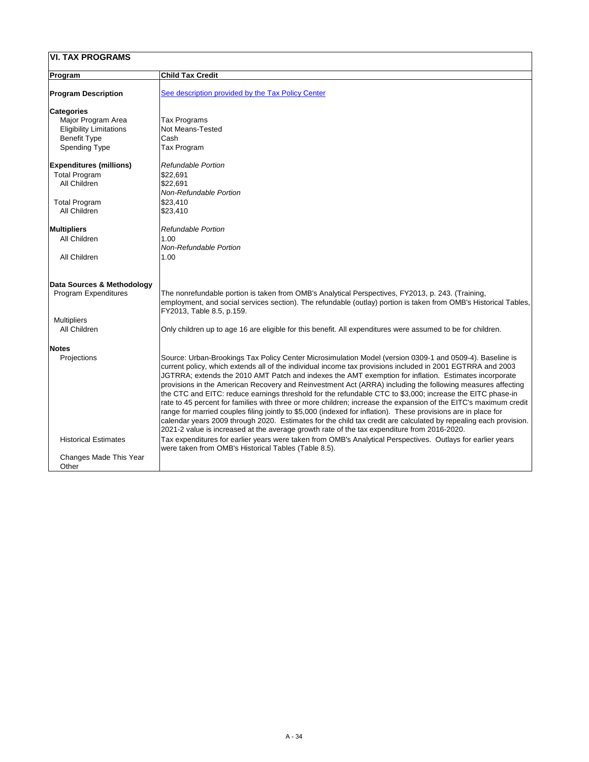## VI. TAX PROGRAMS

| Program | Child Tax Credit |
|---|---|
| **Program Description** | [See description provided by the Tax Policy Center]() |
| **Categories** | |
| Major Program Area | Tax Programs |
| Eligibility Limitations | Not Means-Tested |
| Benefit Type | Cash |
| Spending Type | Tax Program |
| **Expenditures (millions)** | *Refundable Portion* |
| Total Program | $22,691 |
| All Children | $22,691 |
| | *Non-Refundable Portion* |
| Total Program | $23,410 |
| All Children | $23,410 |
| **Multipliers** | *Refundable Portion* |
| All Children | 1.00 |
| | *Non-Refundable Portion* |
| All Children | 1.00 |
| **Data Sources & Methodology** | |
| Program Expenditures | The nonrefundable portion is taken from OMB's Analytical Perspectives, FY2013, p. 243. (Training, employment, and social services section). The refundable (outlay) portion is taken from OMB's Historical Tables, FY2013, Table 8.5, p.159. |
| Multipliers | |
| All Children | Only children up to age 16 are eligible for this benefit. All expenditures were assumed to be for children. |
| **Notes** | |
| Projections | Source: Urban-Brookings Tax Policy Center Microsimulation Model (version 0309-1 and 0509-4). Baseline is current policy, which extends all of the individual income tax provisions included in 2001 EGTRRA and 2003 JGTRRA; extends the 2010 AMT Patch and indexes the AMT exemption for inflation. Estimates incorporate provisions in the American Recovery and Reinvestment Act (ARRA) including the following measures affecting the CTC and EITC: reduce earnings threshold for the refundable CTC to $3,000; increase the EITC phase-in rate to 45 percent for families with three or more children; increase the expansion of the EITC's maximum credit range for married couples filing jointly to $5,000 (indexed for inflation). These provisions are in place for calendar years 2009 through 2020. Estimates for the child tax credit are calculated by repealing each provision. 2021-2 value is increased at the average growth rate of the tax expenditure from 2016-2020. |
| Historical Estimates | Tax expenditures for earlier years were taken from OMB's Analytical Perspectives. Outlays for earlier years were taken from OMB's Historical Tables (Table 8.5). |
| Changes Made This Year | |
| Other | |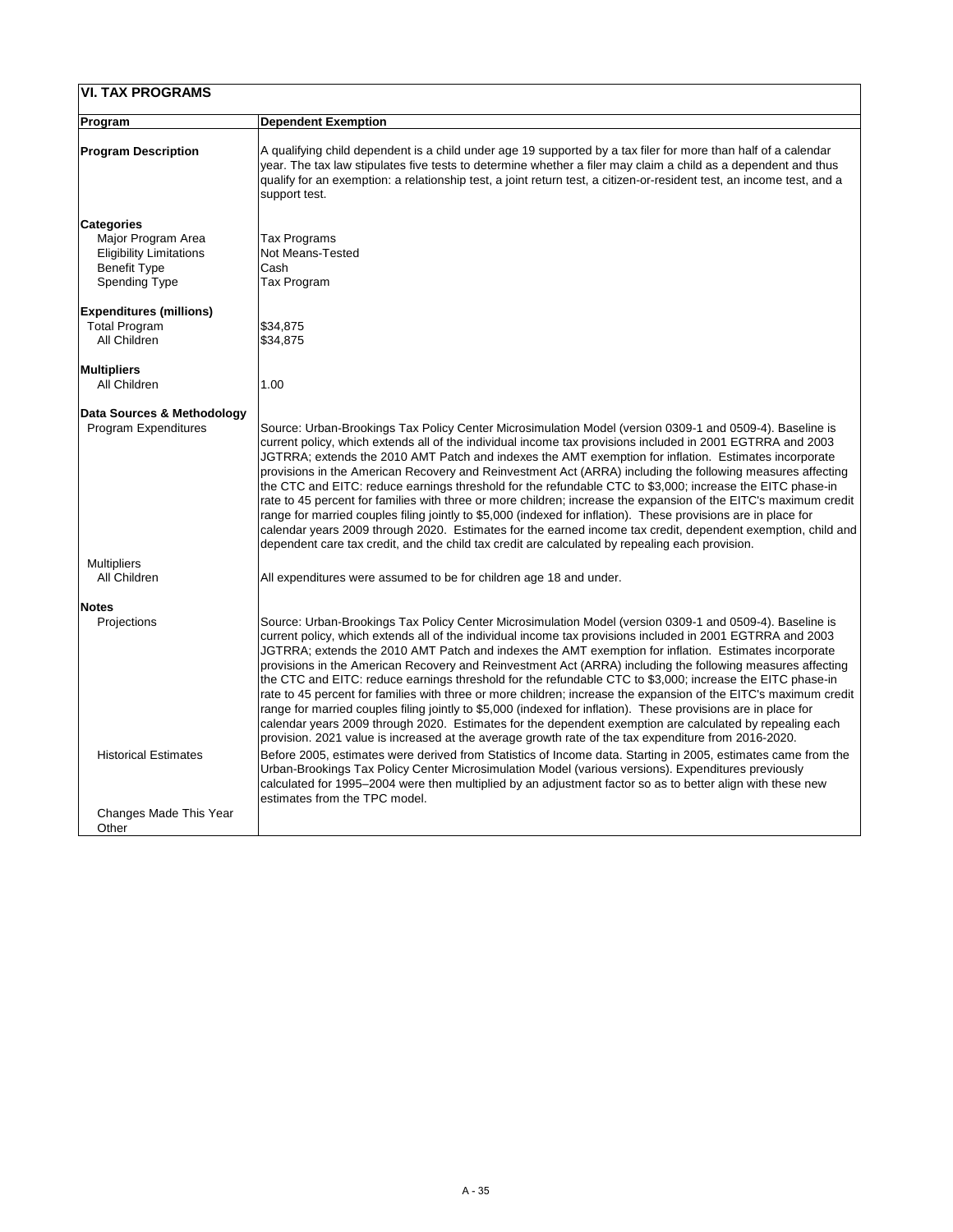## VI. TAX PROGRAMS

| Program | Dependent Exemption |
|---|---|
| **Program Description** | A qualifying child dependent is a child under age 19 supported by a tax filer for more than half of a calendar year. The tax law stipulates five tests to determine whether a filer may claim a child as a dependent and thus qualify for an exemption: a relationship test, a joint return test, a citizen-or-resident test, an income test, and a support test. |
| **Categories** | |
| Major Program Area | Tax Programs |
| Eligibility Limitations | Not Means-Tested |
| Benefit Type | Cash |
| Spending Type | Tax Program |
| **Expenditures (millions)** | |
| Total Program | $34,875 |
| All Children | $34,875 |
| **Multipliers** | |
| All Children | 1.00 |
| **Data Sources & Methodology** | |
| Program Expenditures | Source: Urban-Brookings Tax Policy Center Microsimulation Model (version 0309-1 and 0509-4). Baseline is current policy, which extends all of the individual income tax provisions included in 2001 EGTRRA and 2003 JGTRRA; extends the 2010 AMT Patch and indexes the AMT exemption for inflation. Estimates incorporate provisions in the American Recovery and Reinvestment Act (ARRA) including the following measures affecting the CTC and EITC: reduce earnings threshold for the refundable CTC to $3,000; increase the EITC phase-in rate to 45 percent for families with three or more children; increase the expansion of the EITC's maximum credit range for married couples filing jointly to $5,000 (indexed for inflation). These provisions are in place for calendar years 2009 through 2020. Estimates for the earned income tax credit, dependent exemption, child and dependent care tax credit, and the child tax credit are calculated by repealing each provision. |
| Multipliers | |
| All Children | All expenditures were assumed to be for children age 18 and under. |
| **Notes** | |
| Projections | Source: Urban-Brookings Tax Policy Center Microsimulation Model (version 0309-1 and 0509-4). Baseline is current policy, which extends all of the individual income tax provisions included in 2001 EGTRRA and 2003 JGTRRA; extends the 2010 AMT Patch and indexes the AMT exemption for inflation. Estimates incorporate provisions in the American Recovery and Reinvestment Act (ARRA) including the following measures affecting the CTC and EITC: reduce earnings threshold for the refundable CTC to $3,000; increase the EITC phase-in rate to 45 percent for families with three or more children; increase the expansion of the EITC's maximum credit range for married couples filing jointly to $5,000 (indexed for inflation). These provisions are in place for calendar years 2009 through 2020. Estimates for the dependent exemption are calculated by repealing each provision. 2021 value is increased at the average growth rate of the tax expenditure from 2016-2020. |
| Historical Estimates | Before 2005, estimates were derived from Statistics of Income data. Starting in 2005, estimates came from the Urban-Brookings Tax Policy Center Microsimulation Model (various versions). Expenditures previously calculated for 1995–2004 were then multiplied by an adjustment factor so as to better align with these new estimates from the TPC model. |
| Changes Made This Year | |
| Other | |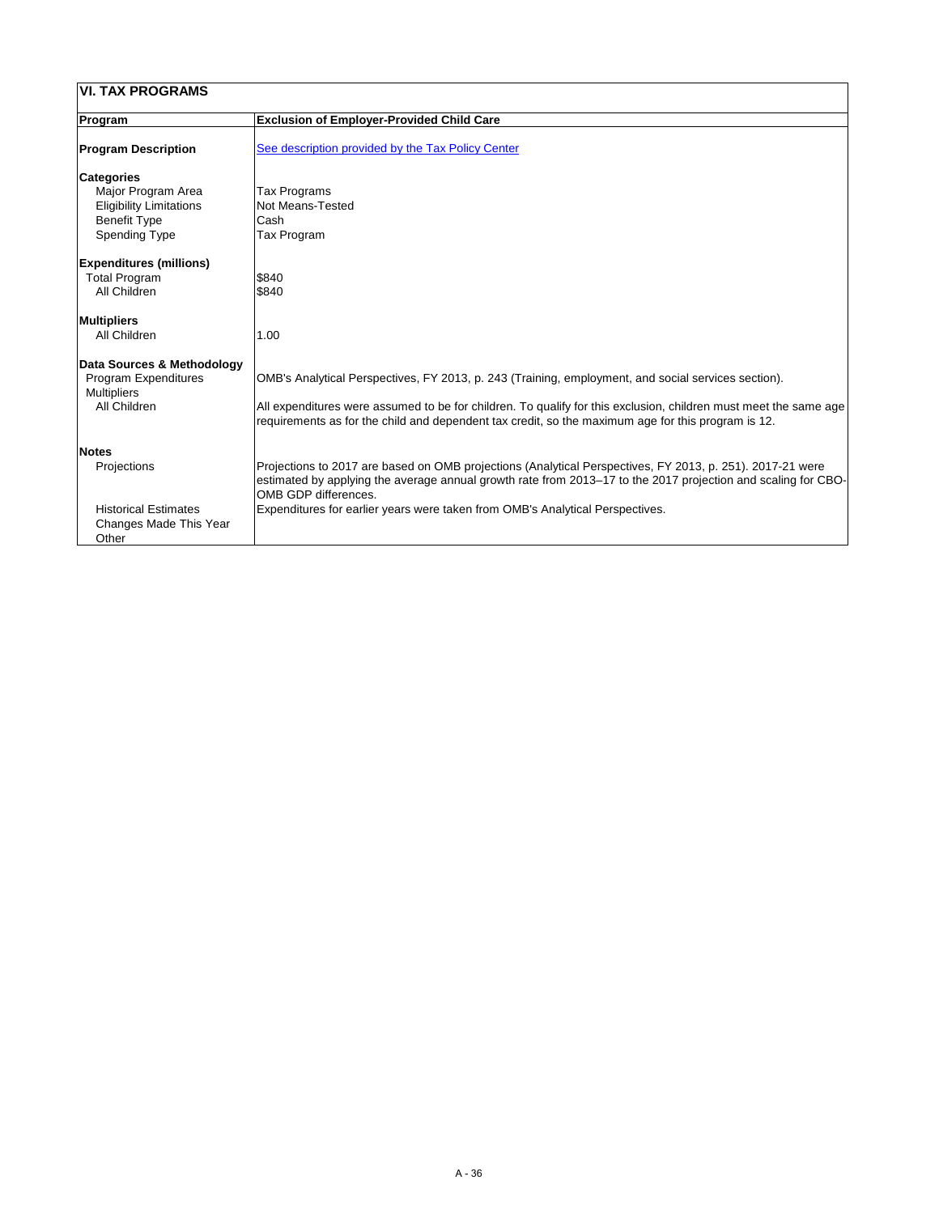## VI. TAX PROGRAMS

| Program | Exclusion of Employer-Provided Child Care |
|---|---|
| **Program Description** | See description provided by the Tax Policy Center |
| **Categories** | |
| Major Program Area | Tax Programs |
| Eligibility Limitations | Not Means-Tested |
| Benefit Type | Cash |
| Spending Type | Tax Program |
| **Expenditures (millions)** | |
| Total Program | $840 |
| All Children | $840 |
| **Multipliers** | |
| All Children | 1.00 |
| **Data Sources & Methodology** | |
| Program Expenditures | OMB's Analytical Perspectives, FY 2013, p. 243 (Training, employment, and social services section). |
| Multipliers | |
| All Children | All expenditures were assumed to be for children. To qualify for this exclusion, children must meet the same age requirements as for the child and dependent tax credit, so the maximum age for this program is 12. |
| **Notes** | |
| Projections | Projections to 2017 are based on OMB projections (Analytical Perspectives, FY 2013, p. 251). 2017-21 were estimated by applying the average annual growth rate from 2013–17 to the 2017 projection and scaling for CBO-OMB GDP differences. |
| Historical Estimates | Expenditures for earlier years were taken from OMB's Analytical Perspectives. |
| Changes Made This Year | |
| Other | |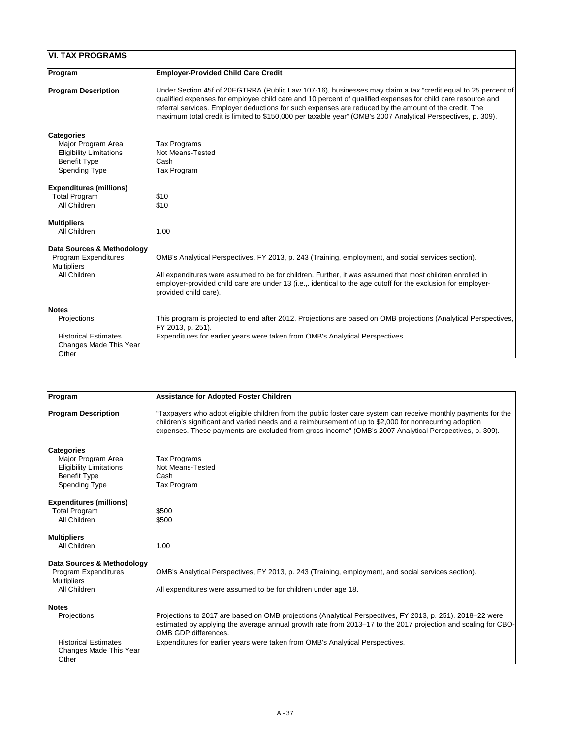## VI. TAX PROGRAMS

| Program | Employer-Provided Child Care Credit |
|---|---|
| **Program Description** | Under Section 45f of 20EGTRRA (Public Law 107-16), businesses may claim a tax "credit equal to 25 percent of qualified expenses for employee child care and 10 percent of qualified expenses for child care resource and referral services. Employer deductions for such expenses are reduced by the amount of the credit. The maximum total credit is limited to $150,000 per taxable year" (OMB's 2007 Analytical Perspectives, p. 309). |
| **Categories** | |
| Major Program Area | Tax Programs |
| Eligibility Limitations | Not Means-Tested |
| Benefit Type | Cash |
| Spending Type | Tax Program |
| **Expenditures (millions)** | |
| Total Program | $10 |
| All Children | $10 |
| **Multipliers** | |
| All Children | 1.00 |
| **Data Sources & Methodology** | |
| Program Expenditures | OMB's Analytical Perspectives, FY 2013, p. 243 (Training, employment, and social services section). |
| Multipliers | |
| All Children | All expenditures were assumed to be for children. Further, it was assumed that most children enrolled in employer-provided child care are under 13 (i.e.,. identical to the age cutoff for the exclusion for employer-provided child care). |
| **Notes** | |
| Projections | This program is projected to end after 2012. Projections are based on OMB projections (Analytical Perspectives, FY 2013, p. 251). |
| Historical Estimates | Expenditures for earlier years were taken from OMB's Analytical Perspectives. |
| Changes Made This Year | |
| Other | |

| Program | Assistance for Adopted Foster Children |
|---|---|
| **Program Description** | "Taxpayers who adopt eligible children from the public foster care system can receive monthly payments for the children's significant and varied needs and a reimbursement of up to $2,000 for nonrecurring adoption expenses. These payments are excluded from gross income" (OMB's 2007 Analytical Perspectives, p. 309). |
| **Categories** | |
| Major Program Area | Tax Programs |
| Eligibility Limitations | Not Means-Tested |
| Benefit Type | Cash |
| Spending Type | Tax Program |
| **Expenditures (millions)** | |
| Total Program | $500 |
| All Children | $500 |
| **Multipliers** | |
| All Children | 1.00 |
| **Data Sources & Methodology** | |
| Program Expenditures | OMB's Analytical Perspectives, FY 2013, p. 243 (Training, employment, and social services section). |
| Multipliers | |
| All Children | All expenditures were assumed to be for children under age 18. |
| **Notes** | |
| Projections | Projections to 2017 are based on OMB projections (Analytical Perspectives, FY 2013, p. 251). 2018–22 were estimated by applying the average annual growth rate from 2013–17 to the 2017 projection and scaling for CBO-OMB GDP differences. |
| Historical Estimates | Expenditures for earlier years were taken from OMB's Analytical Perspectives. |
| Changes Made This Year | |
| Other | |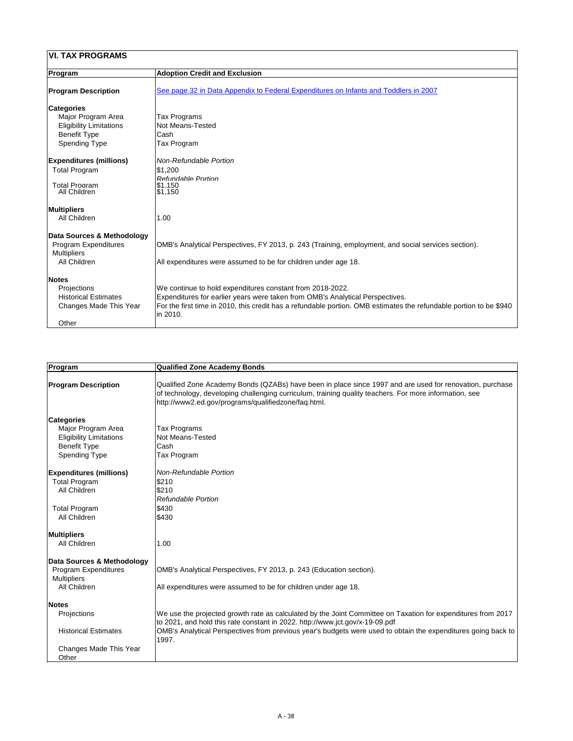## VI. TAX PROGRAMS

| Program | Adoption Credit and Exclusion |
|---|---|
| **Program Description** | See page 32 in Data Appendix to Federal Expenditures on Infants and Toddlers in 2007 |
| **Categories** | |
| Major Program Area | Tax Programs |
| Eligibility Limitations | Not Means-Tested |
| Benefit Type | Cash |
| Spending Type | Tax Program |
| **Expenditures (millions)** | *Non-Refundable Portion* |
| Total Program | $1,200 |
| | *Refundable Portion* |
| Total Program | $1,150 |
| All Children | $1,150 |
| **Multipliers** | |
| All Children | 1.00 |
| **Data Sources & Methodology** | |
| Program Expenditures | OMB's Analytical Perspectives, FY 2013, p. 243 (Training, employment, and social services section). |
| Multipliers | |
| All Children | All expenditures were assumed to be for children under age 18. |
| **Notes** | |
| Projections | We continue to hold expenditures constant from 2018-2022. |
| Historical Estimates | Expenditures for earlier years were taken from OMB's Analytical Perspectives. |
| Changes Made This Year | For the first time in 2010, this credit has a refundable portion. OMB estimates the refundable portion to be $940 in 2010. |
| Other | |

| Program | Qualified Zone Academy Bonds |
|---|---|
| **Program Description** | Qualified Zone Academy Bonds (QZABs) have been in place since 1997 and are used for renovation, purchase of technology, developing challenging curriculum, training quality teachers. For more information, see http://www2.ed.gov/programs/qualifiedzone/faq.html. |
| **Categories** | |
| Major Program Area | Tax Programs |
| Eligibility Limitations | Not Means-Tested |
| Benefit Type | Cash |
| Spending Type | Tax Program |
| **Expenditures (millions)** | *Non-Refundable Portion* |
| Total Program | $210 |
| All Children | $210 |
| | *Refundable Portion* |
| Total Program | $430 |
| All Children | $430 |
| **Multipliers** | |
| All Children | 1.00 |
| **Data Sources & Methodology** | |
| Program Expenditures | OMB's Analytical Perspectives, FY 2013, p. 243 (Education section). |
| Multipliers | |
| All Children | All expenditures were assumed to be for children under age 18. |
| **Notes** | |
| Projections | We use the projected growth rate as calculated by the Joint Committee on Taxation for expenditures from 2017 to 2021, and hold this rate constant in 2022. http://www.jct.gov/x-19-09.pdf |
| Historical Estimates | OMB's Analytical Perspectives from previous year's budgets were used to obtain the expenditures going back to 1997. |
| Changes Made This Year | |
| Other | |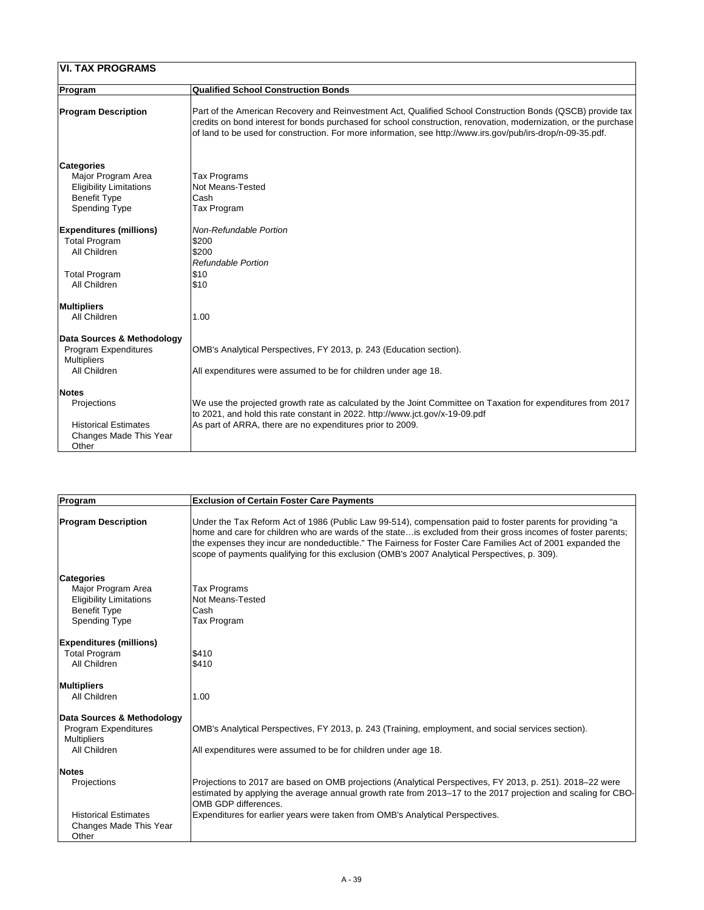## VI. TAX PROGRAMS

| Program | Qualified School Construction Bonds |
|---|---|
| **Program Description** | Part of the American Recovery and Reinvestment Act, Qualified School Construction Bonds (QSCB) provide tax credits on bond interest for bonds purchased for school construction, renovation, modernization, or the purchase of land to be used for construction. For more information, see http://www.irs.gov/pub/irs-drop/n-09-35.pdf. |
| **Categories** | |
| Major Program Area | Tax Programs |
| Eligibility Limitations | Not Means-Tested |
| Benefit Type | Cash |
| Spending Type | Tax Program |
| **Expenditures (millions)** | *Non-Refundable Portion* |
| Total Program | $200 |
| All Children | $200 |
| | *Refundable Portion* |
| Total Program | $10 |
| All Children | $10 |
| **Multipliers** | |
| All Children | 1.00 |
| **Data Sources & Methodology** | |
| Program Expenditures | OMB's Analytical Perspectives, FY 2013, p. 243 (Education section). |
| Multipliers | |
| All Children | All expenditures were assumed to be for children under age 18. |
| **Notes** | |
| Projections | We use the projected growth rate as calculated by the Joint Committee on Taxation for expenditures from 2017 to 2021, and hold this rate constant in 2022. http://www.jct.gov/x-19-09.pdf |
| Historical Estimates | As part of ARRA, there are no expenditures prior to 2009. |
| Changes Made This Year | |
| Other | |

| Program | Exclusion of Certain Foster Care Payments |
|---|---|
| **Program Description** | Under the Tax Reform Act of 1986 (Public Law 99-514), compensation paid to foster parents for providing "a home and care for children who are wards of the state…is excluded from their gross incomes of foster parents; the expenses they incur are nondeductible." The Fairness for Foster Care Families Act of 2001 expanded the scope of payments qualifying for this exclusion (OMB's 2007 Analytical Perspectives, p. 309). |
| **Categories** | |
| Major Program Area | Tax Programs |
| Eligibility Limitations | Not Means-Tested |
| Benefit Type | Cash |
| Spending Type | Tax Program |
| **Expenditures (millions)** | |
| Total Program | $410 |
| All Children | $410 |
| **Multipliers** | |
| All Children | 1.00 |
| **Data Sources & Methodology** | |
| Program Expenditures | OMB's Analytical Perspectives, FY 2013, p. 243 (Training, employment, and social services section). |
| Multipliers | |
| All Children | All expenditures were assumed to be for children under age 18. |
| **Notes** | |
| Projections | Projections to 2017 are based on OMB projections (Analytical Perspectives, FY 2013, p. 251). 2018–22 were estimated by applying the average annual growth rate from 2013–17 to the 2017 projection and scaling for CBO-OMB GDP differences. |
| Historical Estimates | Expenditures for earlier years were taken from OMB's Analytical Perspectives. |
| Changes Made This Year | |
| Other | |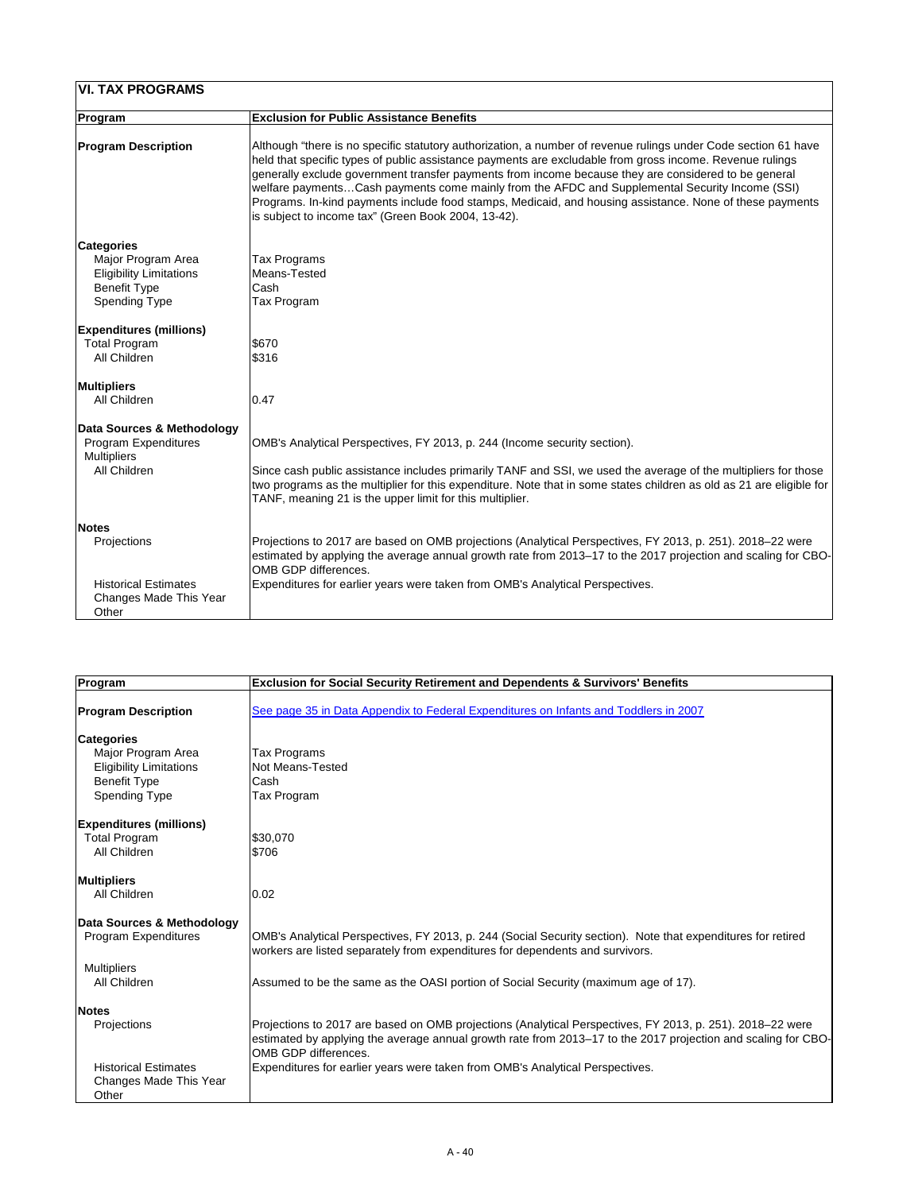## VI. TAX PROGRAMS

| Program | Exclusion for Public Assistance Benefits |
|---|---|
| **Program Description** | Although "there is no specific statutory authorization, a number of revenue rulings under Code section 61 have held that specific types of public assistance payments are excludable from gross income. Revenue rulings generally exclude government transfer payments from income because they are considered to be general welfare payments…Cash payments come mainly from the AFDC and Supplemental Security Income (SSI) Programs. In-kind payments include food stamps, Medicaid, and housing assistance. None of these payments is subject to income tax" (Green Book 2004, 13-42). |
| **Categories** | |
| Major Program Area | Tax Programs |
| Eligibility Limitations | Means-Tested |
| Benefit Type | Cash |
| Spending Type | Tax Program |
| **Expenditures (millions)** | |
| Total Program | $670 |
| All Children | $316 |
| **Multipliers** | |
| All Children | 0.47 |
| **Data Sources & Methodology** | |
| Program Expenditures | OMB's Analytical Perspectives, FY 2013, p. 244 (Income security section). |
| Multipliers | |
| All Children | Since cash public assistance includes primarily TANF and SSI, we used the average of the multipliers for those two programs as the multiplier for this expenditure. Note that in some states children as old as 21 are eligible for TANF, meaning 21 is the upper limit for this multiplier. |
| **Notes** | |
| Projections | Projections to 2017 are based on OMB projections (Analytical Perspectives, FY 2013, p. 251). 2018–22 were estimated by applying the average annual growth rate from 2013–17 to the 2017 projection and scaling for CBO-OMB GDP differences. |
| Historical Estimates | Expenditures for earlier years were taken from OMB's Analytical Perspectives. |
| Changes Made This Year | |
| Other | |

| Program | Exclusion for Social Security Retirement and Dependents & Survivors' Benefits |
|---|---|
| **Program Description** | See page 35 in Data Appendix to Federal Expenditures on Infants and Toddlers in 2007 |
| **Categories** | |
| Major Program Area | Tax Programs |
| Eligibility Limitations | Not Means-Tested |
| Benefit Type | Cash |
| Spending Type | Tax Program |
| **Expenditures (millions)** | |
| Total Program | $30,070 |
| All Children | $706 |
| **Multipliers** | |
| All Children | 0.02 |
| **Data Sources & Methodology** | |
| Program Expenditures | OMB's Analytical Perspectives, FY 2013, p. 244 (Social Security section). Note that expenditures for retired workers are listed separately from expenditures for dependents and survivors. |
| Multipliers | |
| All Children | Assumed to be the same as the OASI portion of Social Security (maximum age of 17). |
| **Notes** | |
| Projections | Projections to 2017 are based on OMB projections (Analytical Perspectives, FY 2013, p. 251). 2018–22 were estimated by applying the average annual growth rate from 2013–17 to the 2017 projection and scaling for CBO-OMB GDP differences. |
| Historical Estimates | Expenditures for earlier years were taken from OMB's Analytical Perspectives. |
| Changes Made This Year | |
| Other | |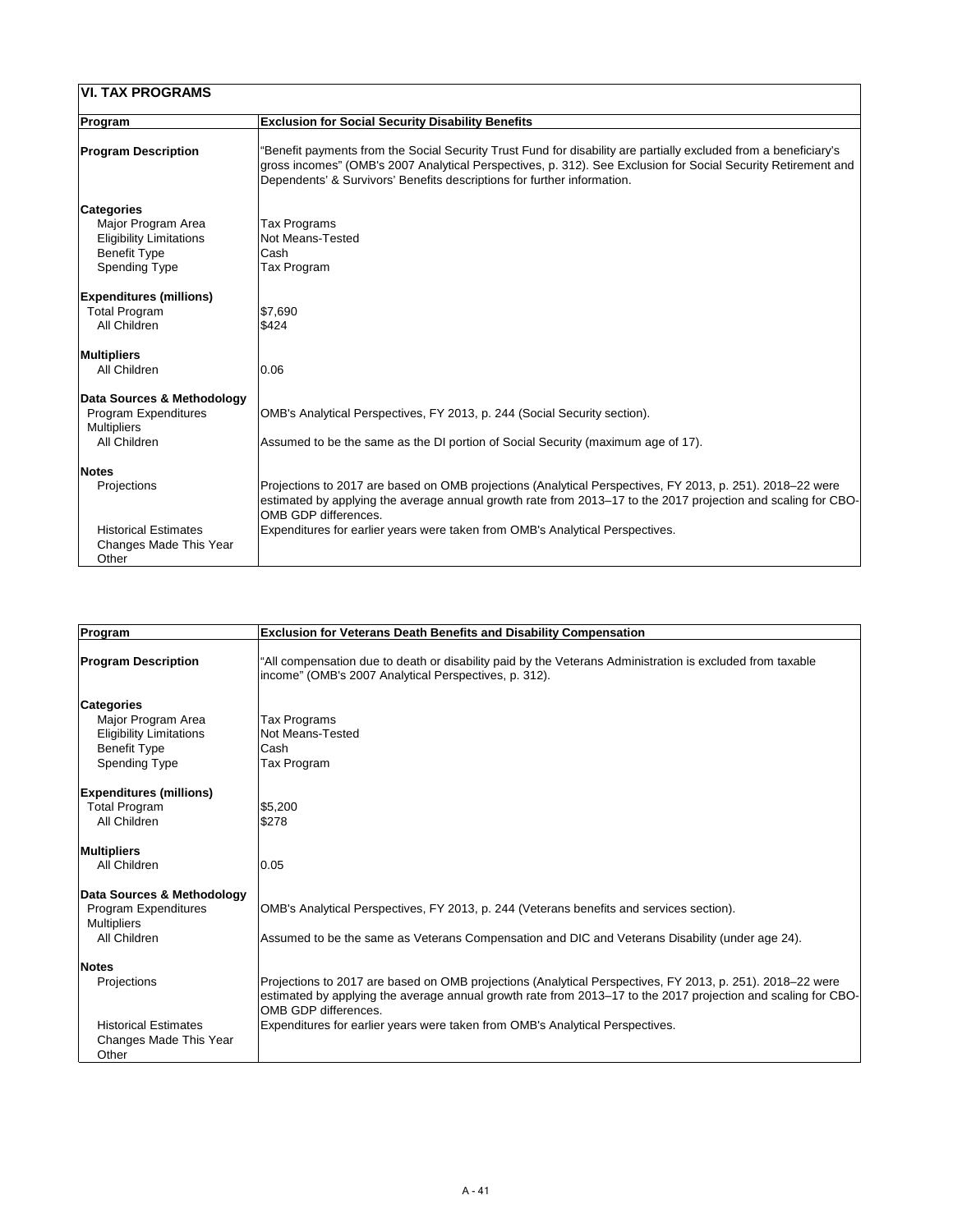## VI. TAX PROGRAMS

| Program | Exclusion for Social Security Disability Benefits |
|---|---|
| **Program Description** | "Benefit payments from the Social Security Trust Fund for disability are partially excluded from a beneficiary's gross incomes" (OMB's 2007 Analytical Perspectives, p. 312). See Exclusion for Social Security Retirement and Dependents' & Survivors' Benefits descriptions for further information. |
| **Categories** | |
| Major Program Area | Tax Programs |
| Eligibility Limitations | Not Means-Tested |
| Benefit Type | Cash |
| Spending Type | Tax Program |
| **Expenditures (millions)** | |
| Total Program | $7,690 |
| All Children | $424 |
| **Multipliers** | |
| All Children | 0.06 |
| **Data Sources & Methodology** | |
| Program Expenditures | OMB's Analytical Perspectives, FY 2013, p. 244 (Social Security section). |
| Multipliers | |
| All Children | Assumed to be the same as the DI portion of Social Security (maximum age of 17). |
| **Notes** | |
| Projections | Projections to 2017 are based on OMB projections (Analytical Perspectives, FY 2013, p. 251). 2018–22 were estimated by applying the average annual growth rate from 2013–17 to the 2017 projection and scaling for CBO-OMB GDP differences. |
| Historical Estimates | Expenditures for earlier years were taken from OMB's Analytical Perspectives. |
| Changes Made This Year | |
| Other | |

| Program | Exclusion for Veterans Death Benefits and Disability Compensation |
|---|---|
| **Program Description** | "All compensation due to death or disability paid by the Veterans Administration is excluded from taxable income" (OMB's 2007 Analytical Perspectives, p. 312). |
| **Categories** | |
| Major Program Area | Tax Programs |
| Eligibility Limitations | Not Means-Tested |
| Benefit Type | Cash |
| Spending Type | Tax Program |
| **Expenditures (millions)** | |
| Total Program | $5,200 |
| All Children | $278 |
| **Multipliers** | |
| All Children | 0.05 |
| **Data Sources & Methodology** | |
| Program Expenditures | OMB's Analytical Perspectives, FY 2013, p. 244 (Veterans benefits and services section). |
| Multipliers | |
| All Children | Assumed to be the same as Veterans Compensation and DIC and Veterans Disability (under age 24). |
| **Notes** | |
| Projections | Projections to 2017 are based on OMB projections (Analytical Perspectives, FY 2013, p. 251). 2018–22 were estimated by applying the average annual growth rate from 2013–17 to the 2017 projection and scaling for CBO-OMB GDP differences. |
| Historical Estimates | Expenditures for earlier years were taken from OMB's Analytical Perspectives. |
| Changes Made This Year | |
| Other | |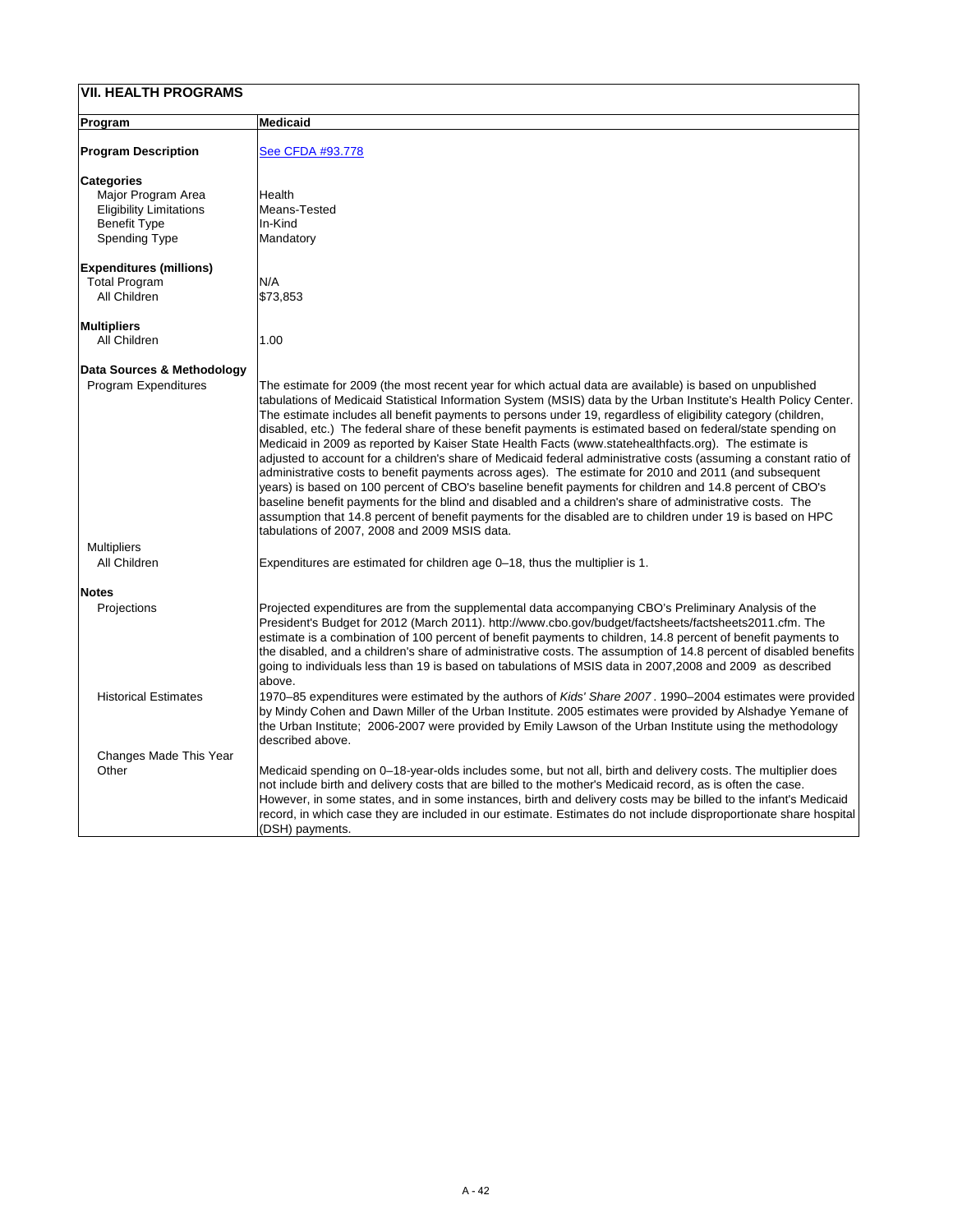## VII. HEALTH PROGRAMS

| **Program** | **Medicaid** |
|---|---|
| **Program Description** | See CFDA #93.778 |
| **Categories** | |
| Major Program Area | Health |
| Eligibility Limitations | Means-Tested |
| Benefit Type | In-Kind |
| Spending Type | Mandatory |
| **Expenditures (millions)** | |
| Total Program | N/A |
| All Children | $73,853 |
| **Multipliers** | |
| All Children | 1.00 |
| **Data Sources & Methodology** | |
| Program Expenditures | The estimate for 2009 (the most recent year for which actual data are available) is based on unpublished tabulations of Medicaid Statistical Information System (MSIS) data by the Urban Institute's Health Policy Center. The estimate includes all benefit payments to persons under 19, regardless of eligibility category (children, disabled, etc.) The federal share of these benefit payments is estimated based on federal/state spending on Medicaid in 2009 as reported by Kaiser State Health Facts (www.statehealthfacts.org). The estimate is adjusted to account for a children's share of Medicaid federal administrative costs (assuming a constant ratio of administrative costs to benefit payments across ages). The estimate for 2010 and 2011 (and subsequent years) is based on 100 percent of CBO's baseline benefit payments for children and 14.8 percent of CBO's baseline benefit payments for the blind and disabled and a children's share of administrative costs. The assumption that 14.8 percent of benefit payments for the disabled are to children under 19 is based on HPC tabulations of 2007, 2008 and 2009 MSIS data. |
| Multipliers | |
| All Children | Expenditures are estimated for children age 0–18, thus the multiplier is 1. |
| **Notes** | |
| Projections | Projected expenditures are from the supplemental data accompanying CBO's Preliminary Analysis of the President's Budget for 2012 (March 2011). http://www.cbo.gov/budget/factsheets/factsheets2011.cfm. The estimate is a combination of 100 percent of benefit payments to children, 14.8 percent of benefit payments to the disabled, and a children's share of administrative costs. The assumption of 14.8 percent of disabled benefits going to individuals less than 19 is based on tabulations of MSIS data in 2007,2008 and 2009 as described above. |
| Historical Estimates | 1970–85 expenditures were estimated by the authors of *Kids' Share 2007*. 1990–2004 estimates were provided by Mindy Cohen and Dawn Miller of the Urban Institute. 2005 estimates were provided by Alshadye Yemane of the Urban Institute; 2006-2007 were provided by Emily Lawson of the Urban Institute using the methodology described above. |
| Changes Made This Year | |
| Other | Medicaid spending on 0–18-year-olds includes some, but not all, birth and delivery costs. The multiplier does not include birth and delivery costs that are billed to the mother's Medicaid record, as is often the case. However, in some states, and in some instances, birth and delivery costs may be billed to the infant's Medicaid record, in which case they are included in our estimate. Estimates do not include disproportionate share hospital (DSH) payments. |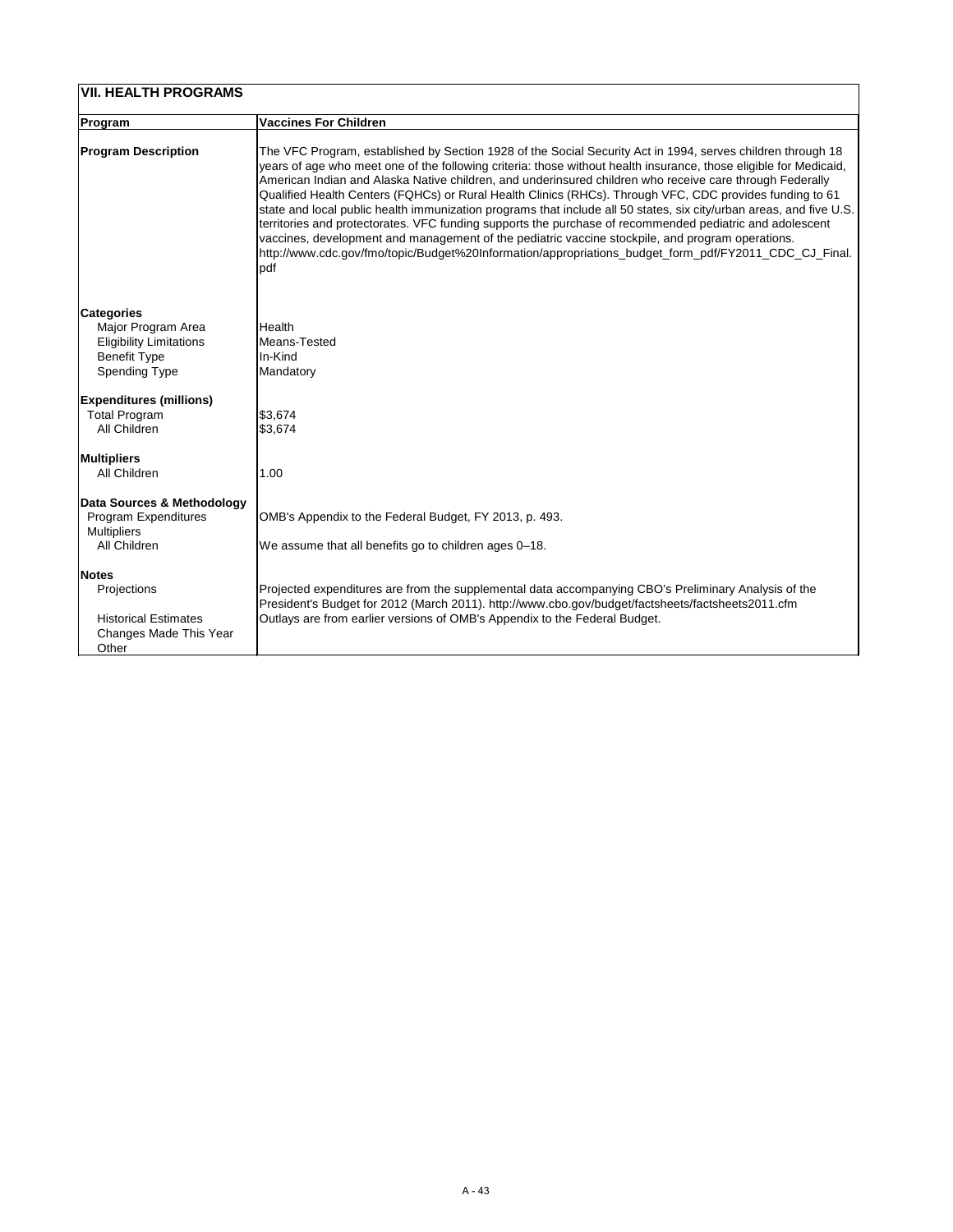## VII. HEALTH PROGRAMS

| Program | Vaccines For Children |
|---|---|
| **Program Description** | The VFC Program, established by Section 1928 of the Social Security Act in 1994, serves children through 18 years of age who meet one of the following criteria: those without health insurance, those eligible for Medicaid, American Indian and Alaska Native children, and underinsured children who receive care through Federally Qualified Health Centers (FQHCs) or Rural Health Clinics (RHCs). Through VFC, CDC provides funding to 61 state and local public health immunization programs that include all 50 states, six city/urban areas, and five U.S. territories and protectorates. VFC funding supports the purchase of recommended pediatric and adolescent vaccines, development and management of the pediatric vaccine stockpile, and program operations. http://www.cdc.gov/fmo/topic/Budget%20Information/appropriations_budget_form_pdf/FY2011_CDC_CJ_Final.pdf |
| **Categories** | |
| Major Program Area | Health |
| Eligibility Limitations | Means-Tested |
| Benefit Type | In-Kind |
| Spending Type | Mandatory |
| **Expenditures (millions)** | |
| Total Program | $3,674 |
| All Children | $3,674 |
| **Multipliers** | |
| All Children | 1.00 |
| **Data Sources & Methodology** | |
| Program Expenditures | OMB's Appendix to the Federal Budget, FY 2013, p. 493. |
| Multipliers | |
| All Children | We assume that all benefits go to children ages 0–18. |
| **Notes** | |
| Projections | Projected expenditures are from the supplemental data accompanying CBO's Preliminary Analysis of the President's Budget for 2012 (March 2011). http://www.cbo.gov/budget/factsheets/factsheets2011.cfm |
| Historical Estimates | Outlays are from earlier versions of OMB's Appendix to the Federal Budget. |
| Changes Made This Year | |
| Other | |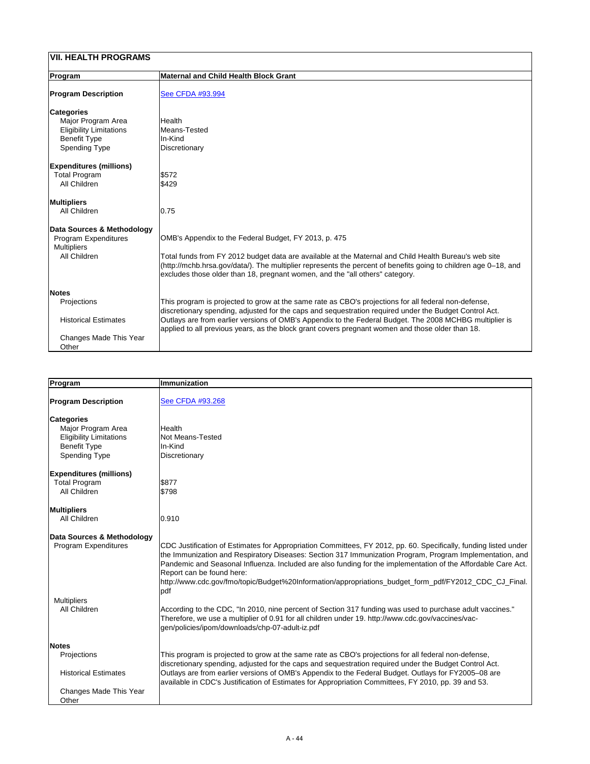## VII. HEALTH PROGRAMS

| Program | Maternal and Child Health Block Grant |
|---|---|
| **Program Description** | See CFDA #93.994 |
| **Categories** | |
| Major Program Area | Health |
| Eligibility Limitations | Means-Tested |
| Benefit Type | In-Kind |
| Spending Type | Discretionary |
| **Expenditures (millions)** | |
| Total Program | $572 |
| All Children | $429 |
| **Multipliers** | |
| All Children | 0.75 |
| **Data Sources & Methodology** | |
| Program Expenditures | OMB's Appendix to the Federal Budget, FY 2013, p. 475 |
| Multipliers | |
| All Children | Total funds from FY 2012 budget data are available at the Maternal and Child Health Bureau's web site (http://mchb.hrsa.gov/data/). The multiplier represents the percent of benefits going to children age 0–18, and excludes those older than 18, pregnant women, and the "all others" category. |
| **Notes** | |
| Projections | This program is projected to grow at the same rate as CBO's projections for all federal non-defense, discretionary spending, adjusted for the caps and sequestration required under the Budget Control Act. |
| Historical Estimates | Outlays are from earlier versions of OMB's Appendix to the Federal Budget. The 2008 MCHBG multiplier is applied to all previous years, as the block grant covers pregnant women and those older than 18. |
| Changes Made This Year | |
| Other | |

| Program | Immunization |
|---|---|
| **Program Description** | See CFDA #93.268 |
| **Categories** | |
| Major Program Area | Health |
| Eligibility Limitations | Not Means-Tested |
| Benefit Type | In-Kind |
| Spending Type | Discretionary |
| **Expenditures (millions)** | |
| Total Program | $877 |
| All Children | $798 |
| **Multipliers** | |
| All Children | 0.910 |
| **Data Sources & Methodology** | |
| Program Expenditures | CDC Justification of Estimates for Appropriation Committees, FY 2012, pp. 60. Specifically, funding listed under the Immunization and Respiratory Diseases: Section 317 Immunization Program, Program Implementation, and Pandemic and Seasonal Influenza. Included are also funding for the implementation of the Affordable Care Act. Report can be found here: http://www.cdc.gov/fmo/topic/Budget%20Information/appropriations_budget_form_pdf/FY2012_CDC_CJ_Final.pdf |
| Multipliers | |
| All Children | According to the CDC, "In 2010, nine percent of Section 317 funding was used to purchase adult vaccines." Therefore, we use a multiplier of 0.91 for all children under 19. http://www.cdc.gov/vaccines/vac-gen/policies/ipom/downloads/chp-07-adult-iz.pdf |
| **Notes** | |
| Projections | This program is projected to grow at the same rate as CBO's projections for all federal non-defense, discretionary spending, adjusted for the caps and sequestration required under the Budget Control Act. |
| Historical Estimates | Outlays are from earlier versions of OMB's Appendix to the Federal Budget. Outlays for FY2005–08 are available in CDC's Justification of Estimates for Appropriation Committees, FY 2010, pp. 39 and 53. |
| Changes Made This Year | |
| Other | |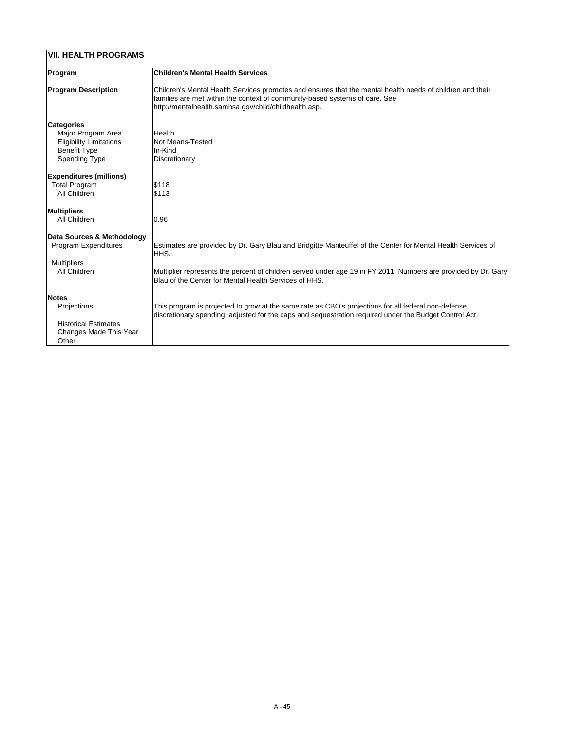## VII. HEALTH PROGRAMS

| Program | Children's Mental Health Services |
|---|---|
| **Program Description** | Children's Mental Health Services promotes and ensures that the mental health needs of children and their families are met within the context of community-based systems of care. See http://mentalhealth.samhsa.gov/child/childhealth.asp. |
| **Categories** | |
| Major Program Area | Health |
| Eligibility Limitations | Not Means-Tested |
| Benefit Type | In-Kind |
| Spending Type | Discretionary |
| **Expenditures (millions)** | |
| Total Program | $118 |
| All Children | $113 |
| **Multipliers** | |
| All Children | 0.96 |
| **Data Sources & Methodology** | |
| Program Expenditures | Estimates are provided by Dr. Gary Blau and Bridgitte Manteuffel of the Center for Mental Health Services of HHS. |
| Multipliers | |
| All Children | Multiplier represents the percent of children served under age 19 in FY 2011. Numbers are provided by Dr. Gary Blau of the Center for Mental Health Services of HHS. |
| **Notes** | |
| Projections | This program is projected to grow at the same rate as CBO's projections for all federal non-defense, discretionary spending, adjusted for the caps and sequestration required under the Budget Control Act. |
| Historical Estimates | |
| Changes Made This Year | |
| Other | |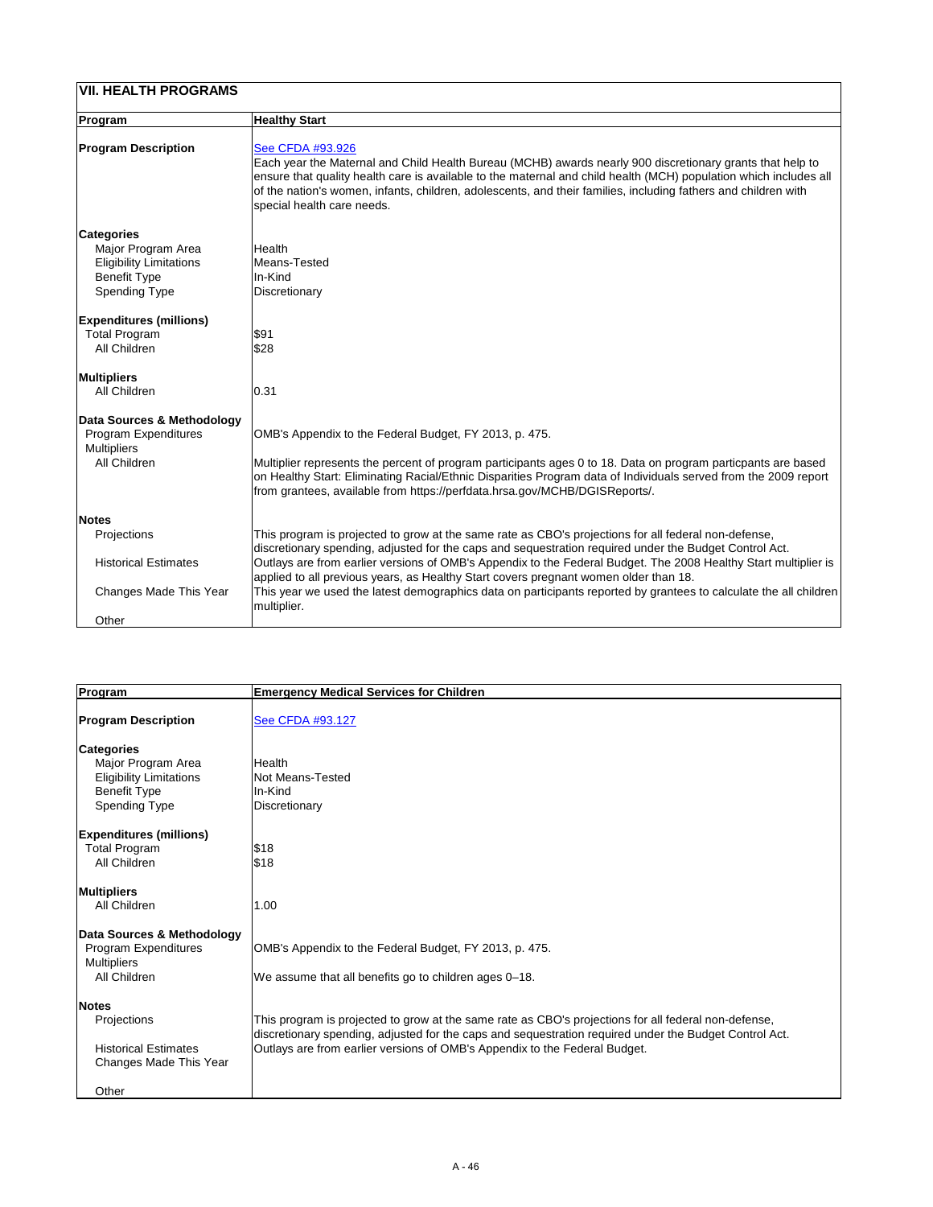## VII. HEALTH PROGRAMS

| Program | Healthy Start |
|---|---|
| **Program Description** | See CFDA #93.926<br>Each year the Maternal and Child Health Bureau (MCHB) awards nearly 900 discretionary grants that help to ensure that quality health care is available to the maternal and child health (MCH) population which includes all of the nation's women, infants, children, adolescents, and their families, including fathers and children with special health care needs. |
| **Categories** | |
| Major Program Area | Health |
| Eligibility Limitations | Means-Tested |
| Benefit Type | In-Kind |
| Spending Type | Discretionary |
| **Expenditures (millions)** | |
| Total Program | $91 |
| All Children | $28 |
| **Multipliers** | |
| All Children | 0.31 |
| **Data Sources & Methodology** | |
| Program Expenditures | OMB's Appendix to the Federal Budget, FY 2013, p. 475. |
| Multipliers | |
| All Children | Multiplier represents the percent of program participants ages 0 to 18. Data on program particpants are based on Healthy Start: Eliminating Racial/Ethnic Disparities Program data of Individuals served from the 2009 report from grantees, available from https://perfdata.hrsa.gov/MCHB/DGISReports/. |
| **Notes** | |
| Projections | This program is projected to grow at the same rate as CBO's projections for all federal non-defense, discretionary spending, adjusted for the caps and sequestration required under the Budget Control Act. |
| Historical Estimates | Outlays are from earlier versions of OMB's Appendix to the Federal Budget. The 2008 Healthy Start multiplier is applied to all previous years, as Healthy Start covers pregnant women older than 18. |
| Changes Made This Year | This year we used the latest demographics data on participants reported by grantees to calculate the all children multiplier. |
| Other | |

| Program | Emergency Medical Services for Children |
|---|---|
| **Program Description** | See CFDA #93.127 |
| **Categories** | |
| Major Program Area | Health |
| Eligibility Limitations | Not Means-Tested |
| Benefit Type | In-Kind |
| Spending Type | Discretionary |
| **Expenditures (millions)** | |
| Total Program | $18 |
| All Children | $18 |
| **Multipliers** | |
| All Children | 1.00 |
| **Data Sources & Methodology** | |
| Program Expenditures | OMB's Appendix to the Federal Budget, FY 2013, p. 475. |
| Multipliers | |
| All Children | We assume that all benefits go to children ages 0–18. |
| **Notes** | |
| Projections | This program is projected to grow at the same rate as CBO's projections for all federal non-defense, discretionary spending, adjusted for the caps and sequestration required under the Budget Control Act. |
| Historical Estimates | Outlays are from earlier versions of OMB's Appendix to the Federal Budget. |
| Changes Made This Year | |
| Other | |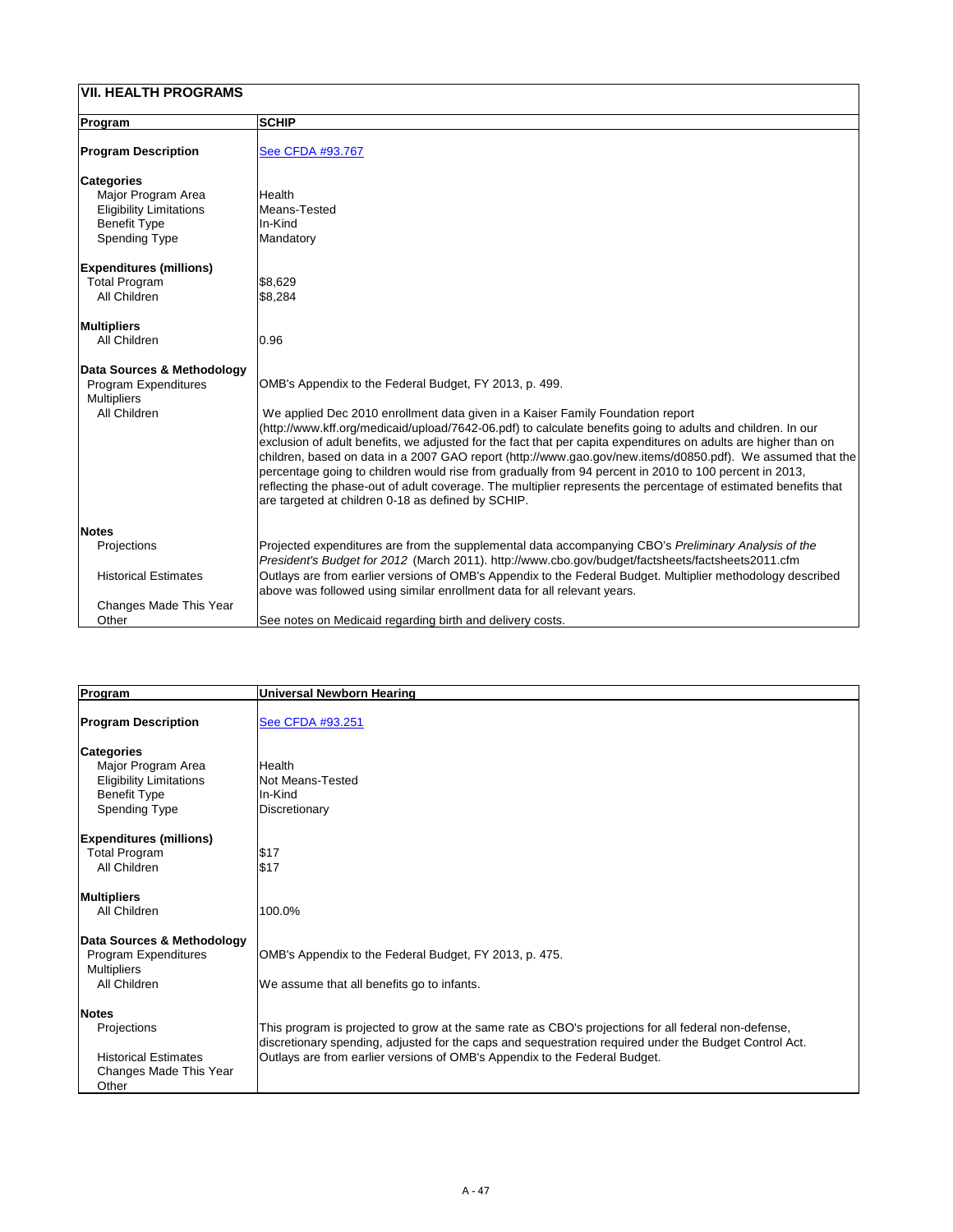## VII. HEALTH PROGRAMS

| Program | SCHIP |
|---|---|
| **Program Description** | See CFDA #93.767 |
| **Categories** | |
| Major Program Area | Health |
| Eligibility Limitations | Means-Tested |
| Benefit Type | In-Kind |
| Spending Type | Mandatory |
| **Expenditures (millions)** | |
| Total Program | $8,629 |
| All Children | $8,284 |
| **Multipliers** | |
| All Children | 0.96 |
| **Data Sources & Methodology** | |
| Program Expenditures | OMB's Appendix to the Federal Budget, FY 2013, p. 499. |
| Multipliers | |
| All Children | We applied Dec 2010 enrollment data given in a Kaiser Family Foundation report (http://www.kff.org/medicaid/upload/7642-06.pdf) to calculate benefits going to adults and children. In our exclusion of adult benefits, we adjusted for the fact that per capita expenditures on adults are higher than on children, based on data in a 2007 GAO report (http://www.gao.gov/new.items/d0850.pdf). We assumed that the percentage going to children would rise from gradually from 94 percent in 2010 to 100 percent in 2013, reflecting the phase-out of adult coverage. The multiplier represents the percentage of estimated benefits that are targeted at children 0-18 as defined by SCHIP. |
| **Notes** | |
| Projections | Projected expenditures are from the supplemental data accompanying CBO's *Preliminary Analysis of the President's Budget for 2012* (March 2011). http://www.cbo.gov/budget/factsheets/factsheets2011.cfm |
| Historical Estimates | Outlays are from earlier versions of OMB's Appendix to the Federal Budget. Multiplier methodology described above was followed using similar enrollment data for all relevant years. |
| Changes Made This Year | |
| Other | See notes on Medicaid regarding birth and delivery costs. |

| Program | Universal Newborn Hearing |
|---|---|
| **Program Description** | See CFDA #93.251 |
| **Categories** | |
| Major Program Area | Health |
| Eligibility Limitations | Not Means-Tested |
| Benefit Type | In-Kind |
| Spending Type | Discretionary |
| **Expenditures (millions)** | |
| Total Program | $17 |
| All Children | $17 |
| **Multipliers** | |
| All Children | 100.0% |
| **Data Sources & Methodology** | |
| Program Expenditures | OMB's Appendix to the Federal Budget, FY 2013, p. 475. |
| Multipliers | |
| All Children | We assume that all benefits go to infants. |
| **Notes** | |
| Projections | This program is projected to grow at the same rate as CBO's projections for all federal non-defense, discretionary spending, adjusted for the caps and sequestration required under the Budget Control Act. |
| Historical Estimates | Outlays are from earlier versions of OMB's Appendix to the Federal Budget. |
| Changes Made This Year | |
| Other | |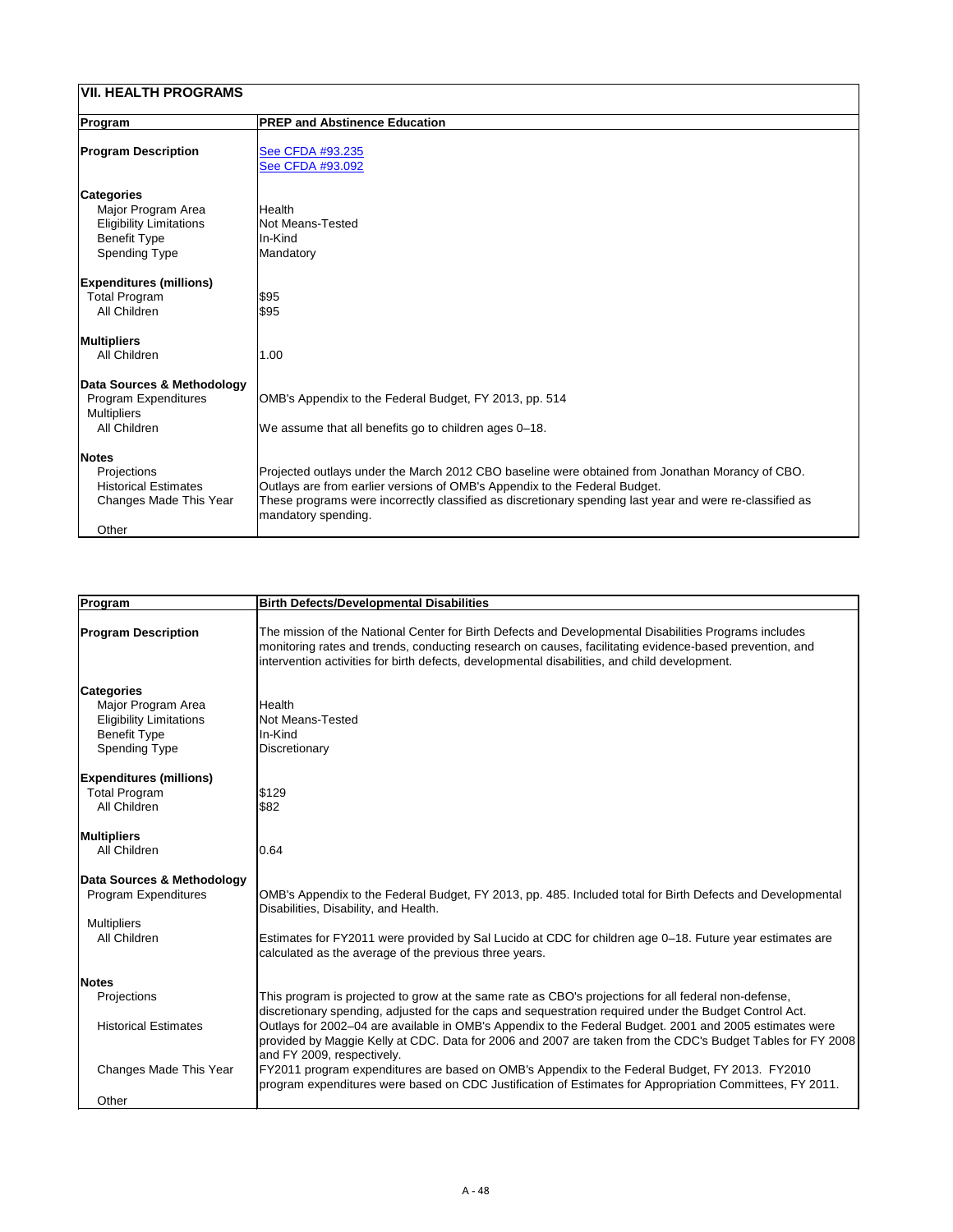## VII. HEALTH PROGRAMS

| Program | PREP and Abstinence Education |
|---|---|
| **Program Description** | See CFDA #93.235<br>See CFDA #93.092 |
| **Categories** | |
| Major Program Area | Health |
| Eligibility Limitations | Not Means-Tested |
| Benefit Type | In-Kind |
| Spending Type | Mandatory |
| **Expenditures (millions)** | |
| Total Program | $95 |
| All Children | $95 |
| **Multipliers** | |
| All Children | 1.00 |
| **Data Sources & Methodology** | |
| Program Expenditures | OMB's Appendix to the Federal Budget, FY 2013, pp. 514 |
| Multipliers | |
| All Children | We assume that all benefits go to children ages 0–18. |
| **Notes** | |
| Projections | Projected outlays under the March 2012 CBO baseline were obtained from Jonathan Morancy of CBO. |
| Historical Estimates | Outlays are from earlier versions of OMB's Appendix to the Federal Budget. |
| Changes Made This Year | These programs were incorrectly classified as discretionary spending last year and were re-classified as mandatory spending. |
| Other | |

| Program | Birth Defects/Developmental Disabilities |
|---|---|
| **Program Description** | The mission of the National Center for Birth Defects and Developmental Disabilities Programs includes monitoring rates and trends, conducting research on causes, facilitating evidence-based prevention, and intervention activities for birth defects, developmental disabilities, and child development. |
| **Categories** | |
| Major Program Area | Health |
| Eligibility Limitations | Not Means-Tested |
| Benefit Type | In-Kind |
| Spending Type | Discretionary |
| **Expenditures (millions)** | |
| Total Program | $129 |
| All Children | $82 |
| **Multipliers** | |
| All Children | 0.64 |
| **Data Sources & Methodology** | |
| Program Expenditures | OMB's Appendix to the Federal Budget, FY 2013, pp. 485. Included total for Birth Defects and Developmental Disabilities, Disability, and Health. |
| Multipliers | |
| All Children | Estimates for FY2011 were provided by Sal Lucido at CDC for children age 0–18. Future year estimates are calculated as the average of the previous three years. |
| **Notes** | |
| Projections | This program is projected to grow at the same rate as CBO's projections for all federal non-defense, discretionary spending, adjusted for the caps and sequestration required under the Budget Control Act. |
| Historical Estimates | Outlays for 2002–04 are available in OMB's Appendix to the Federal Budget. 2001 and 2005 estimates were provided by Maggie Kelly at CDC. Data for 2006 and 2007 are taken from the CDC's Budget Tables for FY 2008 and FY 2009, respectively. |
| Changes Made This Year | FY2011 program expenditures are based on OMB's Appendix to the Federal Budget, FY 2013. FY2010 program expenditures were based on CDC Justification of Estimates for Appropriation Committees, FY 2011. |
| Other | |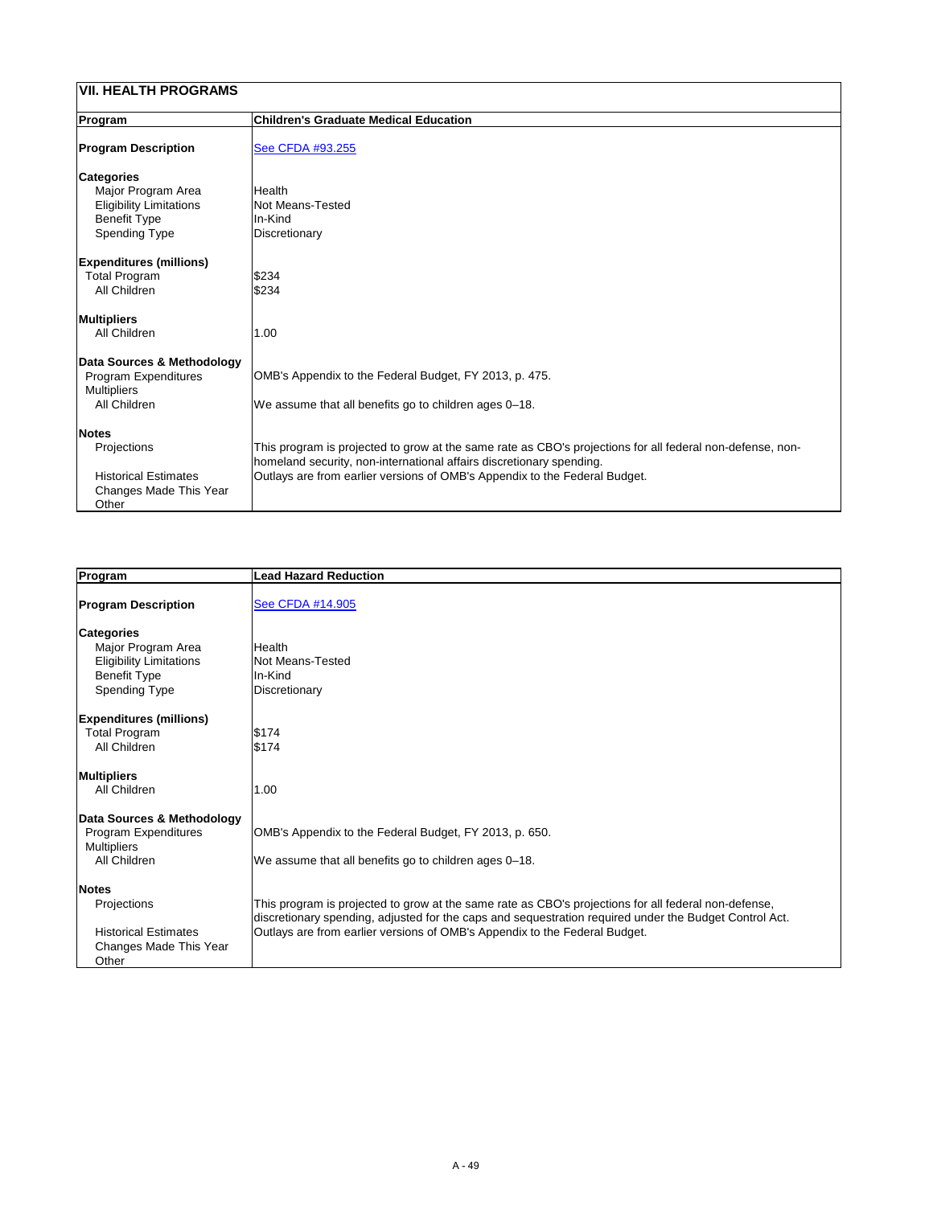## VII. HEALTH PROGRAMS

| Program | Children's Graduate Medical Education |
|---|---|
| **Program Description** | See CFDA #93.255 |
| **Categories** | |
| Major Program Area | Health |
| Eligibility Limitations | Not Means-Tested |
| Benefit Type | In-Kind |
| Spending Type | Discretionary |
| **Expenditures (millions)** | |
| Total Program | $234 |
| All Children | $234 |
| **Multipliers** | |
| All Children | 1.00 |
| **Data Sources & Methodology** | |
| Program Expenditures | OMB's Appendix to the Federal Budget, FY 2013, p. 475. |
| Multipliers | |
| All Children | We assume that all benefits go to children ages 0–18. |
| **Notes** | |
| Projections | This program is projected to grow at the same rate as CBO's projections for all federal non-defense, non-homeland security, non-international affairs discretionary spending. |
| Historical Estimates | Outlays are from earlier versions of OMB's Appendix to the Federal Budget. |
| Changes Made This Year | |
| Other | |

| Program | Lead Hazard Reduction |
|---|---|
| **Program Description** | See CFDA #14.905 |
| **Categories** | |
| Major Program Area | Health |
| Eligibility Limitations | Not Means-Tested |
| Benefit Type | In-Kind |
| Spending Type | Discretionary |
| **Expenditures (millions)** | |
| Total Program | $174 |
| All Children | $174 |
| **Multipliers** | |
| All Children | 1.00 |
| **Data Sources & Methodology** | |
| Program Expenditures | OMB's Appendix to the Federal Budget, FY 2013, p. 650. |
| Multipliers | |
| All Children | We assume that all benefits go to children ages 0–18. |
| **Notes** | |
| Projections | This program is projected to grow at the same rate as CBO's projections for all federal non-defense, discretionary spending, adjusted for the caps and sequestration required under the Budget Control Act. |
| Historical Estimates | Outlays are from earlier versions of OMB's Appendix to the Federal Budget. |
| Changes Made This Year | |
| Other | |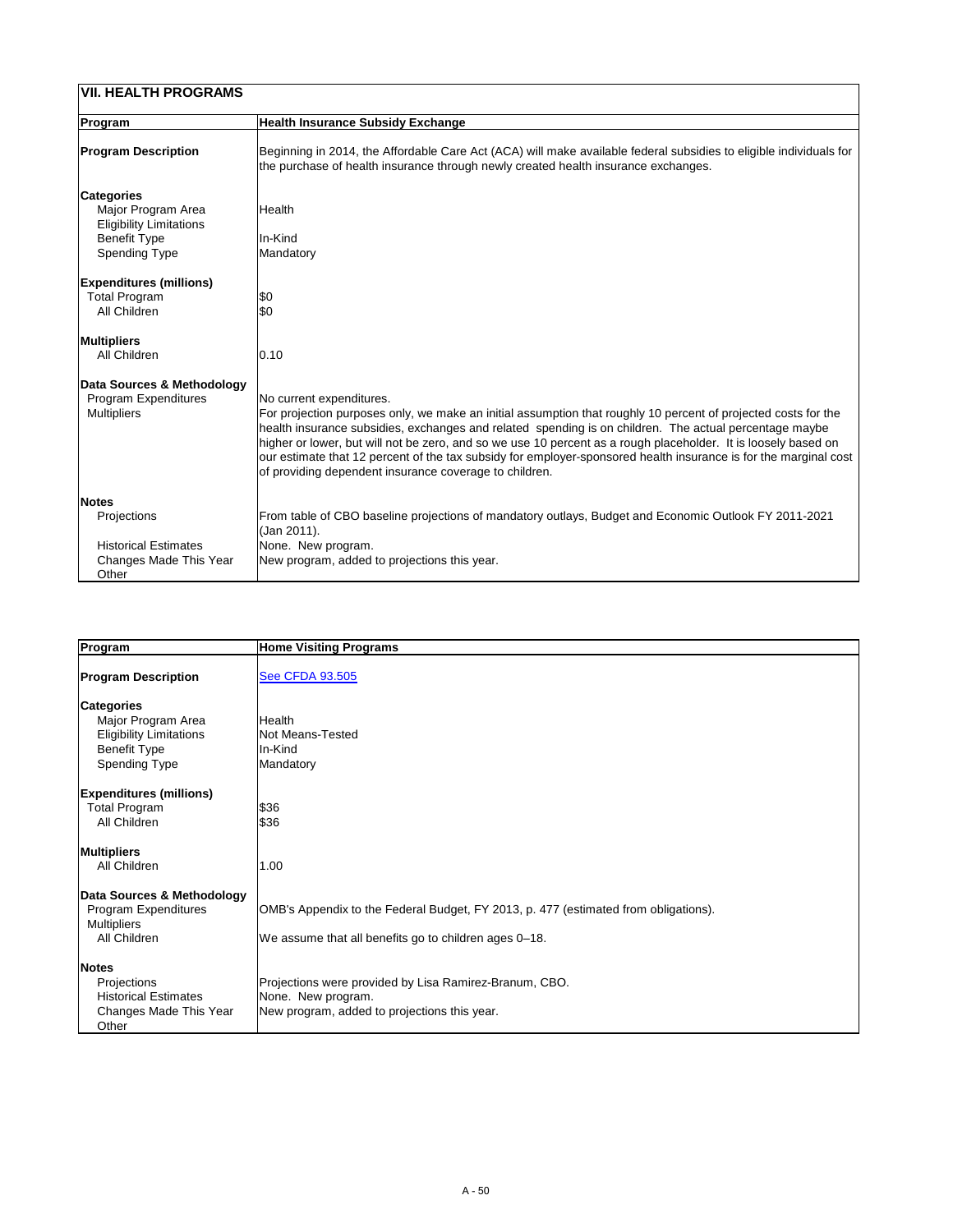## VII. HEALTH PROGRAMS

| Program | Health Insurance Subsidy Exchange |
|---|---|
| **Program Description** | Beginning in 2014, the Affordable Care Act (ACA) will make available federal subsidies to eligible individuals for the purchase of health insurance through newly created health insurance exchanges. |
| **Categories** | |
| Major Program Area | Health |
| Eligibility Limitations | |
| Benefit Type | In-Kind |
| Spending Type | Mandatory |
| **Expenditures (millions)** | |
| Total Program | $0 |
| All Children | $0 |
| **Multipliers** | |
| All Children | 0.10 |
| **Data Sources & Methodology** | |
| Program Expenditures | No current expenditures. |
| Multipliers | For projection purposes only, we make an initial assumption that roughly 10 percent of projected costs for the health insurance subsidies, exchanges and related spending is on children. The actual percentage maybe higher or lower, but will not be zero, and so we use 10 percent as a rough placeholder. It is loosely based on our estimate that 12 percent of the tax subsidy for employer-sponsored health insurance is for the marginal cost of providing dependent insurance coverage to children. |
| **Notes** | |
| Projections | From table of CBO baseline projections of mandatory outlays, Budget and Economic Outlook FY 2011-2021 (Jan 2011). |
| Historical Estimates | None. New program. |
| Changes Made This Year | New program, added to projections this year. |
| Other | |

| Program | Home Visiting Programs |
|---|---|
| **Program Description** | See CFDA 93.505 |
| **Categories** | |
| Major Program Area | Health |
| Eligibility Limitations | Not Means-Tested |
| Benefit Type | In-Kind |
| Spending Type | Mandatory |
| **Expenditures (millions)** | |
| Total Program | $36 |
| All Children | $36 |
| **Multipliers** | |
| All Children | 1.00 |
| **Data Sources & Methodology** | |
| Program Expenditures | OMB's Appendix to the Federal Budget, FY 2013, p. 477 (estimated from obligations). |
| Multipliers | |
| All Children | We assume that all benefits go to children ages 0–18. |
| **Notes** | |
| Projections | Projections were provided by Lisa Ramirez-Branum, CBO. |
| Historical Estimates | None. New program. |
| Changes Made This Year | New program, added to projections this year. |
| Other | |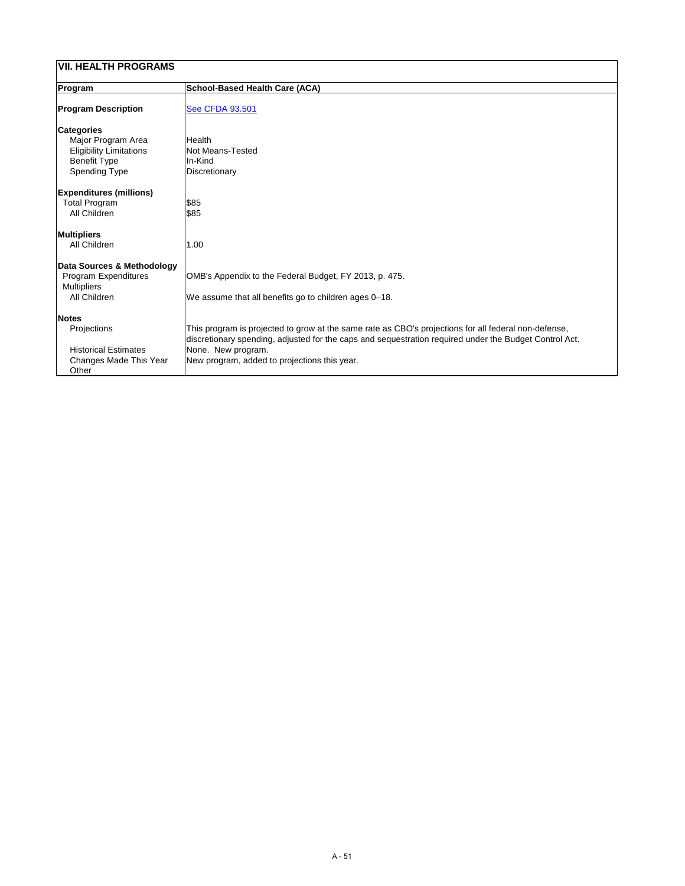## VII. HEALTH PROGRAMS

| Program | School-Based Health Care (ACA) |
|---|---|
| **Program Description** | [See CFDA 93.501] |
| **Categories** | |
| Major Program Area | Health |
| Eligibility Limitations | Not Means-Tested |
| Benefit Type | In-Kind |
| Spending Type | Discretionary |
| **Expenditures (millions)** | |
| Total Program | $85 |
| All Children | $85 |
| **Multipliers** | |
| All Children | 1.00 |
| **Data Sources & Methodology** | |
| Program Expenditures | OMB's Appendix to the Federal Budget, FY 2013, p. 475. |
| Multipliers | |
| All Children | We assume that all benefits go to children ages 0–18. |
| **Notes** | |
| Projections | This program is projected to grow at the same rate as CBO's projections for all federal non-defense, discretionary spending, adjusted for the caps and sequestration required under the Budget Control Act. |
| Historical Estimates | None. New program. |
| Changes Made This Year | New program, added to projections this year. |
| Other | |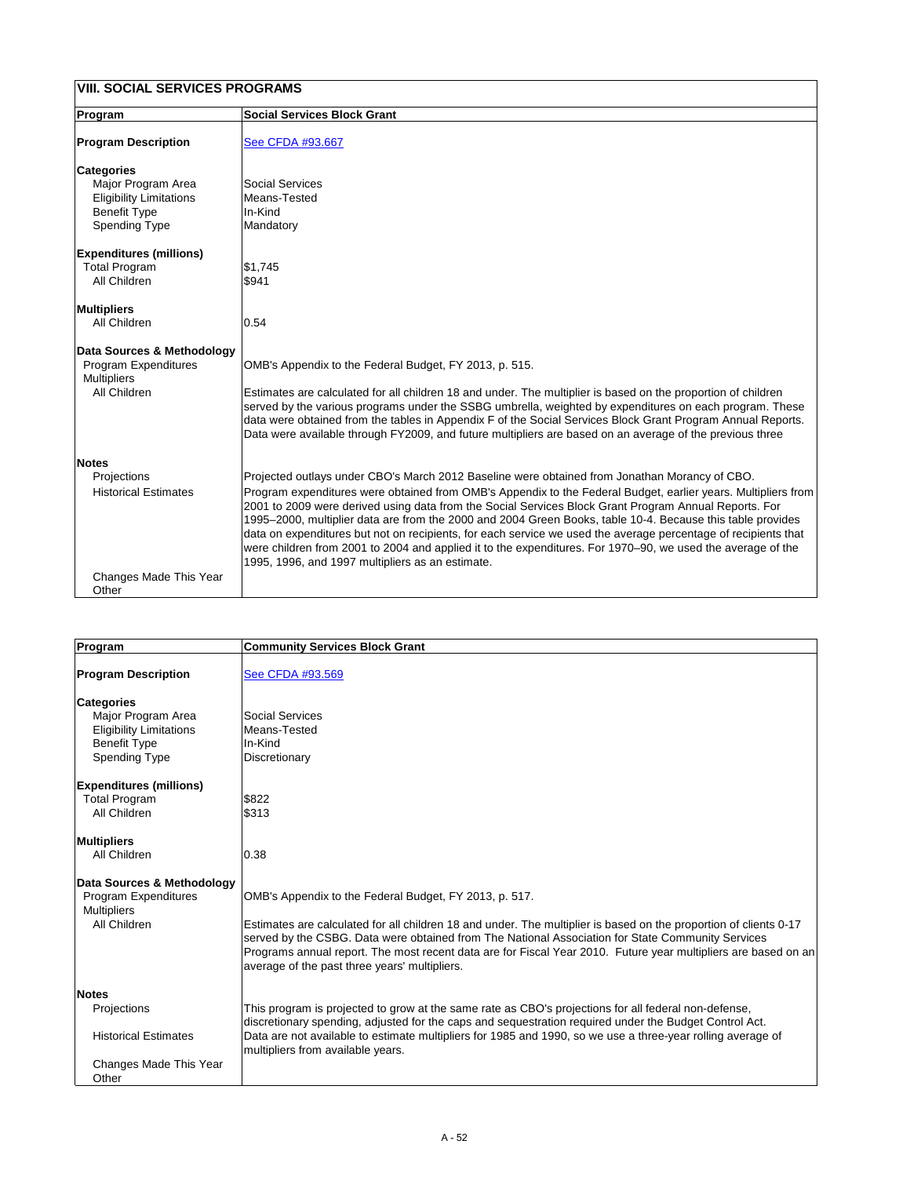## VIII. SOCIAL SERVICES PROGRAMS

| Program | Social Services Block Grant |
|---|---|
| **Program Description** | See CFDA #93.667 |
| **Categories** | |
| Major Program Area | Social Services |
| Eligibility Limitations | Means-Tested |
| Benefit Type | In-Kind |
| Spending Type | Mandatory |
| **Expenditures (millions)** | |
| Total Program | $1,745 |
| All Children | $941 |
| **Multipliers** | |
| All Children | 0.54 |
| **Data Sources & Methodology** | |
| Program Expenditures | OMB's Appendix to the Federal Budget, FY 2013, p. 515. |
| Multipliers | |
| All Children | Estimates are calculated for all children 18 and under. The multiplier is based on the proportion of children served by the various programs under the SSBG umbrella, weighted by expenditures on each program. These data were obtained from the tables in Appendix F of the Social Services Block Grant Program Annual Reports. Data were available through FY2009, and future multipliers are based on an average of the previous three |
| **Notes** | |
| Projections | Projected outlays under CBO's March 2012 Baseline were obtained from Jonathan Morancy of CBO. |
| Historical Estimates | Program expenditures were obtained from OMB's Appendix to the Federal Budget, earlier years. Multipliers from 2001 to 2009 were derived using data from the Social Services Block Grant Program Annual Reports. For 1995–2000, multiplier data are from the 2000 and 2004 Green Books, table 10-4. Because this table provides data on expenditures but not on recipients, for each service we used the average percentage of recipients that were children from 2001 to 2004 and applied it to the expenditures. For 1970–90, we used the average of the 1995, 1996, and 1997 multipliers as an estimate. |
| Changes Made This Year | |
| Other | |

| Program | Community Services Block Grant |
|---|---|
| **Program Description** | See CFDA #93.569 |
| **Categories** | |
| Major Program Area | Social Services |
| Eligibility Limitations | Means-Tested |
| Benefit Type | In-Kind |
| Spending Type | Discretionary |
| **Expenditures (millions)** | |
| Total Program | $822 |
| All Children | $313 |
| **Multipliers** | |
| All Children | 0.38 |
| **Data Sources & Methodology** | |
| Program Expenditures | OMB's Appendix to the Federal Budget, FY 2013, p. 517. |
| Multipliers | |
| All Children | Estimates are calculated for all children 18 and under. The multiplier is based on the proportion of clients 0-17 served by the CSBG. Data were obtained from The National Association for State Community Services Programs annual report. The most recent data are for Fiscal Year 2010. Future year multipliers are based on an average of the past three years' multipliers. |
| **Notes** | |
| Projections | This program is projected to grow at the same rate as CBO's projections for all federal non-defense, discretionary spending, adjusted for the caps and sequestration required under the Budget Control Act. |
| Historical Estimates | Data are not available to estimate multipliers for 1985 and 1990, so we use a three-year rolling average of multipliers from available years. |
| Changes Made This Year | |
| Other | |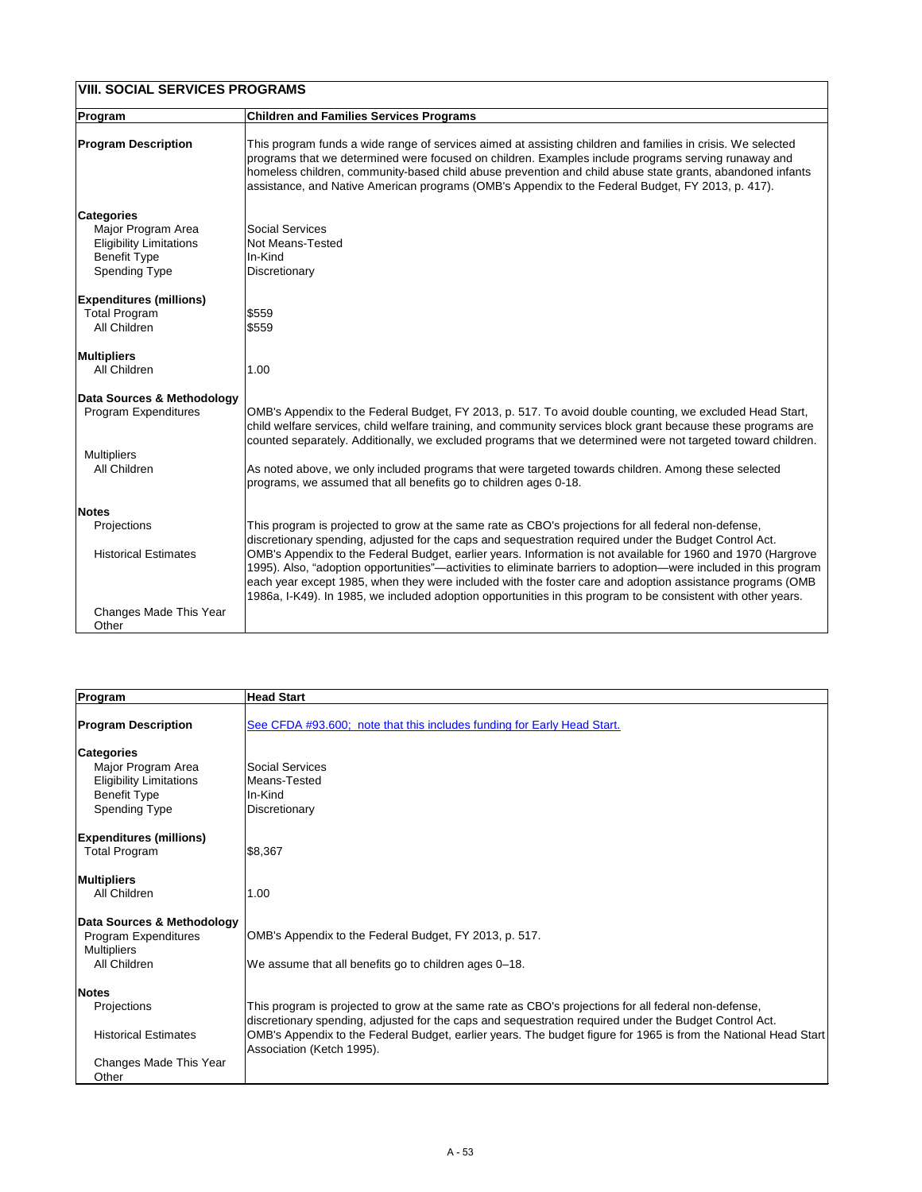## VIII. SOCIAL SERVICES PROGRAMS

| Program | Children and Families Services Programs |
|---|---|
| **Program Description** | This program funds a wide range of services aimed at assisting children and families in crisis. We selected programs that we determined were focused on children. Examples include programs serving runaway and homeless children, community-based child abuse prevention and child abuse state grants, abandoned infants assistance, and Native American programs (OMB's Appendix to the Federal Budget, FY 2013, p. 417). |
| **Categories** | |
| Major Program Area | Social Services |
| Eligibility Limitations | Not Means-Tested |
| Benefit Type | In-Kind |
| Spending Type | Discretionary |
| **Expenditures (millions)** | |
| Total Program | \$559 |
| All Children | \$559 |
| **Multipliers** | |
| All Children | 1.00 |
| **Data Sources & Methodology** | |
| Program Expenditures | OMB's Appendix to the Federal Budget, FY 2013, p. 517. To avoid double counting, we excluded Head Start, child welfare services, child welfare training, and community services block grant because these programs are counted separately. Additionally, we excluded programs that we determined were not targeted toward children. |
| Multipliers | |
| All Children | As noted above, we only included programs that were targeted towards children. Among these selected programs, we assumed that all benefits go to children ages 0-18. |
| **Notes** | |
| Projections | This program is projected to grow at the same rate as CBO's projections for all federal non-defense, discretionary spending, adjusted for the caps and sequestration required under the Budget Control Act. |
| Historical Estimates | OMB's Appendix to the Federal Budget, earlier years. Information is not available for 1960 and 1970 (Hargrove 1995). Also, "adoption opportunities"—activities to eliminate barriers to adoption—were included in this program each year except 1985, when they were included with the foster care and adoption assistance programs (OMB 1986a, I-K49). In 1985, we included adoption opportunities in this program to be consistent with other years. |
| Changes Made This Year | |
| Other | |

| Program | Head Start |
|---|---|
| **Program Description** | See CFDA #93.600; note that this includes funding for Early Head Start. |
| **Categories** | |
| Major Program Area | Social Services |
| Eligibility Limitations | Means-Tested |
| Benefit Type | In-Kind |
| Spending Type | Discretionary |
| **Expenditures (millions)** | |
| Total Program | \$8,367 |
| **Multipliers** | |
| All Children | 1.00 |
| **Data Sources & Methodology** | |
| Program Expenditures | OMB's Appendix to the Federal Budget, FY 2013, p. 517. |
| Multipliers | |
| All Children | We assume that all benefits go to children ages 0–18. |
| **Notes** | |
| Projections | This program is projected to grow at the same rate as CBO's projections for all federal non-defense, discretionary spending, adjusted for the caps and sequestration required under the Budget Control Act. |
| Historical Estimates | OMB's Appendix to the Federal Budget, earlier years. The budget figure for 1965 is from the National Head Start Association (Ketch 1995). |
| Changes Made This Year | |
| Other | |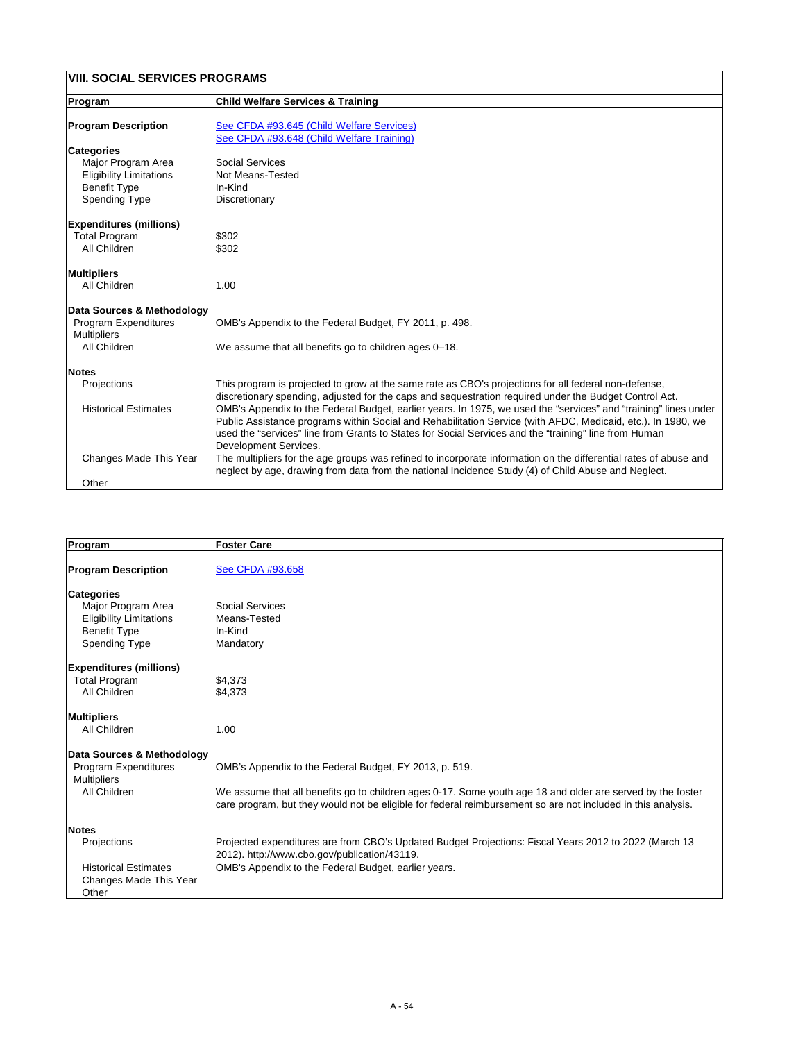## VIII. SOCIAL SERVICES PROGRAMS

| Program | Child Welfare Services & Training |
|---|---|
| **Program Description** | See CFDA #93.645 (Child Welfare Services)<br>See CFDA #93.648 (Child Welfare Training) |
| **Categories** | |
| Major Program Area | Social Services |
| Eligibility Limitations | Not Means-Tested |
| Benefit Type | In-Kind |
| Spending Type | Discretionary |
| **Expenditures (millions)** | |
| Total Program | $302 |
| All Children | $302 |
| **Multipliers** | |
| All Children | 1.00 |
| **Data Sources & Methodology** | |
| Program Expenditures | OMB's Appendix to the Federal Budget, FY 2011, p. 498. |
| Multipliers | |
| All Children | We assume that all benefits go to children ages 0–18. |
| **Notes** | |
| Projections | This program is projected to grow at the same rate as CBO's projections for all federal non-defense, discretionary spending, adjusted for the caps and sequestration required under the Budget Control Act. |
| Historical Estimates | OMB's Appendix to the Federal Budget, earlier years. In 1975, we used the "services" and "training" lines under Public Assistance programs within Social and Rehabilitation Service (with AFDC, Medicaid, etc.). In 1980, we used the "services" line from Grants to States for Social Services and the "training" line from Human Development Services. |
| Changes Made This Year | The multipliers for the age groups was refined to incorporate information on the differential rates of abuse and neglect by age, drawing from data from the national Incidence Study (4) of Child Abuse and Neglect. |
| Other | |

| Program | Foster Care |
|---|---|
| **Program Description** | See CFDA #93.658 |
| **Categories** | |
| Major Program Area | Social Services |
| Eligibility Limitations | Means-Tested |
| Benefit Type | In-Kind |
| Spending Type | Mandatory |
| **Expenditures (millions)** | |
| Total Program | $4,373 |
| All Children | $4,373 |
| **Multipliers** | |
| All Children | 1.00 |
| **Data Sources & Methodology** | |
| Program Expenditures | OMB's Appendix to the Federal Budget, FY 2013, p. 519. |
| Multipliers | |
| All Children | We assume that all benefits go to children ages 0-17. Some youth age 18 and older are served by the foster care program, but they would not be eligible for federal reimbursement so are not included in this analysis. |
| **Notes** | |
| Projections | Projected expenditures are from CBO's Updated Budget Projections: Fiscal Years 2012 to 2022 (March 13 2012). http://www.cbo.gov/publication/43119. |
| Historical Estimates | OMB's Appendix to the Federal Budget, earlier years. |
| Changes Made This Year | |
| Other | |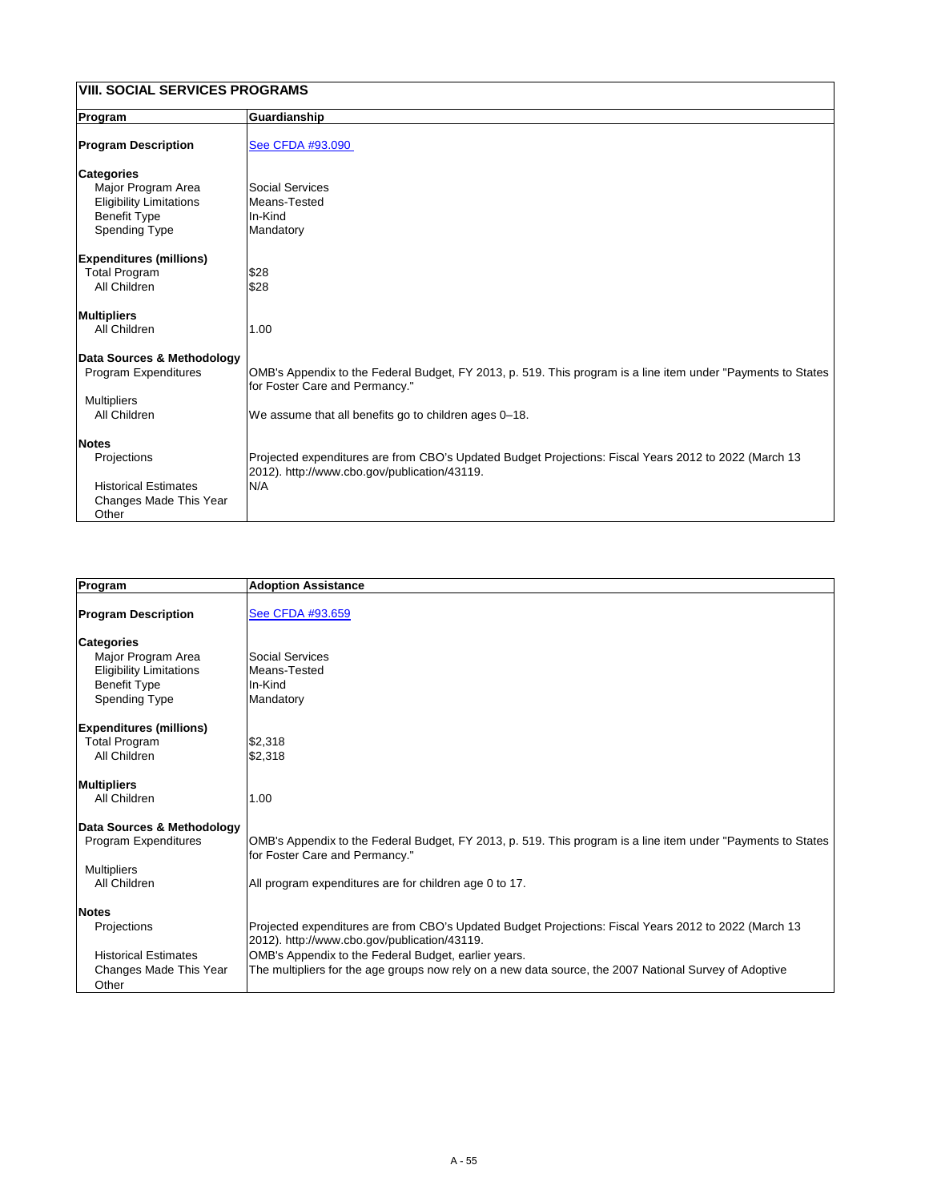## VIII. SOCIAL SERVICES PROGRAMS

| **Program** | **Guardianship** |
|---|---|
| **Program Description** | See CFDA #93.090 |
| **Categories** | |
| Major Program Area | Social Services |
| Eligibility Limitations | Means-Tested |
| Benefit Type | In-Kind |
| Spending Type | Mandatory |
| **Expenditures (millions)** | |
| Total Program | $28 |
| All Children | $28 |
| **Multipliers** | |
| All Children | 1.00 |
| **Data Sources & Methodology** | |
| Program Expenditures | OMB's Appendix to the Federal Budget, FY 2013, p. 519. This program is a line item under "Payments to States for Foster Care and Permancy." |
| Multipliers | |
| All Children | We assume that all benefits go to children ages 0–18. |
| **Notes** | |
| Projections | Projected expenditures are from CBO's Updated Budget Projections: Fiscal Years 2012 to 2022 (March 13 2012). http://www.cbo.gov/publication/43119. |
| Historical Estimates | N/A |
| Changes Made This Year | |
| Other | |

| **Program** | **Adoption Assistance** |
|---|---|
| **Program Description** | See CFDA #93.659 |
| **Categories** | |
| Major Program Area | Social Services |
| Eligibility Limitations | Means-Tested |
| Benefit Type | In-Kind |
| Spending Type | Mandatory |
| **Expenditures (millions)** | |
| Total Program | $2,318 |
| All Children | $2,318 |
| **Multipliers** | |
| All Children | 1.00 |
| **Data Sources & Methodology** | |
| Program Expenditures | OMB's Appendix to the Federal Budget, FY 2013, p. 519. This program is a line item under "Payments to States for Foster Care and Permancy." |
| Multipliers | |
| All Children | All program expenditures are for children age 0 to 17. |
| **Notes** | |
| Projections | Projected expenditures are from CBO's Updated Budget Projections: Fiscal Years 2012 to 2022 (March 13 2012). http://www.cbo.gov/publication/43119. |
| Historical Estimates | OMB's Appendix to the Federal Budget, earlier years. |
| Changes Made This Year | The multipliers for the age groups now rely on a new data source, the 2007 National Survey of Adoptive |
| Other | |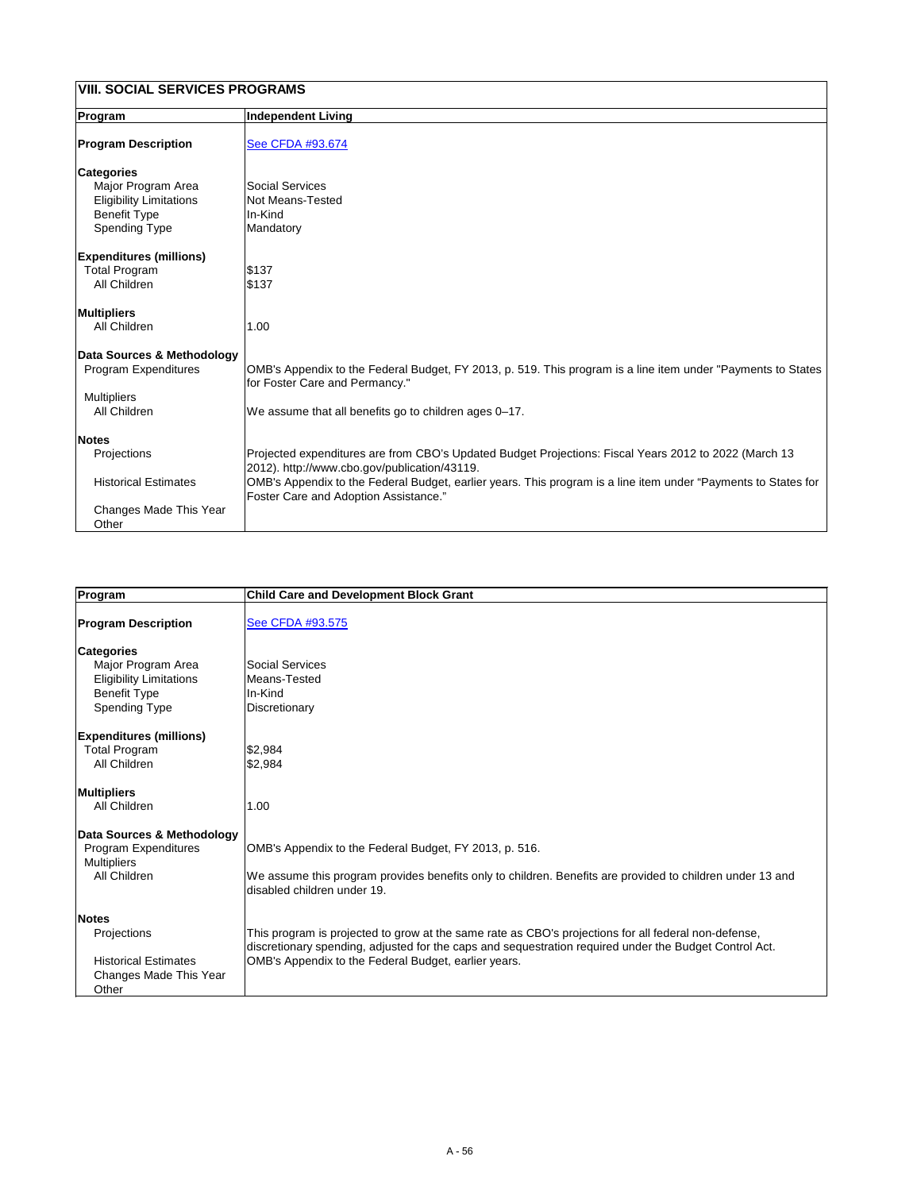## VIII. SOCIAL SERVICES PROGRAMS

| Program | Independent Living |
| --- | --- |
| **Program Description** | See CFDA #93.674 |
| **Categories** | |
| Major Program Area | Social Services |
| Eligibility Limitations | Not Means-Tested |
| Benefit Type | In-Kind |
| Spending Type | Mandatory |
| **Expenditures (millions)** | |
| Total Program | $137 |
| All Children | $137 |
| **Multipliers** | |
| All Children | 1.00 |
| **Data Sources & Methodology** | |
| Program Expenditures | OMB's Appendix to the Federal Budget, FY 2013, p. 519. This program is a line item under "Payments to States for Foster Care and Permancy." |
| Multipliers | |
| All Children | We assume that all benefits go to children ages 0–17. |
| **Notes** | |
| Projections | Projected expenditures are from CBO's Updated Budget Projections: Fiscal Years 2012 to 2022 (March 13 2012). http://www.cbo.gov/publication/43119. |
| Historical Estimates | OMB's Appendix to the Federal Budget, earlier years. This program is a line item under "Payments to States for Foster Care and Adoption Assistance." |
| Changes Made This Year | |
| Other | |

| Program | Child Care and Development Block Grant |
| --- | --- |
| **Program Description** | See CFDA #93.575 |
| **Categories** | |
| Major Program Area | Social Services |
| Eligibility Limitations | Means-Tested |
| Benefit Type | In-Kind |
| Spending Type | Discretionary |
| **Expenditures (millions)** | |
| Total Program | $2,984 |
| All Children | $2,984 |
| **Multipliers** | |
| All Children | 1.00 |
| **Data Sources & Methodology** | |
| Program Expenditures | OMB's Appendix to the Federal Budget, FY 2013, p. 516. |
| Multipliers | |
| All Children | We assume this program provides benefits only to children. Benefits are provided to children under 13 and disabled children under 19. |
| **Notes** | |
| Projections | This program is projected to grow at the same rate as CBO's projections for all federal non-defense, discretionary spending, adjusted for the caps and sequestration required under the Budget Control Act. |
| Historical Estimates | OMB's Appendix to the Federal Budget, earlier years. |
| Changes Made This Year | |
| Other | |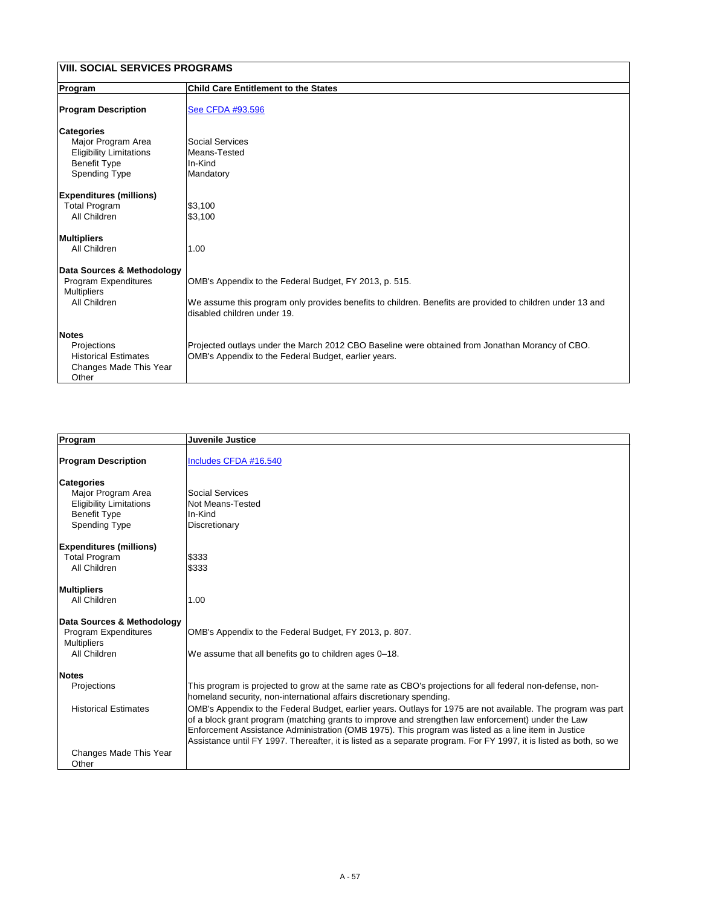## VIII. SOCIAL SERVICES PROGRAMS

| Program | Child Care Entitlement to the States |
|---|---|
| **Program Description** | See CFDA #93.596 |
| **Categories** | |
| Major Program Area | Social Services |
| Eligibility Limitations | Means-Tested |
| Benefit Type | In-Kind |
| Spending Type | Mandatory |
| **Expenditures (millions)** | |
| Total Program | $3,100 |
| All Children | $3,100 |
| **Multipliers** | |
| All Children | 1.00 |
| **Data Sources & Methodology** | |
| Program Expenditures | OMB's Appendix to the Federal Budget, FY 2013, p. 515. |
| Multipliers | |
| All Children | We assume this program only provides benefits to children. Benefits are provided to children under 13 and disabled children under 19. |
| **Notes** | |
| Projections | Projected outlays under the March 2012 CBO Baseline were obtained from Jonathan Morancy of CBO. |
| Historical Estimates | OMB's Appendix to the Federal Budget, earlier years. |
| Changes Made This Year | |
| Other | |

| Program | Juvenile Justice |
|---|---|
| **Program Description** | Includes CFDA #16.540 |
| **Categories** | |
| Major Program Area | Social Services |
| Eligibility Limitations | Not Means-Tested |
| Benefit Type | In-Kind |
| Spending Type | Discretionary |
| **Expenditures (millions)** | |
| Total Program | $333 |
| All Children | $333 |
| **Multipliers** | |
| All Children | 1.00 |
| **Data Sources & Methodology** | |
| Program Expenditures | OMB's Appendix to the Federal Budget, FY 2013, p. 807. |
| Multipliers | |
| All Children | We assume that all benefits go to children ages 0–18. |
| **Notes** | |
| Projections | This program is projected to grow at the same rate as CBO's projections for all federal non-defense, non-homeland security, non-international affairs discretionary spending. |
| Historical Estimates | OMB's Appendix to the Federal Budget, earlier years. Outlays for 1975 are not available. The program was part of a block grant program (matching grants to improve and strengthen law enforcement) under the Law Enforcement Assistance Administration (OMB 1975). This program was listed as a line item in Justice Assistance until FY 1997. Thereafter, it is listed as a separate program. For FY 1997, it is listed as both, so we |
| Changes Made This Year | |
| Other | |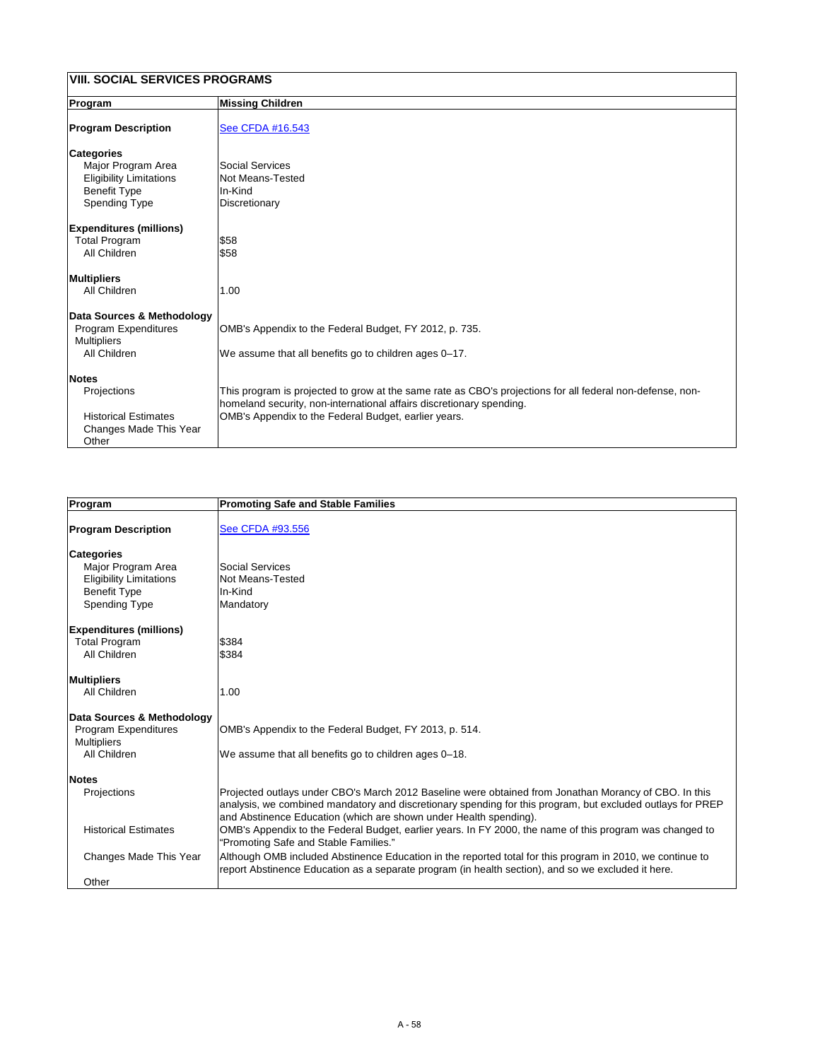## VIII. SOCIAL SERVICES PROGRAMS

| Program | Missing Children |
|---|---|
| **Program Description** | See CFDA #16.543 |
| **Categories** | |
| Major Program Area | Social Services |
| Eligibility Limitations | Not Means-Tested |
| Benefit Type | In-Kind |
| Spending Type | Discretionary |
| **Expenditures (millions)** | |
| Total Program | $58 |
| All Children | $58 |
| **Multipliers** | |
| All Children | 1.00 |
| **Data Sources & Methodology** | |
| Program Expenditures | OMB's Appendix to the Federal Budget, FY 2012, p. 735. |
| Multipliers | |
| All Children | We assume that all benefits go to children ages 0–17. |
| **Notes** | |
| Projections | This program is projected to grow at the same rate as CBO's projections for all federal non-defense, non-homeland security, non-international affairs discretionary spending. |
| Historical Estimates | OMB's Appendix to the Federal Budget, earlier years. |
| Changes Made This Year | |
| Other | |

| Program | Promoting Safe and Stable Families |
|---|---|
| **Program Description** | See CFDA #93.556 |
| **Categories** | |
| Major Program Area | Social Services |
| Eligibility Limitations | Not Means-Tested |
| Benefit Type | In-Kind |
| Spending Type | Mandatory |
| **Expenditures (millions)** | |
| Total Program | $384 |
| All Children | $384 |
| **Multipliers** | |
| All Children | 1.00 |
| **Data Sources & Methodology** | |
| Program Expenditures | OMB's Appendix to the Federal Budget, FY 2013, p. 514. |
| Multipliers | |
| All Children | We assume that all benefits go to children ages 0–18. |
| **Notes** | |
| Projections | Projected outlays under CBO's March 2012 Baseline were obtained from Jonathan Morancy of CBO. In this analysis, we combined mandatory and discretionary spending for this program, but excluded outlays for PREP and Abstinence Education (which are shown under Health spending). |
| Historical Estimates | OMB's Appendix to the Federal Budget, earlier years. In FY 2000, the name of this program was changed to "Promoting Safe and Stable Families." |
| Changes Made This Year | Although OMB included Abstinence Education in the reported total for this program in 2010, we continue to report Abstinence Education as a separate program (in health section), and so we excluded it here. |
| Other | |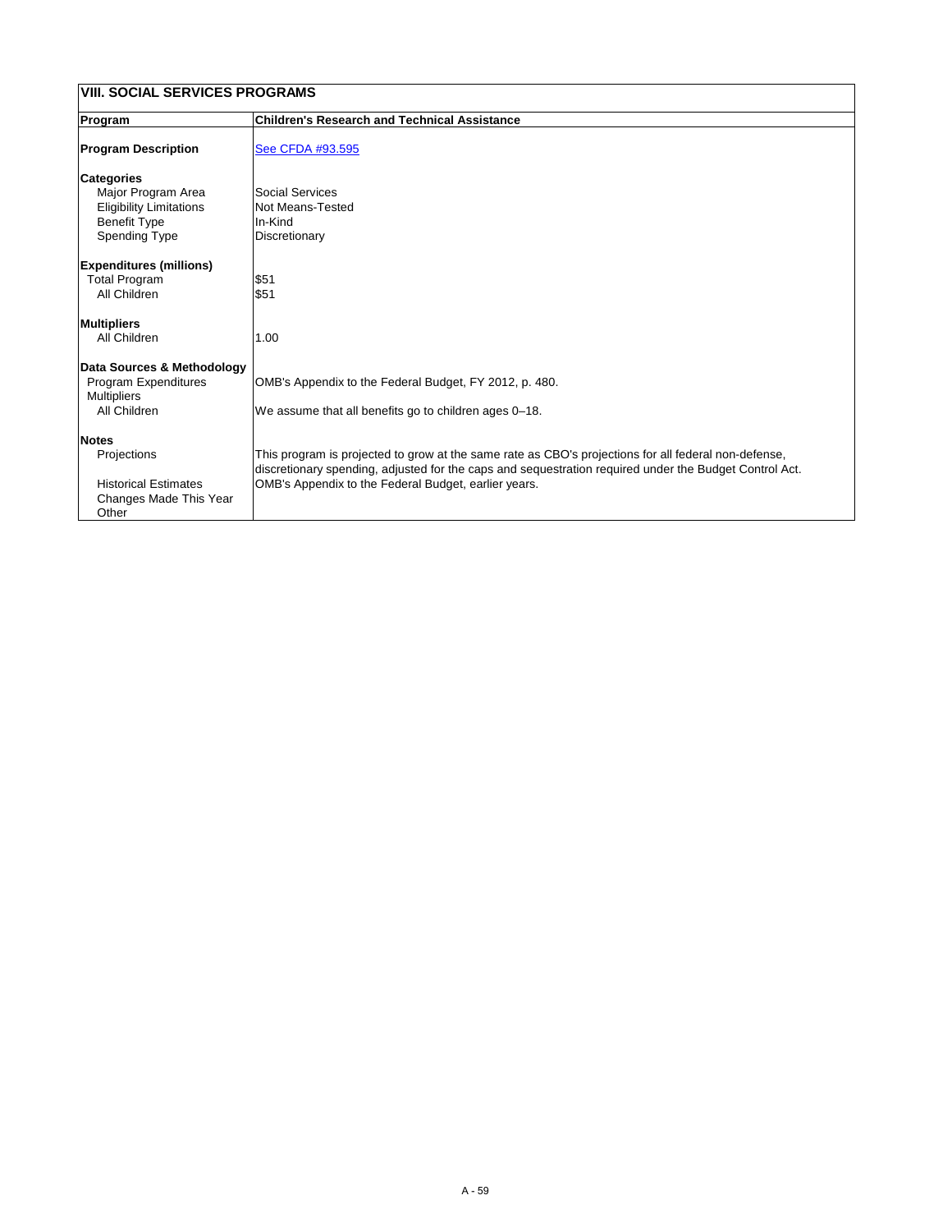## VIII. SOCIAL SERVICES PROGRAMS

| Program | Children's Research and Technical Assistance |
|---|---|
| **Program Description** | See CFDA #93.595 |
| **Categories** | |
| Major Program Area | Social Services |
| Eligibility Limitations | Not Means-Tested |
| Benefit Type | In-Kind |
| Spending Type | Discretionary |
| **Expenditures (millions)** | |
| Total Program | $51 |
| All Children | $51 |
| **Multipliers** | |
| All Children | 1.00 |
| **Data Sources & Methodology** | |
| Program Expenditures | OMB's Appendix to the Federal Budget, FY 2012, p. 480. |
| Multipliers | |
| All Children | We assume that all benefits go to children ages 0–18. |
| **Notes** | |
| Projections | This program is projected to grow at the same rate as CBO's projections for all federal non-defense, discretionary spending, adjusted for the caps and sequestration required under the Budget Control Act. |
| Historical Estimates | OMB's Appendix to the Federal Budget, earlier years. |
| Changes Made This Year | |
| Other | |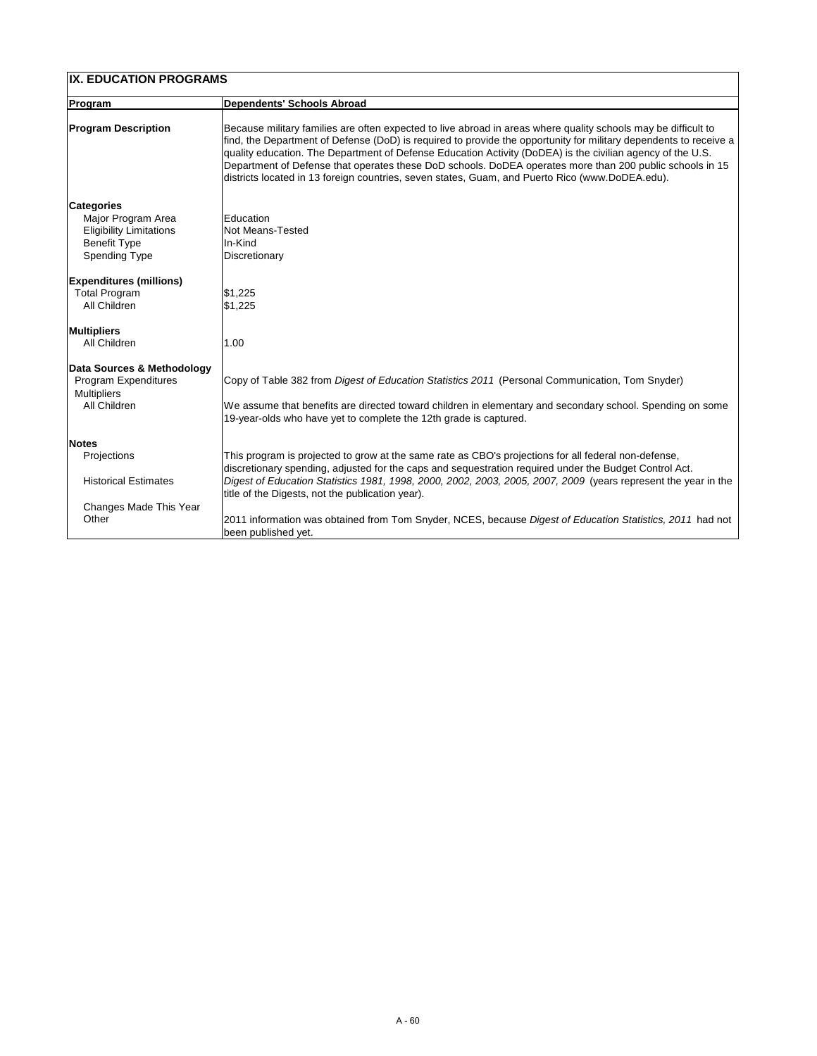## IX. EDUCATION PROGRAMS

| Program | Dependents' Schools Abroad |
|---|---|
| **Program Description** | Because military families are often expected to live abroad in areas where quality schools may be difficult to find, the Department of Defense (DoD) is required to provide the opportunity for military dependents to receive a quality education. The Department of Defense Education Activity (DoDEA) is the civilian agency of the U.S. Department of Defense that operates these DoD schools. DoDEA operates more than 200 public schools in 15 districts located in 13 foreign countries, seven states, Guam, and Puerto Rico (www.DoDEA.edu). |
| **Categories** | |
| Major Program Area | Education |
| Eligibility Limitations | Not Means-Tested |
| Benefit Type | In-Kind |
| Spending Type | Discretionary |
| **Expenditures (millions)** | |
| Total Program | $1,225 |
| All Children | $1,225 |
| **Multipliers** | |
| All Children | 1.00 |
| **Data Sources & Methodology** | |
| Program Expenditures | Copy of Table 382 from *Digest of Education Statistics 2011* (Personal Communication, Tom Snyder) |
| Multipliers | |
| All Children | We assume that benefits are directed toward children in elementary and secondary school. Spending on some 19-year-olds who have yet to complete the 12th grade is captured. |
| **Notes** | |
| Projections | This program is projected to grow at the same rate as CBO's projections for all federal non-defense, discretionary spending, adjusted for the caps and sequestration required under the Budget Control Act. |
| Historical Estimates | *Digest of Education Statistics 1981, 1998, 2000, 2002, 2003, 2005, 2007, 2009* (years represent the year in the title of the Digests, not the publication year). |
| Changes Made This Year | |
| Other | 2011 information was obtained from Tom Snyder, NCES, because *Digest of Education Statistics, 2011* had not been published yet. |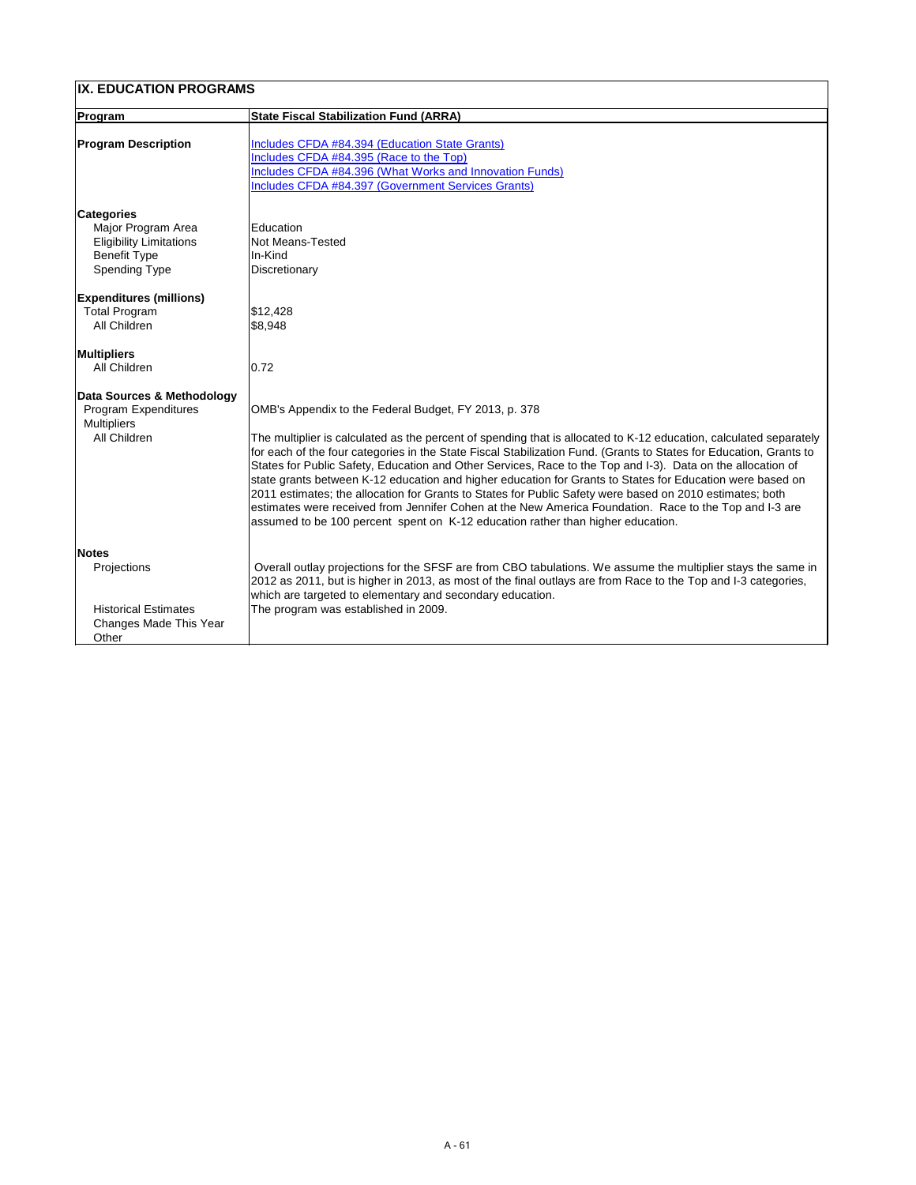## IX. EDUCATION PROGRAMS

| Program | State Fiscal Stabilization Fund (ARRA) |
|---|---|
| **Program Description** | Includes CFDA #84.394 (Education State Grants)<br>Includes CFDA #84.395 (Race to the Top)<br>Includes CFDA #84.396 (What Works and Innovation Funds)<br>Includes CFDA #84.397 (Government Services Grants) |
| **Categories** | |
| Major Program Area | Education |
| Eligibility Limitations | Not Means-Tested |
| Benefit Type | In-Kind |
| Spending Type | Discretionary |
| **Expenditures (millions)** | |
| Total Program | $12,428 |
| All Children | $8,948 |
| **Multipliers** | |
| All Children | 0.72 |
| **Data Sources & Methodology** | |
| Program Expenditures | OMB's Appendix to the Federal Budget, FY 2013, p. 378 |
| Multipliers | |
| All Children | The multiplier is calculated as the percent of spending that is allocated to K-12 education, calculated separately for each of the four categories in the State Fiscal Stabilization Fund. (Grants to States for Education, Grants to States for Public Safety, Education and Other Services, Race to the Top and I-3). Data on the allocation of state grants between K-12 education and higher education for Grants to States for Education were based on 2011 estimates; the allocation for Grants to States for Public Safety were based on 2010 estimates; both estimates were received from Jennifer Cohen at the New America Foundation. Race to the Top and I-3 are assumed to be 100 percent spent on K-12 education rather than higher education. |
| **Notes** | |
| Projections | Overall outlay projections for the SFSF are from CBO tabulations. We assume the multiplier stays the same in 2012 as 2011, but is higher in 2013, as most of the final outlays are from Race to the Top and I-3 categories, which are targeted to elementary and secondary education. |
| Historical Estimates | The program was established in 2009. |
| Changes Made This Year | |
| Other | |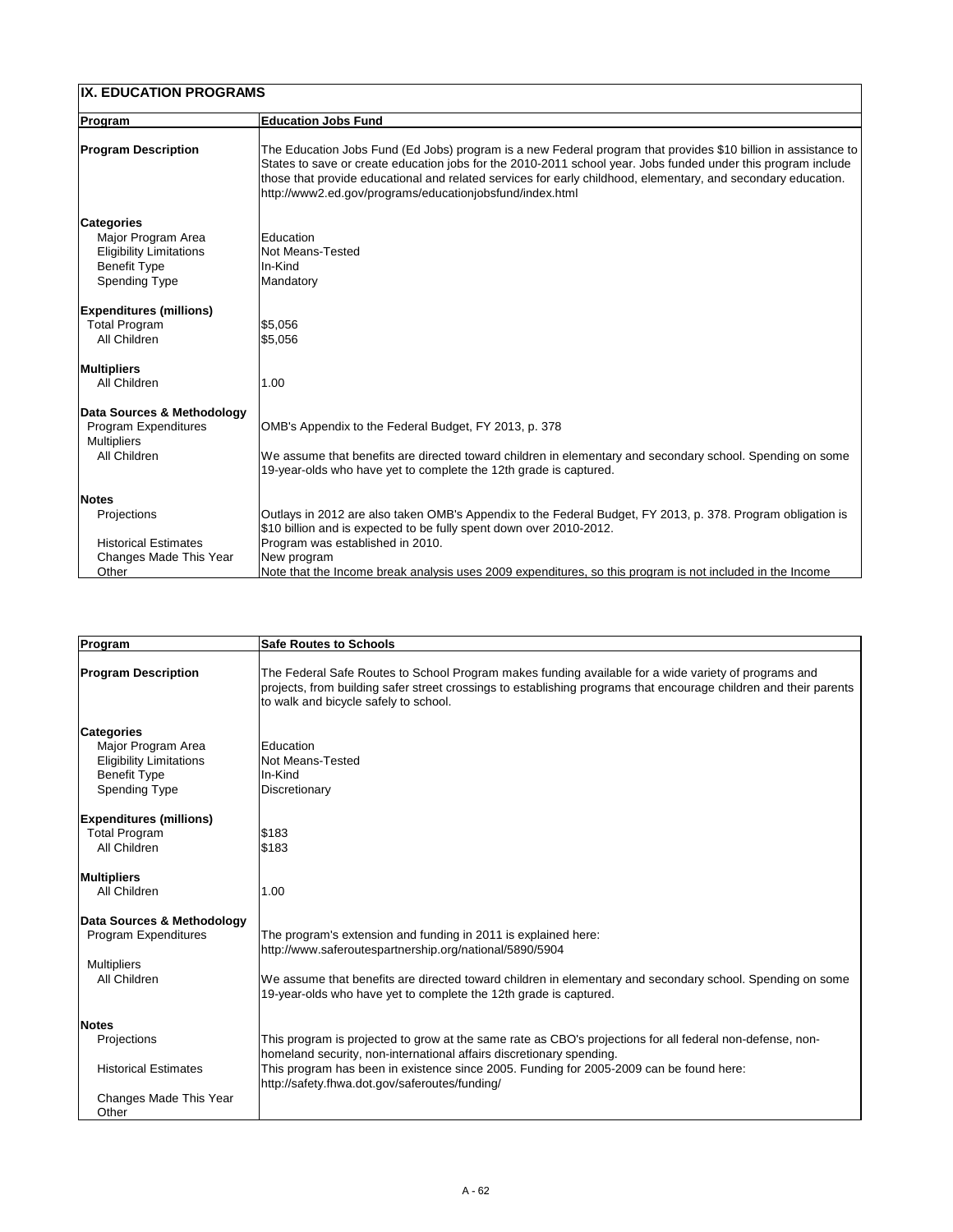## IX. EDUCATION PROGRAMS

| Program | Education Jobs Fund |
|---|---|
| **Program Description** | The Education Jobs Fund (Ed Jobs) program is a new Federal program that provides $10 billion in assistance to States to save or create education jobs for the 2010-2011 school year. Jobs funded under this program include those that provide educational and related services for early childhood, elementary, and secondary education. http://www2.ed.gov/programs/educationjobsfund/index.html |
| **Categories** | |
| Major Program Area | Education |
| Eligibility Limitations | Not Means-Tested |
| Benefit Type | In-Kind |
| Spending Type | Mandatory |
| **Expenditures (millions)** | |
| Total Program | $5,056 |
| All Children | $5,056 |
| **Multipliers** | |
| All Children | 1.00 |
| **Data Sources & Methodology** | |
| Program Expenditures | OMB's Appendix to the Federal Budget, FY 2013, p. 378 |
| Multipliers | |
| All Children | We assume that benefits are directed toward children in elementary and secondary school. Spending on some 19-year-olds who have yet to complete the 12th grade is captured. |
| **Notes** | |
| Projections | Outlays in 2012 are also taken OMB's Appendix to the Federal Budget, FY 2013, p. 378. Program obligation is $10 billion and is expected to be fully spent down over 2010-2012. |
| Historical Estimates | Program was established in 2010. |
| Changes Made This Year | New program |
| Other | Note that the Income break analysis uses 2009 expenditures, so this program is not included in the Income |

| Program | Safe Routes to Schools |
|---|---|
| **Program Description** | The Federal Safe Routes to School Program makes funding available for a wide variety of programs and projects, from building safer street crossings to establishing programs that encourage children and their parents to walk and bicycle safely to school. |
| **Categories** | |
| Major Program Area | Education |
| Eligibility Limitations | Not Means-Tested |
| Benefit Type | In-Kind |
| Spending Type | Discretionary |
| **Expenditures (millions)** | |
| Total Program | $183 |
| All Children | $183 |
| **Multipliers** | |
| All Children | 1.00 |
| **Data Sources & Methodology** | |
| Program Expenditures | The program's extension and funding in 2011 is explained here: http://www.saferoutespartnership.org/national/5890/5904 |
| Multipliers | |
| All Children | We assume that benefits are directed toward children in elementary and secondary school. Spending on some 19-year-olds who have yet to complete the 12th grade is captured. |
| **Notes** | |
| Projections | This program is projected to grow at the same rate as CBO's projections for all federal non-defense, non-homeland security, non-international affairs discretionary spending. |
| Historical Estimates | This program has been in existence since 2005. Funding for 2005-2009 can be found here: http://safety.fhwa.dot.gov/saferoutes/funding/ |
| Changes Made This Year | |
| Other | |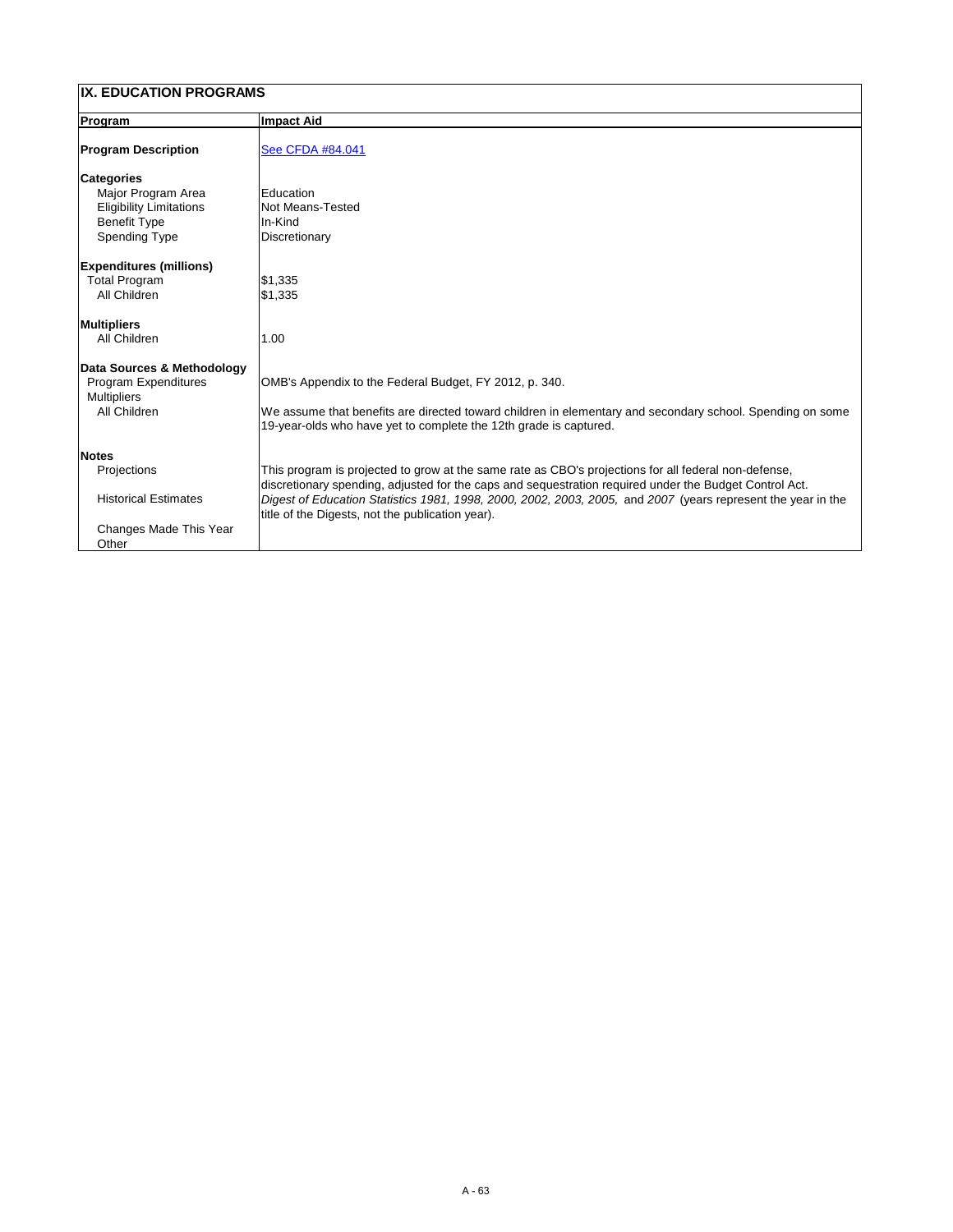## IX. EDUCATION PROGRAMS

| Program | Impact Aid |
|---|---|
| **Program Description** | [See CFDA #84.041] |
| **Categories** | |
| Major Program Area | Education |
| Eligibility Limitations | Not Means-Tested |
| Benefit Type | In-Kind |
| Spending Type | Discretionary |
| **Expenditures (millions)** | |
| Total Program | $1,335 |
| All Children | $1,335 |
| **Multipliers** | |
| All Children | 1.00 |
| **Data Sources & Methodology** | |
| Program Expenditures | OMB's Appendix to the Federal Budget, FY 2012, p. 340. |
| Multipliers | |
| All Children | We assume that benefits are directed toward children in elementary and secondary school. Spending on some 19-year-olds who have yet to complete the 12th grade is captured. |
| **Notes** | |
| Projections | This program is projected to grow at the same rate as CBO's projections for all federal non-defense, discretionary spending, adjusted for the caps and sequestration required under the Budget Control Act. |
| Historical Estimates | *Digest of Education Statistics 1981, 1998, 2000, 2002, 2003, 2005,* and *2007* (years represent the year in the title of the Digests, not the publication year). |
| Changes Made This Year | |
| Other | |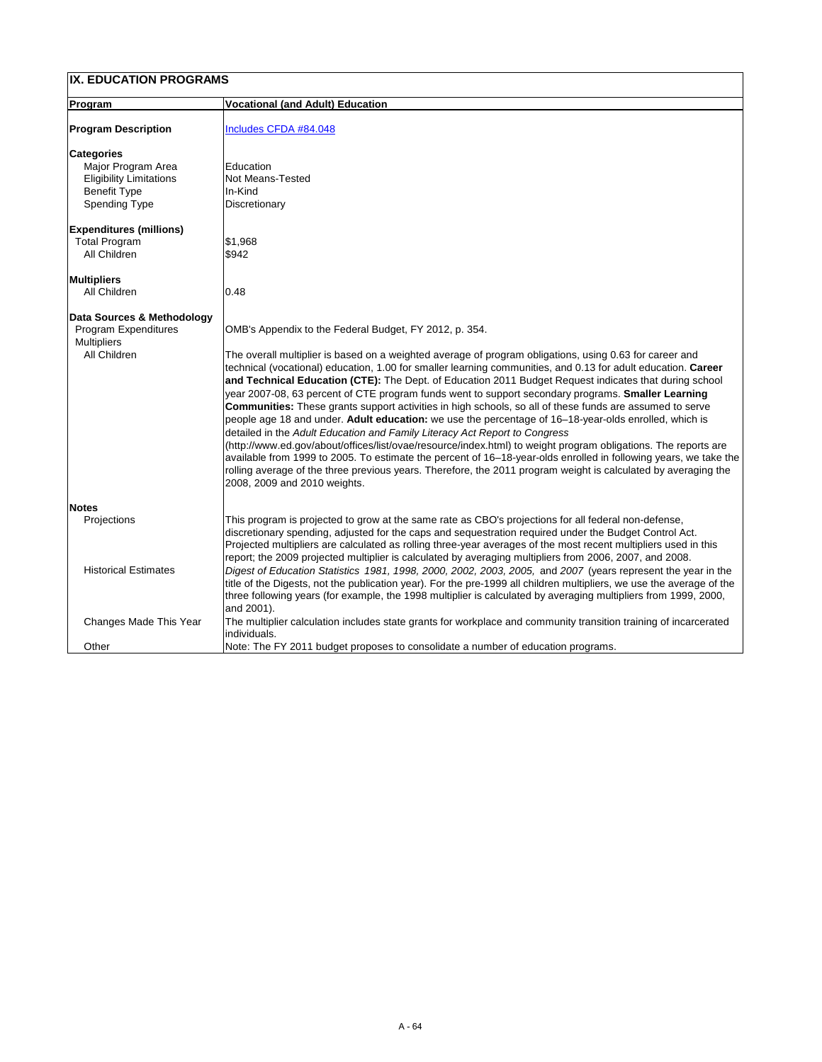## IX. EDUCATION PROGRAMS

| Program | Vocational (and Adult) Education |
|---|---|
| **Program Description** | Includes CFDA #84.048 |
| **Categories** | |
| Major Program Area | Education |
| Eligibility Limitations | Not Means-Tested |
| Benefit Type | In-Kind |
| Spending Type | Discretionary |
| **Expenditures (millions)** | |
| Total Program | $1,968 |
| All Children | $942 |
| **Multipliers** | |
| All Children | 0.48 |
| **Data Sources & Methodology** | |
| Program Expenditures | OMB's Appendix to the Federal Budget, FY 2012, p. 354. |
| Multipliers | |
| All Children | The overall multiplier is based on a weighted average of program obligations, using 0.63 for career and technical (vocational) education, 1.00 for smaller learning communities, and 0.13 for adult education. **Career and Technical Education (CTE):** The Dept. of Education 2011 Budget Request indicates that during school year 2007-08, 63 percent of CTE program funds went to support secondary programs. **Smaller Learning Communities:** These grants support activities in high schools, so all of these funds are assumed to serve people age 18 and under. **Adult education:** we use the percentage of 16–18-year-olds enrolled, which is detailed in the *Adult Education and Family Literacy Act Report to Congress* (http://www.ed.gov/about/offices/list/ovae/resource/index.html) to weight program obligations. The reports are available from 1999 to 2005. To estimate the percent of 16–18-year-olds enrolled in following years, we take the rolling average of the three previous years. Therefore, the 2011 program weight is calculated by averaging the 2008, 2009 and 2010 weights. |
| **Notes** | |
| Projections | This program is projected to grow at the same rate as CBO's projections for all federal non-defense, discretionary spending, adjusted for the caps and sequestration required under the Budget Control Act. Projected multipliers are calculated as rolling three-year averages of the most recent multipliers used in this report; the 2009 projected multiplier is calculated by averaging multipliers from 2006, 2007, and 2008. |
| Historical Estimates | *Digest of Education Statistics 1981, 1998, 2000, 2002, 2003, 2005,* and *2007* (years represent the year in the title of the Digests, not the publication year). For the pre-1999 all children multipliers, we use the average of the three following years (for example, the 1998 multiplier is calculated by averaging multipliers from 1999, 2000, and 2001). |
| Changes Made This Year | The multiplier calculation includes state grants for workplace and community transition training of incarcerated individuals. |
| Other | Note: The FY 2011 budget proposes to consolidate a number of education programs. |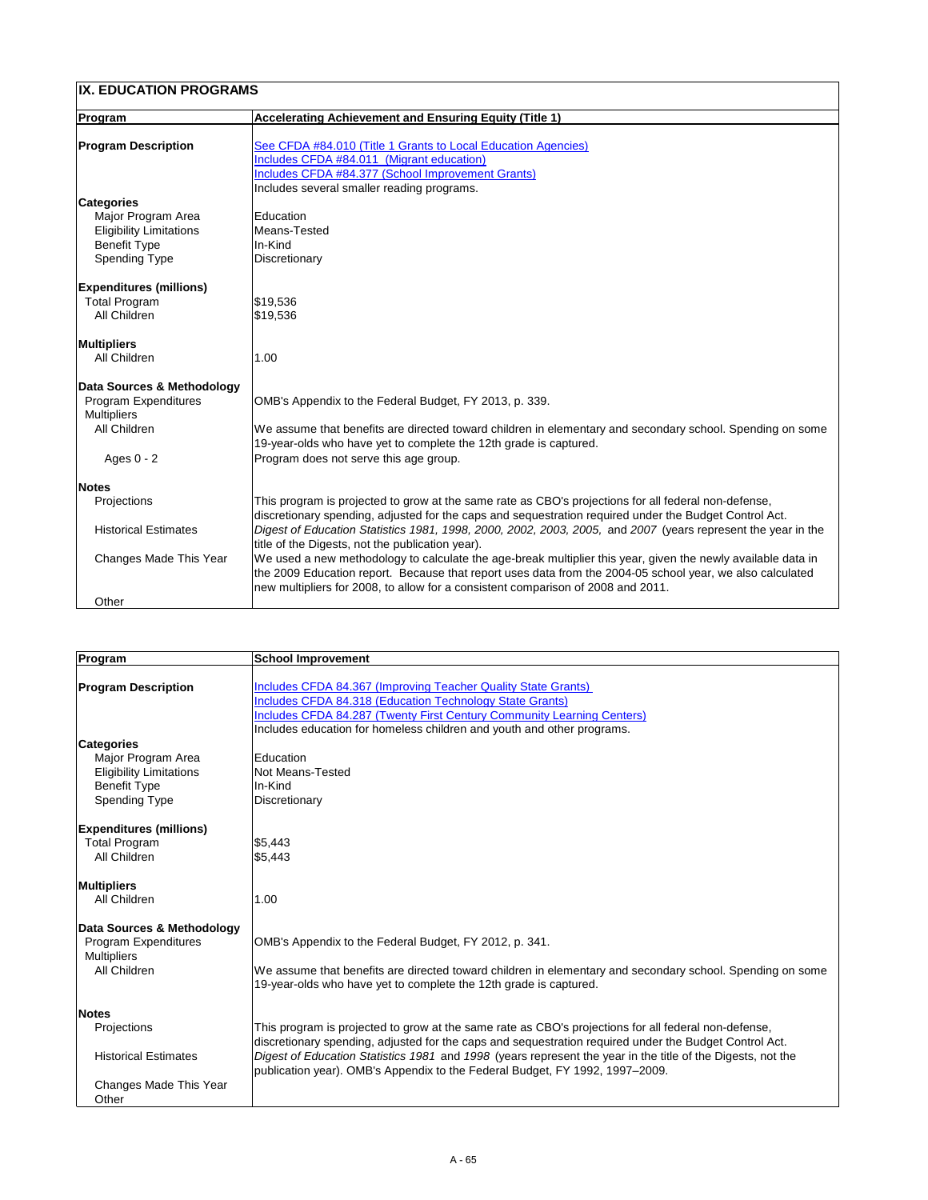## IX. EDUCATION PROGRAMS

| Program | Accelerating Achievement and Ensuring Equity (Title 1) |
|---|---|
| **Program Description** | See CFDA #84.010 (Title 1 Grants to Local Education Agencies)<br>Includes CFDA #84.011 (Migrant education)<br>Includes CFDA #84.377 (School Improvement Grants)<br>Includes several smaller reading programs. |
| **Categories** | |
| Major Program Area | Education |
| Eligibility Limitations | Means-Tested |
| Benefit Type | In-Kind |
| Spending Type | Discretionary |
| **Expenditures (millions)** | |
| Total Program | $19,536 |
| All Children | $19,536 |
| **Multipliers** | |
| All Children | 1.00 |
| **Data Sources & Methodology** | |
| Program Expenditures | OMB's Appendix to the Federal Budget, FY 2013, p. 339. |
| Multipliers | |
| All Children | We assume that benefits are directed toward children in elementary and secondary school. Spending on some 19-year-olds who have yet to complete the 12th grade is captured. |
| Ages 0 - 2 | Program does not serve this age group. |
| **Notes** | |
| Projections | This program is projected to grow at the same rate as CBO's projections for all federal non-defense, discretionary spending, adjusted for the caps and sequestration required under the Budget Control Act. |
| Historical Estimates | *Digest of Education Statistics 1981, 1998, 2000, 2002, 2003, 2005,* and *2007* (years represent the year in the title of the Digests, not the publication year). |
| Changes Made This Year | We used a new methodology to calculate the age-break multiplier this year, given the newly available data in the 2009 Education report. Because that report uses data from the 2004-05 school year, we also calculated new multipliers for 2008, to allow for a consistent comparison of 2008 and 2011. |
| Other | |

| Program | School Improvement |
|---|---|
| **Program Description** | Includes CFDA 84.367 (Improving Teacher Quality State Grants)<br>Includes CFDA 84.318 (Education Technology State Grants)<br>Includes CFDA 84.287 (Twenty First Century Community Learning Centers)<br>Includes education for homeless children and youth and other programs. |
| **Categories** | |
| Major Program Area | Education |
| Eligibility Limitations | Not Means-Tested |
| Benefit Type | In-Kind |
| Spending Type | Discretionary |
| **Expenditures (millions)** | |
| Total Program | $5,443 |
| All Children | $5,443 |
| **Multipliers** | |
| All Children | 1.00 |
| **Data Sources & Methodology** | |
| Program Expenditures | OMB's Appendix to the Federal Budget, FY 2012, p. 341. |
| Multipliers | |
| All Children | We assume that benefits are directed toward children in elementary and secondary school. Spending on some 19-year-olds who have yet to complete the 12th grade is captured. |
| **Notes** | |
| Projections | This program is projected to grow at the same rate as CBO's projections for all federal non-defense, discretionary spending, adjusted for the caps and sequestration required under the Budget Control Act. |
| Historical Estimates | *Digest of Education Statistics 1981* and *1998* (years represent the year in the title of the Digests, not the publication year). OMB's Appendix to the Federal Budget, FY 1992, 1997–2009. |
| Changes Made This Year | |
| Other | |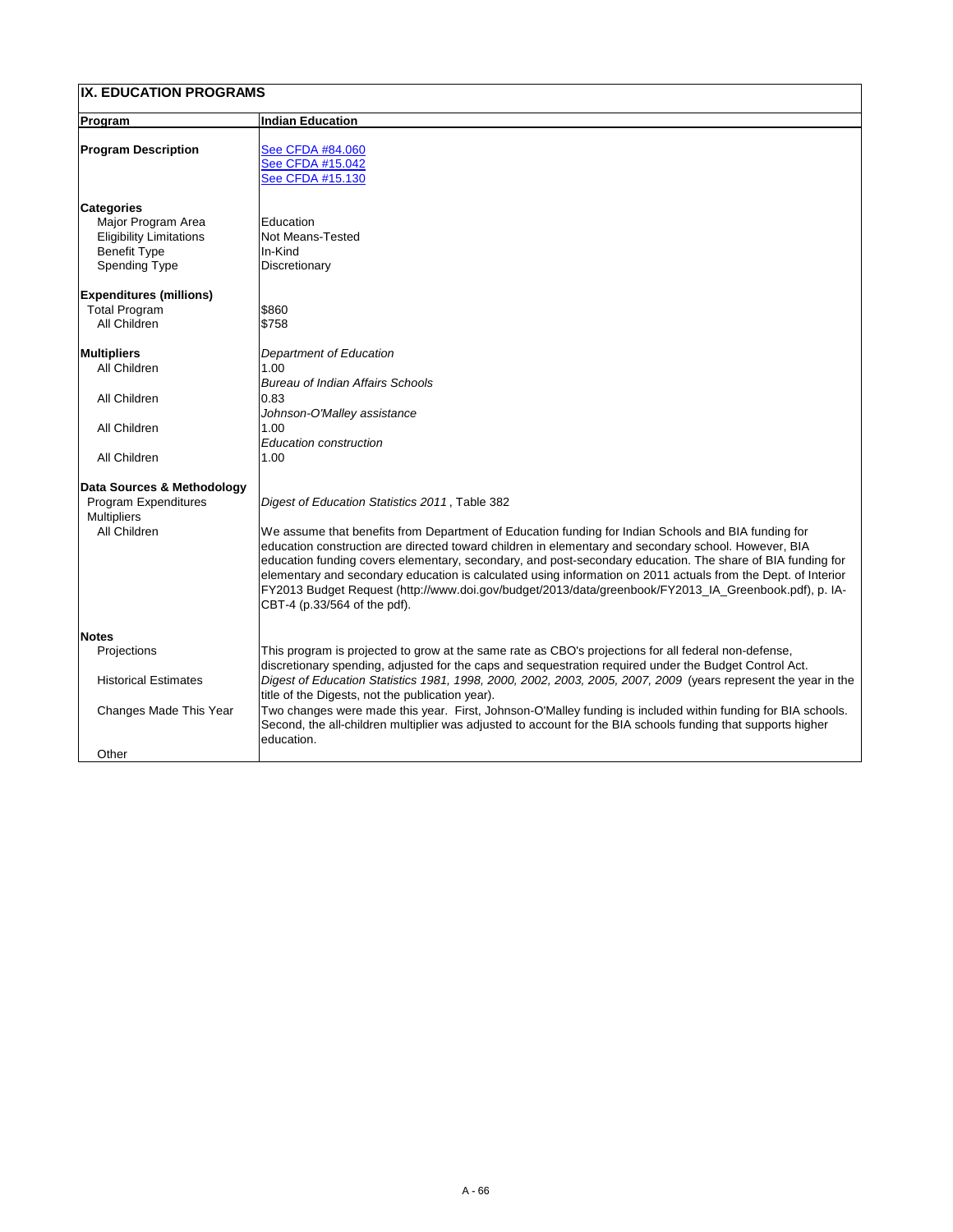## IX. EDUCATION PROGRAMS

| Program | Indian Education |
|---|---|
| **Program Description** | See CFDA #84.060<br>See CFDA #15.042<br>See CFDA #15.130 |
| **Categories** | |
| Major Program Area | Education |
| Eligibility Limitations | Not Means-Tested |
| Benefit Type | In-Kind |
| Spending Type | Discretionary |
| **Expenditures (millions)** | |
| Total Program | $860 |
| All Children | $758 |
| **Multipliers** | *Department of Education* |
| All Children | 1.00 |
| | *Bureau of Indian Affairs Schools* |
| All Children | 0.83 |
| | *Johnson-O'Malley assistance* |
| All Children | 1.00 |
| | *Education construction* |
| All Children | 1.00 |
| **Data Sources & Methodology** | |
| Program Expenditures | *Digest of Education Statistics 2011*, Table 382 |
| Multipliers | |
| All Children | We assume that benefits from Department of Education funding for Indian Schools and BIA funding for education construction are directed toward children in elementary and secondary school. However, BIA education funding covers elementary, secondary, and post-secondary education. The share of BIA funding for elementary and secondary education is calculated using information on 2011 actuals from the Dept. of Interior FY2013 Budget Request (http://www.doi.gov/budget/2013/data/greenbook/FY2013_IA_Greenbook.pdf), p. IA-CBT-4 (p.33/564 of the pdf). |
| **Notes** | |
| Projections | This program is projected to grow at the same rate as CBO's projections for all federal non-defense, discretionary spending, adjusted for the caps and sequestration required under the Budget Control Act. |
| Historical Estimates | *Digest of Education Statistics 1981, 1998, 2000, 2002, 2003, 2005, 2007, 2009* (years represent the year in the title of the Digests, not the publication year). |
| Changes Made This Year | Two changes were made this year. First, Johnson-O'Malley funding is included within funding for BIA schools. Second, the all-children multiplier was adjusted to account for the BIA schools funding that supports higher education. |
| Other | |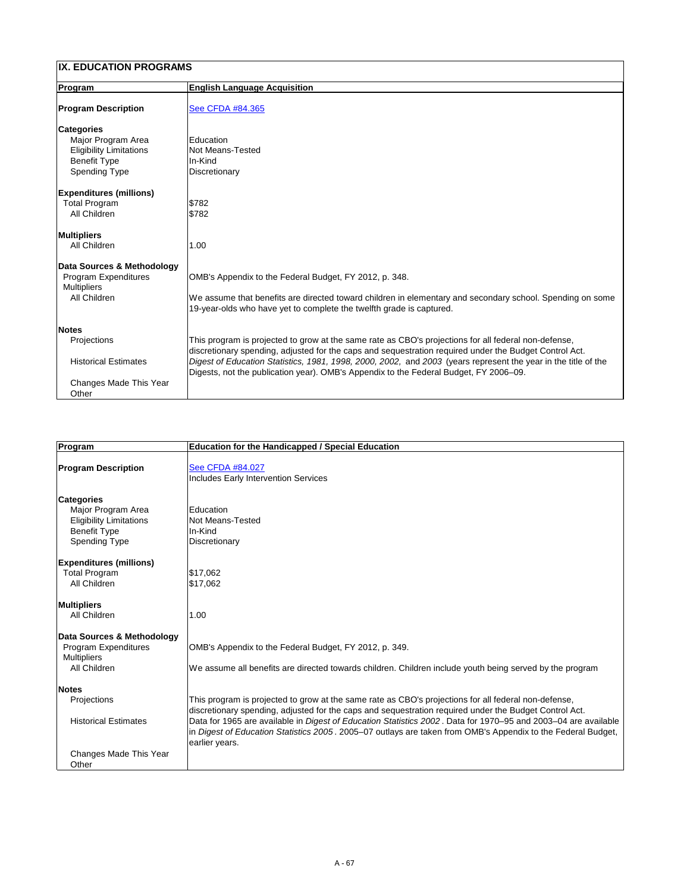## IX. EDUCATION PROGRAMS

| Program | English Language Acquisition |
|---|---|
| **Program Description** | See CFDA #84.365 |
| **Categories** | |
| Major Program Area | Education |
| Eligibility Limitations | Not Means-Tested |
| Benefit Type | In-Kind |
| Spending Type | Discretionary |
| **Expenditures (millions)** | |
| Total Program | $782 |
| All Children | $782 |
| **Multipliers** | |
| All Children | 1.00 |
| **Data Sources & Methodology** | |
| Program Expenditures | OMB's Appendix to the Federal Budget, FY 2012, p. 348. |
| Multipliers | |
| All Children | We assume that benefits are directed toward children in elementary and secondary school. Spending on some 19-year-olds who have yet to complete the twelfth grade is captured. |
| **Notes** | |
| Projections | This program is projected to grow at the same rate as CBO's projections for all federal non-defense, discretionary spending, adjusted for the caps and sequestration required under the Budget Control Act. |
| Historical Estimates | *Digest of Education Statistics, 1981, 1998, 2000, 2002,* and *2003* (years represent the year in the title of the Digests, not the publication year). OMB's Appendix to the Federal Budget, FY 2006–09. |
| Changes Made This Year | |
| Other | |

| Program | Education for the Handicapped / Special Education |
|---|---|
| **Program Description** | See CFDA #84.027<br>Includes Early Intervention Services |
| **Categories** | |
| Major Program Area | Education |
| Eligibility Limitations | Not Means-Tested |
| Benefit Type | In-Kind |
| Spending Type | Discretionary |
| **Expenditures (millions)** | |
| Total Program | $17,062 |
| All Children | $17,062 |
| **Multipliers** | |
| All Children | 1.00 |
| **Data Sources & Methodology** | |
| Program Expenditures | OMB's Appendix to the Federal Budget, FY 2012, p. 349. |
| Multipliers | |
| All Children | We assume all benefits are directed towards children. Children include youth being served by the program |
| **Notes** | |
| Projections | This program is projected to grow at the same rate as CBO's projections for all federal non-defense, discretionary spending, adjusted for the caps and sequestration required under the Budget Control Act. |
| Historical Estimates | Data for 1965 are available in *Digest of Education Statistics 2002* . Data for 1970–95 and 2003–04 are available in *Digest of Education Statistics 2005* . 2005–07 outlays are taken from OMB's Appendix to the Federal Budget, earlier years. |
| Changes Made This Year | |
| Other | |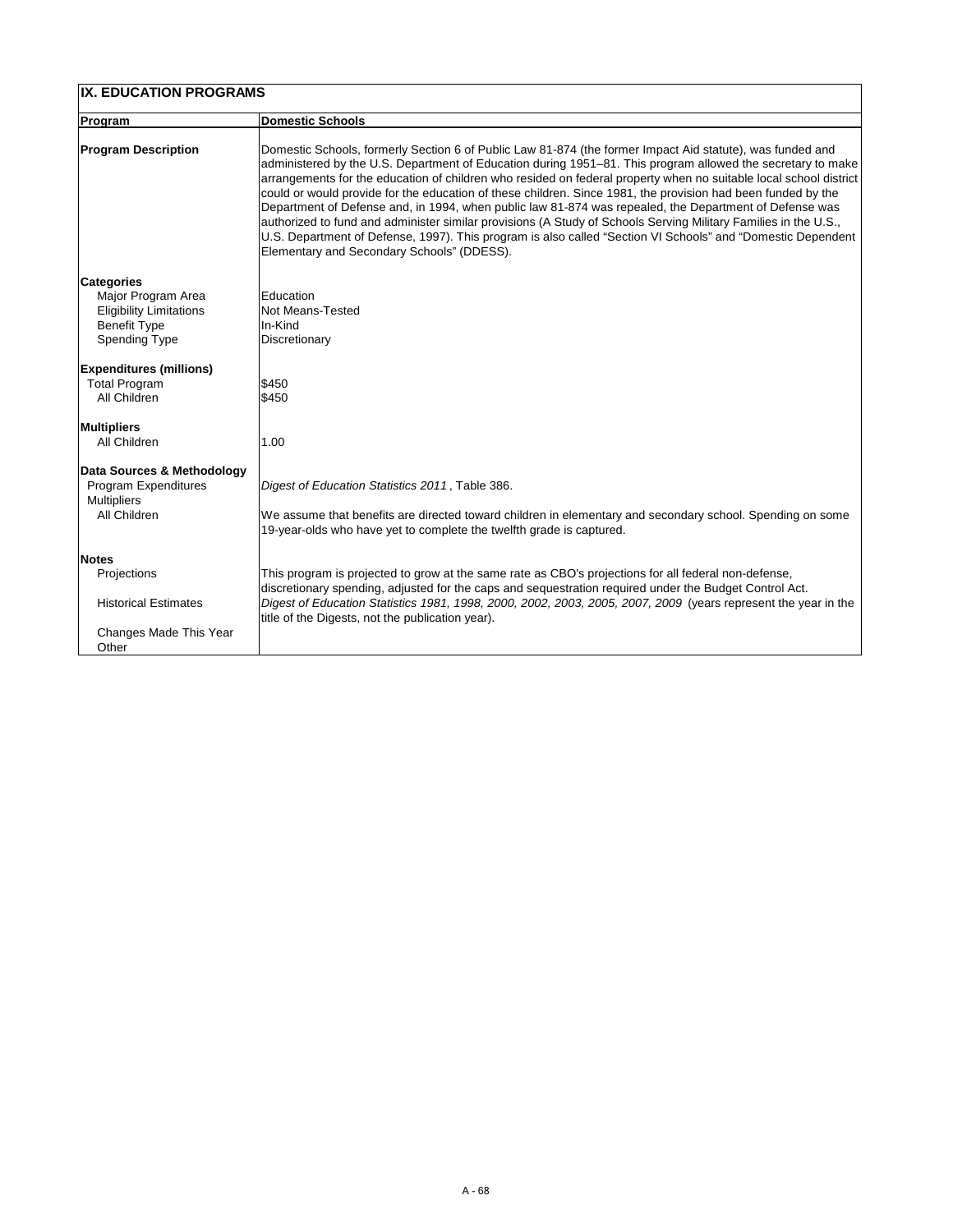## IX. EDUCATION PROGRAMS

| Program | Domestic Schools |
|---|---|
| **Program Description** | Domestic Schools, formerly Section 6 of Public Law 81-874 (the former Impact Aid statute), was funded and administered by the U.S. Department of Education during 1951–81. This program allowed the secretary to make arrangements for the education of children who resided on federal property when no suitable local school district could or would provide for the education of these children. Since 1981, the provision had been funded by the Department of Defense and, in 1994, when public law 81-874 was repealed, the Department of Defense was authorized to fund and administer similar provisions (A Study of Schools Serving Military Families in the U.S., U.S. Department of Defense, 1997). This program is also called "Section VI Schools" and "Domestic Dependent Elementary and Secondary Schools" (DDESS). |
| **Categories** | |
| Major Program Area | Education |
| Eligibility Limitations | Not Means-Tested |
| Benefit Type | In-Kind |
| Spending Type | Discretionary |
| **Expenditures (millions)** | |
| Total Program | $450 |
| All Children | $450 |
| **Multipliers** | |
| All Children | 1.00 |
| **Data Sources & Methodology** | |
| Program Expenditures | *Digest of Education Statistics 2011*, Table 386. |
| Multipliers | |
| All Children | We assume that benefits are directed toward children in elementary and secondary school. Spending on some 19-year-olds who have yet to complete the twelfth grade is captured. |
| **Notes** | |
| Projections | This program is projected to grow at the same rate as CBO's projections for all federal non-defense, discretionary spending, adjusted for the caps and sequestration required under the Budget Control Act. |
| Historical Estimates | *Digest of Education Statistics 1981, 1998, 2000, 2002, 2003, 2005, 2007, 2009* (years represent the year in the title of the Digests, not the publication year). |
| Changes Made This Year | |
| Other | |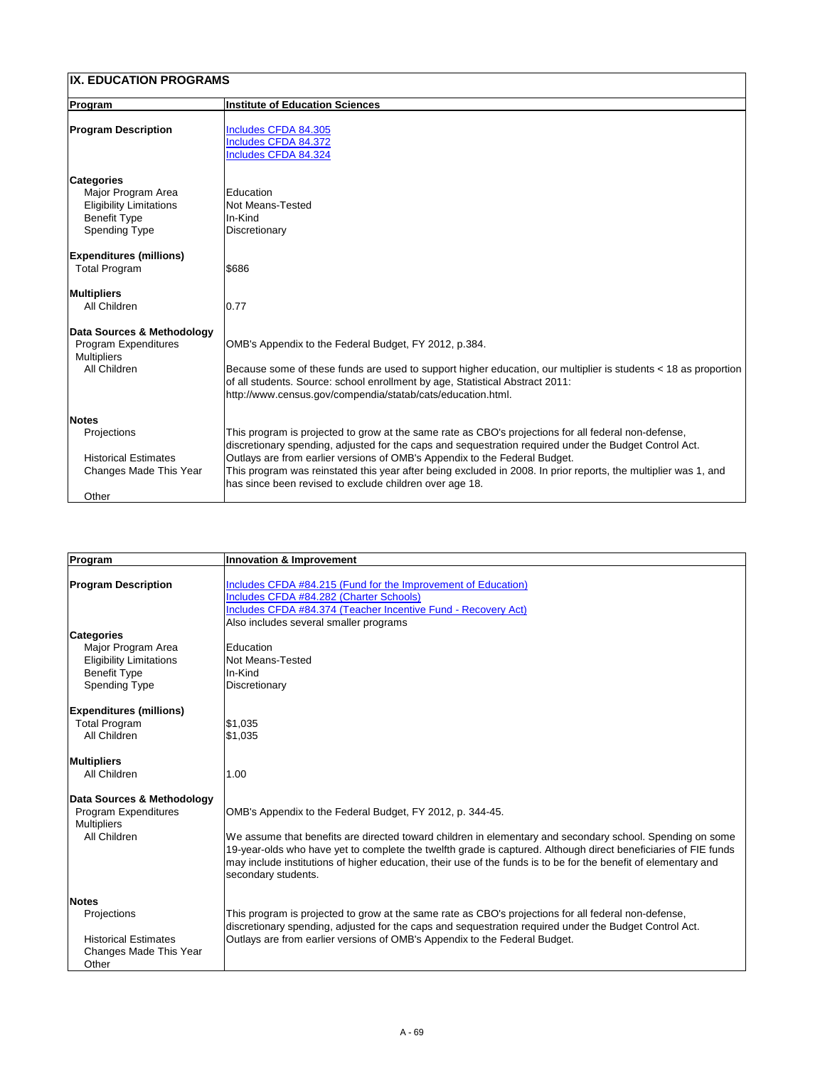## IX. EDUCATION PROGRAMS

| Program | Institute of Education Sciences |
|---|---|
| **Program Description** | Includes CFDA 84.305<br>Includes CFDA 84.372<br>Includes CFDA 84.324 |
| **Categories** | |
| Major Program Area | Education |
| Eligibility Limitations | Not Means-Tested |
| Benefit Type | In-Kind |
| Spending Type | Discretionary |
| **Expenditures (millions)** | |
| Total Program | $686 |
| **Multipliers** | |
| All Children | 0.77 |
| **Data Sources & Methodology** | |
| Program Expenditures | OMB's Appendix to the Federal Budget, FY 2012, p.384. |
| Multipliers | |
| All Children | Because some of these funds are used to support higher education, our multiplier is students < 18 as proportion of all students. Source: school enrollment by age, Statistical Abstract 2011: http://www.census.gov/compendia/statab/cats/education.html. |
| **Notes** | |
| Projections | This program is projected to grow at the same rate as CBO's projections for all federal non-defense, discretionary spending, adjusted for the caps and sequestration required under the Budget Control Act. |
| Historical Estimates | Outlays are from earlier versions of OMB's Appendix to the Federal Budget. |
| Changes Made This Year | This program was reinstated this year after being excluded in 2008. In prior reports, the multiplier was 1, and has since been revised to exclude children over age 18. |
| Other | |

| Program | Innovation & Improvement |
|---|---|
| **Program Description** | Includes CFDA #84.215 (Fund for the Improvement of Education)<br>Includes CFDA #84.282 (Charter Schools)<br>Includes CFDA #84.374 (Teacher Incentive Fund - Recovery Act)<br>Also includes several smaller programs |
| **Categories** | |
| Major Program Area | Education |
| Eligibility Limitations | Not Means-Tested |
| Benefit Type | In-Kind |
| Spending Type | Discretionary |
| **Expenditures (millions)** | |
| Total Program | $1,035 |
| All Children | $1,035 |
| **Multipliers** | |
| All Children | 1.00 |
| **Data Sources & Methodology** | |
| Program Expenditures | OMB's Appendix to the Federal Budget, FY 2012, p. 344-45. |
| Multipliers | |
| All Children | We assume that benefits are directed toward children in elementary and secondary school. Spending on some 19-year-olds who have yet to complete the twelfth grade is captured. Although direct beneficiaries of FIE funds may include institutions of higher education, their use of the funds is to be for the benefit of elementary and secondary students. |
| **Notes** | |
| Projections | This program is projected to grow at the same rate as CBO's projections for all federal non-defense, discretionary spending, adjusted for the caps and sequestration required under the Budget Control Act. |
| Historical Estimates | Outlays are from earlier versions of OMB's Appendix to the Federal Budget. |
| Changes Made This Year | |
| Other | |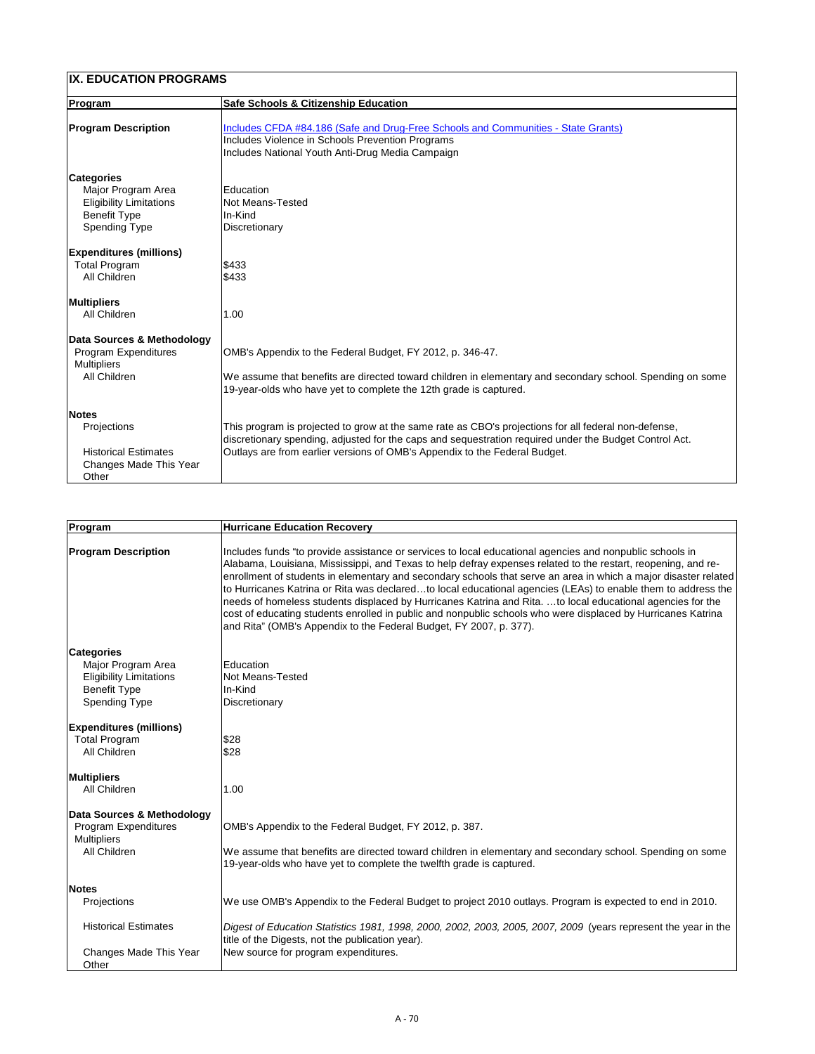## IX. EDUCATION PROGRAMS

| Program | Safe Schools & Citizenship Education |
|---|---|
| **Program Description** | Includes CFDA #84.186 (Safe and Drug-Free Schools and Communities - State Grants)<br>Includes Violence in Schools Prevention Programs<br>Includes National Youth Anti-Drug Media Campaign |
| **Categories** | |
| Major Program Area | Education |
| Eligibility Limitations | Not Means-Tested |
| Benefit Type | In-Kind |
| Spending Type | Discretionary |
| **Expenditures (millions)** | |
| Total Program | $433 |
| All Children | $433 |
| **Multipliers** | |
| All Children | 1.00 |
| **Data Sources & Methodology** | |
| Program Expenditures | OMB's Appendix to the Federal Budget, FY 2012, p. 346-47. |
| Multipliers | |
| All Children | We assume that benefits are directed toward children in elementary and secondary school. Spending on some 19-year-olds who have yet to complete the 12th grade is captured. |
| **Notes** | |
| Projections | This program is projected to grow at the same rate as CBO's projections for all federal non-defense, discretionary spending, adjusted for the caps and sequestration required under the Budget Control Act. |
| Historical Estimates | Outlays are from earlier versions of OMB's Appendix to the Federal Budget. |
| Changes Made This Year | |
| Other | |

| Program | Hurricane Education Recovery |
|---|---|
| **Program Description** | Includes funds "to provide assistance or services to local educational agencies and nonpublic schools in Alabama, Louisiana, Mississippi, and Texas to help defray expenses related to the restart, reopening, and re-enrollment of students in elementary and secondary schools that serve an area in which a major disaster related to Hurricanes Katrina or Rita was declared…to local educational agencies (LEAs) to enable them to address the needs of homeless students displaced by Hurricanes Katrina and Rita. …to local educational agencies for the cost of educating students enrolled in public and nonpublic schools who were displaced by Hurricanes Katrina and Rita" (OMB's Appendix to the Federal Budget, FY 2007, p. 377). |
| **Categories** | |
| Major Program Area | Education |
| Eligibility Limitations | Not Means-Tested |
| Benefit Type | In-Kind |
| Spending Type | Discretionary |
| **Expenditures (millions)** | |
| Total Program | $28 |
| All Children | $28 |
| **Multipliers** | |
| All Children | 1.00 |
| **Data Sources & Methodology** | |
| Program Expenditures | OMB's Appendix to the Federal Budget, FY 2012, p. 387. |
| Multipliers | |
| All Children | We assume that benefits are directed toward children in elementary and secondary school. Spending on some 19-year-olds who have yet to complete the twelfth grade is captured. |
| **Notes** | |
| Projections | We use OMB's Appendix to the Federal Budget to project 2010 outlays. Program is expected to end in 2010. |
| Historical Estimates | *Digest of Education Statistics 1981, 1998, 2000, 2002, 2003, 2005, 2007, 2009* (years represent the year in the title of the Digests, not the publication year). |
| Changes Made This Year | New source for program expenditures. |
| Other | |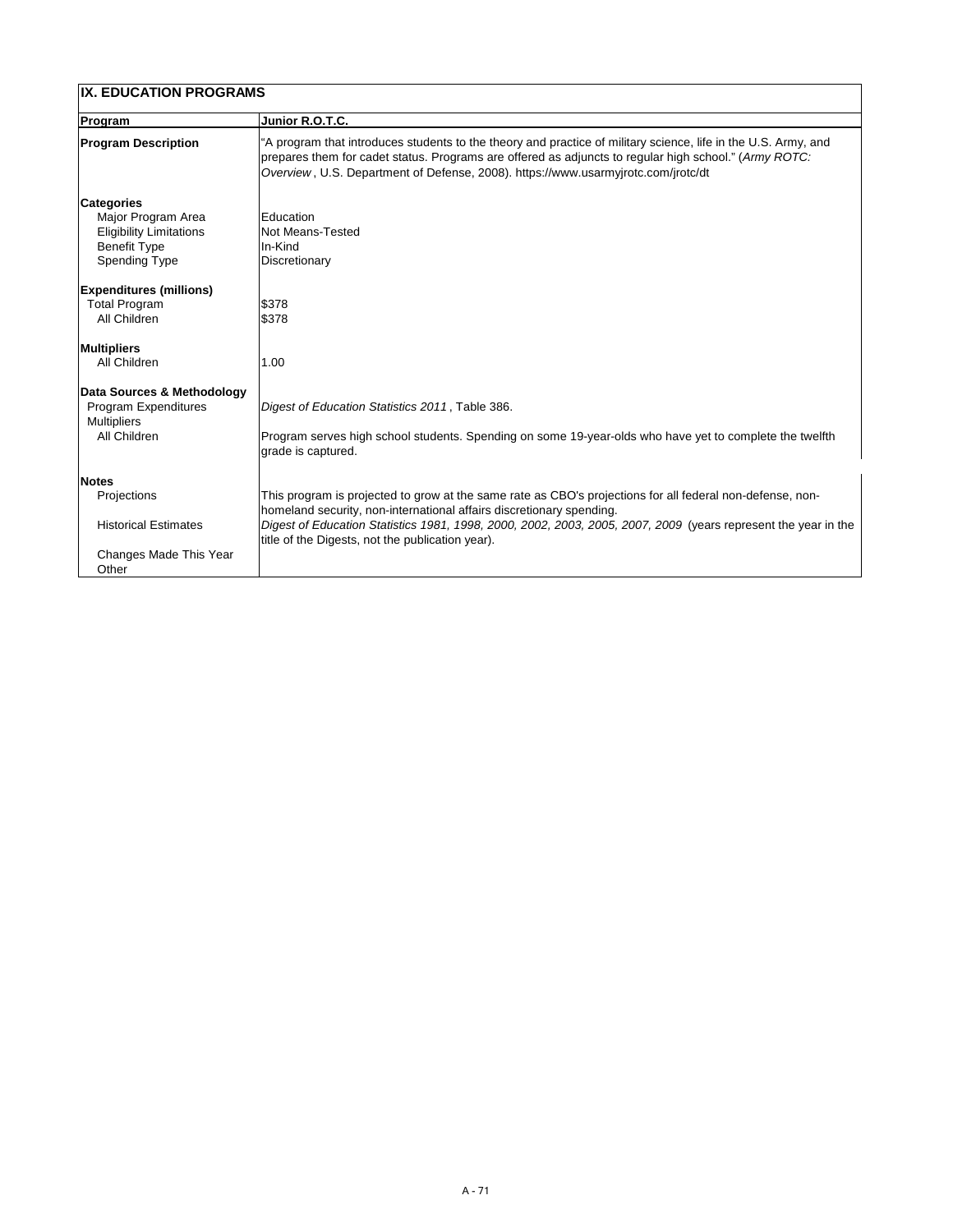## IX. EDUCATION PROGRAMS

| Program | Junior R.O.T.C. |
|---|---|
| **Program Description** | "A program that introduces students to the theory and practice of military science, life in the U.S. Army, and prepares them for cadet status. Programs are offered as adjuncts to regular high school." (*Army ROTC: Overview*, U.S. Department of Defense, 2008). https://www.usarmyjrotc.com/jrotc/dt |
| **Categories** | |
| Major Program Area | Education |
| Eligibility Limitations | Not Means-Tested |
| Benefit Type | In-Kind |
| Spending Type | Discretionary |
| **Expenditures (millions)** | |
| Total Program | $378 |
| All Children | $378 |
| **Multipliers** | |
| All Children | 1.00 |
| **Data Sources & Methodology** | |
| Program Expenditures | *Digest of Education Statistics 2011*, Table 386. |
| Multipliers | |
| All Children | Program serves high school students. Spending on some 19-year-olds who have yet to complete the twelfth grade is captured. |
| **Notes** | |
| Projections | This program is projected to grow at the same rate as CBO's projections for all federal non-defense, non-homeland security, non-international affairs discretionary spending. |
| Historical Estimates | *Digest of Education Statistics 1981, 1998, 2000, 2002, 2003, 2005, 2007, 2009* (years represent the year in the title of the Digests, not the publication year). |
| Changes Made This Year | |
| Other | |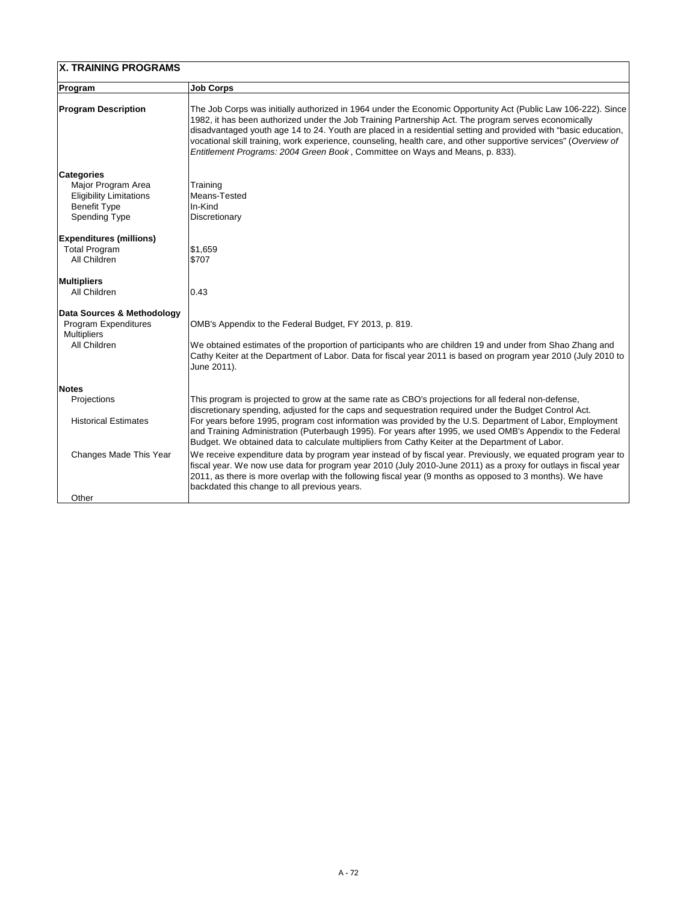## X. TRAINING PROGRAMS

| Program | Job Corps |
|---|---|
| **Program Description** | The Job Corps was initially authorized in 1964 under the Economic Opportunity Act (Public Law 106-222). Since 1982, it has been authorized under the Job Training Partnership Act. The program serves economically disadvantaged youth age 14 to 24. Youth are placed in a residential setting and provided with "basic education, vocational skill training, work experience, counseling, health care, and other supportive services" (*Overview of Entitlement Programs: 2004 Green Book*, Committee on Ways and Means, p. 833). |
| **Categories** | |
| Major Program Area | Training |
| Eligibility Limitations | Means-Tested |
| Benefit Type | In-Kind |
| Spending Type | Discretionary |
| **Expenditures (millions)** | |
| Total Program | $1,659 |
| All Children | $707 |
| **Multipliers** | |
| All Children | 0.43 |
| **Data Sources & Methodology** | |
| Program Expenditures | OMB's Appendix to the Federal Budget, FY 2013, p. 819. |
| Multipliers | |
| All Children | We obtained estimates of the proportion of participants who are children 19 and under from Shao Zhang and Cathy Keiter at the Department of Labor. Data for fiscal year 2011 is based on program year 2010 (July 2010 to June 2011). |
| **Notes** | |
| Projections | This program is projected to grow at the same rate as CBO's projections for all federal non-defense, discretionary spending, adjusted for the caps and sequestration required under the Budget Control Act. |
| Historical Estimates | For years before 1995, program cost information was provided by the U.S. Department of Labor, Employment and Training Administration (Puterbaugh 1995). For years after 1995, we used OMB's Appendix to the Federal Budget. We obtained data to calculate multipliers from Cathy Keiter at the Department of Labor. |
| Changes Made This Year | We receive expenditure data by program year instead of by fiscal year. Previously, we equated program year to fiscal year. We now use data for program year 2010 (July 2010-June 2011) as a proxy for outlays in fiscal year 2011, as there is more overlap with the following fiscal year (9 months as opposed to 3 months). We have backdated this change to all previous years. |
| Other | |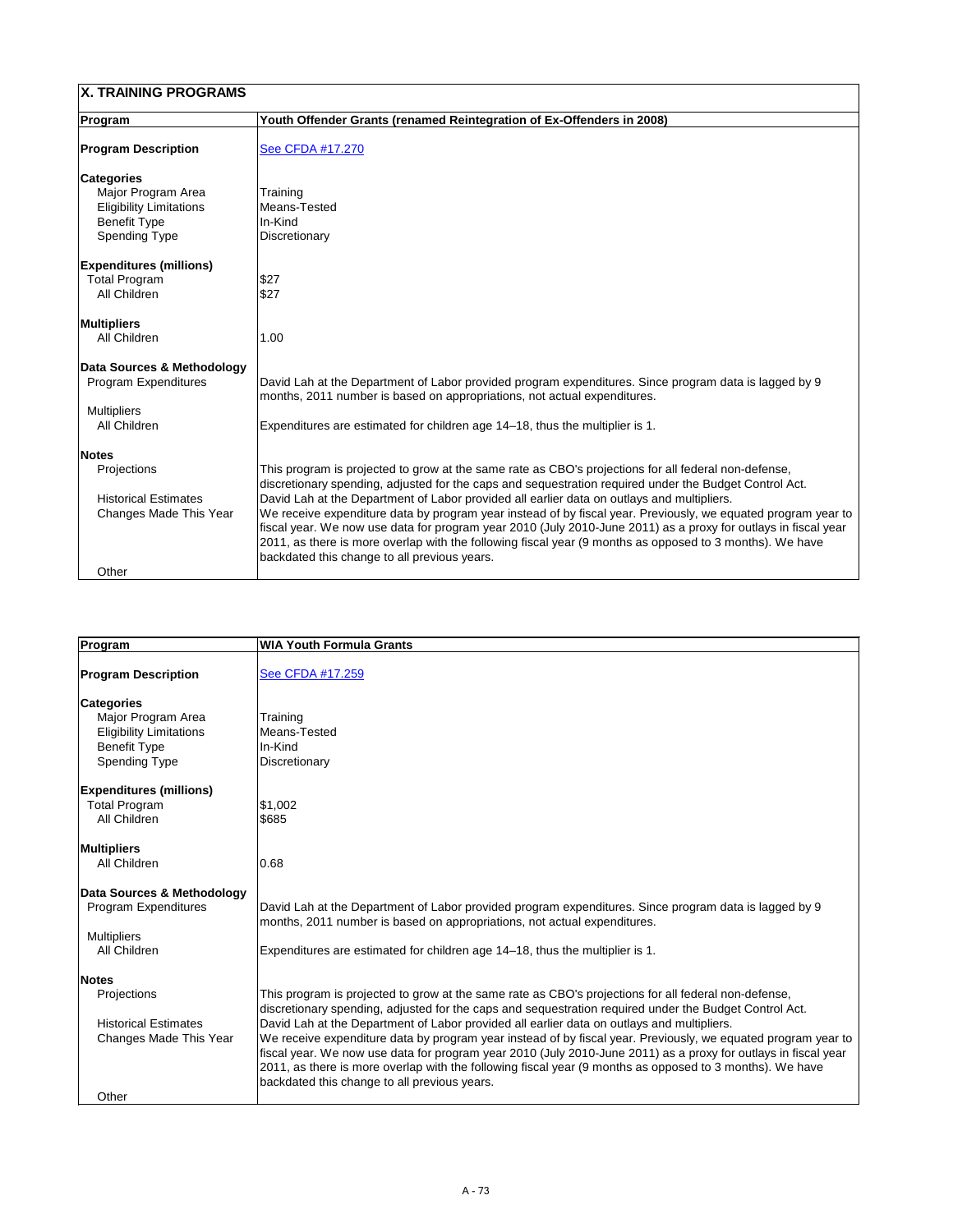## X. TRAINING PROGRAMS

| Program | Youth Offender Grants (renamed Reintegration of Ex-Offenders in 2008) |
|---|---|
| **Program Description** | See CFDA #17.270 |
| **Categories** | |
| Major Program Area | Training |
| Eligibility Limitations | Means-Tested |
| Benefit Type | In-Kind |
| Spending Type | Discretionary |
| **Expenditures (millions)** | |
| Total Program | $27 |
| All Children | $27 |
| **Multipliers** | |
| All Children | 1.00 |
| **Data Sources & Methodology** | |
| Program Expenditures | David Lah at the Department of Labor provided program expenditures. Since program data is lagged by 9 months, 2011 number is based on appropriations, not actual expenditures. |
| Multipliers | |
| All Children | Expenditures are estimated for children age 14–18, thus the multiplier is 1. |
| **Notes** | |
| Projections | This program is projected to grow at the same rate as CBO's projections for all federal non-defense, discretionary spending, adjusted for the caps and sequestration required under the Budget Control Act. |
| Historical Estimates | David Lah at the Department of Labor provided all earlier data on outlays and multipliers. |
| Changes Made This Year | We receive expenditure data by program year instead of by fiscal year. Previously, we equated program year to fiscal year. We now use data for program year 2010 (July 2010-June 2011) as a proxy for outlays in fiscal year 2011, as there is more overlap with the following fiscal year (9 months as opposed to 3 months). We have backdated this change to all previous years. |
| Other | |

| Program | WIA Youth Formula Grants |
|---|---|
| **Program Description** | See CFDA #17.259 |
| **Categories** | |
| Major Program Area | Training |
| Eligibility Limitations | Means-Tested |
| Benefit Type | In-Kind |
| Spending Type | Discretionary |
| **Expenditures (millions)** | |
| Total Program | $1,002 |
| All Children | $685 |
| **Multipliers** | |
| All Children | 0.68 |
| **Data Sources & Methodology** | |
| Program Expenditures | David Lah at the Department of Labor provided program expenditures. Since program data is lagged by 9 months, 2011 number is based on appropriations, not actual expenditures. |
| Multipliers | |
| All Children | Expenditures are estimated for children age 14–18, thus the multiplier is 1. |
| **Notes** | |
| Projections | This program is projected to grow at the same rate as CBO's projections for all federal non-defense, discretionary spending, adjusted for the caps and sequestration required under the Budget Control Act. |
| Historical Estimates | David Lah at the Department of Labor provided all earlier data on outlays and multipliers. |
| Changes Made This Year | We receive expenditure data by program year instead of by fiscal year. Previously, we equated program year to fiscal year. We now use data for program year 2010 (July 2010-June 2011) as a proxy for outlays in fiscal year 2011, as there is more overlap with the following fiscal year (9 months as opposed to 3 months). We have backdated this change to all previous years. |
| Other | |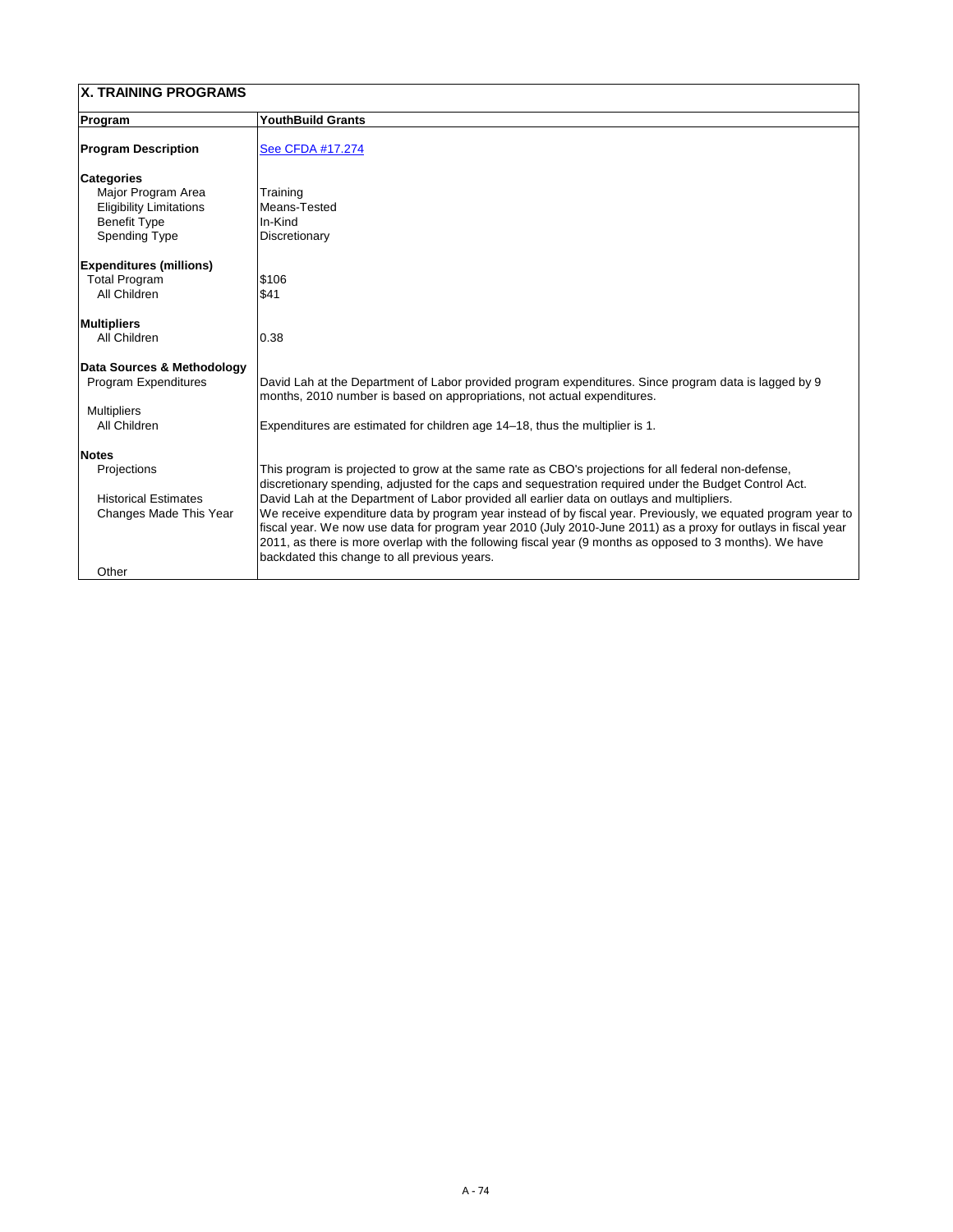## X. TRAINING PROGRAMS

| Program | YouthBuild Grants |
|---|---|
| **Program Description** | [See CFDA #17.274] |
| **Categories** | |
| Major Program Area | Training |
| Eligibility Limitations | Means-Tested |
| Benefit Type | In-Kind |
| Spending Type | Discretionary |
| **Expenditures (millions)** | |
| Total Program | $106 |
| All Children | $41 |
| **Multipliers** | |
| All Children | 0.38 |
| **Data Sources & Methodology** | |
| Program Expenditures | David Lah at the Department of Labor provided program expenditures. Since program data is lagged by 9 months, 2010 number is based on appropriations, not actual expenditures. |
| Multipliers | |
| All Children | Expenditures are estimated for children age 14–18, thus the multiplier is 1. |
| **Notes** | |
| Projections | This program is projected to grow at the same rate as CBO's projections for all federal non-defense, discretionary spending, adjusted for the caps and sequestration required under the Budget Control Act. |
| Historical Estimates | David Lah at the Department of Labor provided all earlier data on outlays and multipliers. |
| Changes Made This Year | We receive expenditure data by program year instead of by fiscal year. Previously, we equated program year to fiscal year. We now use data for program year 2010 (July 2010-June 2011) as a proxy for outlays in fiscal year 2011, as there is more overlap with the following fiscal year (9 months as opposed to 3 months). We have backdated this change to all previous years. |
| Other | |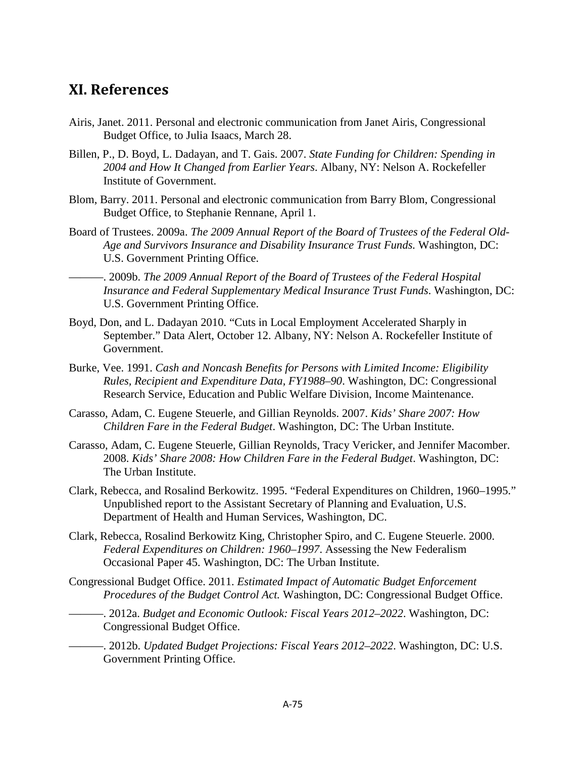## XI. References

Airis, Janet. 2011. Personal and electronic communication from Janet Airis, Congressional Budget Office, to Julia Isaacs, March 28.

Billen, P., D. Boyd, L. Dadayan, and T. Gais. 2007. *State Funding for Children: Spending in 2004 and How It Changed from Earlier Years*. Albany, NY: Nelson A. Rockefeller Institute of Government.

Blom, Barry. 2011. Personal and electronic communication from Barry Blom, Congressional Budget Office, to Stephanie Rennane, April 1.

Board of Trustees. 2009a. *The 2009 Annual Report of the Board of Trustees of the Federal Old-Age and Survivors Insurance and Disability Insurance Trust Funds.* Washington, DC: U.S. Government Printing Office.

———. 2009b. *The 2009 Annual Report of the Board of Trustees of the Federal Hospital Insurance and Federal Supplementary Medical Insurance Trust Funds*. Washington, DC: U.S. Government Printing Office.

Boyd, Don, and L. Dadayan 2010. "Cuts in Local Employment Accelerated Sharply in September." Data Alert, October 12. Albany, NY: Nelson A. Rockefeller Institute of Government.

Burke, Vee. 1991. *Cash and Noncash Benefits for Persons with Limited Income: Eligibility Rules, Recipient and Expenditure Data, FY1988–90*. Washington, DC: Congressional Research Service, Education and Public Welfare Division, Income Maintenance.

Carasso, Adam, C. Eugene Steuerle, and Gillian Reynolds. 2007. *Kids' Share 2007: How Children Fare in the Federal Budget*. Washington, DC: The Urban Institute.

Carasso, Adam, C. Eugene Steuerle, Gillian Reynolds, Tracy Vericker, and Jennifer Macomber. 2008. *Kids' Share 2008: How Children Fare in the Federal Budget*. Washington, DC: The Urban Institute.

Clark, Rebecca, and Rosalind Berkowitz. 1995. "Federal Expenditures on Children, 1960–1995." Unpublished report to the Assistant Secretary of Planning and Evaluation, U.S. Department of Health and Human Services, Washington, DC.

Clark, Rebecca, Rosalind Berkowitz King, Christopher Spiro, and C. Eugene Steuerle. 2000. *Federal Expenditures on Children: 1960–1997*. Assessing the New Federalism Occasional Paper 45. Washington, DC: The Urban Institute.

Congressional Budget Office. 2011. *Estimated Impact of Automatic Budget Enforcement Procedures of the Budget Control Act.* Washington, DC: Congressional Budget Office.

———. 2012a. *Budget and Economic Outlook: Fiscal Years 2012–2022*. Washington, DC: Congressional Budget Office.

———. 2012b. *Updated Budget Projections: Fiscal Years 2012–2022*. Washington, DC: U.S. Government Printing Office.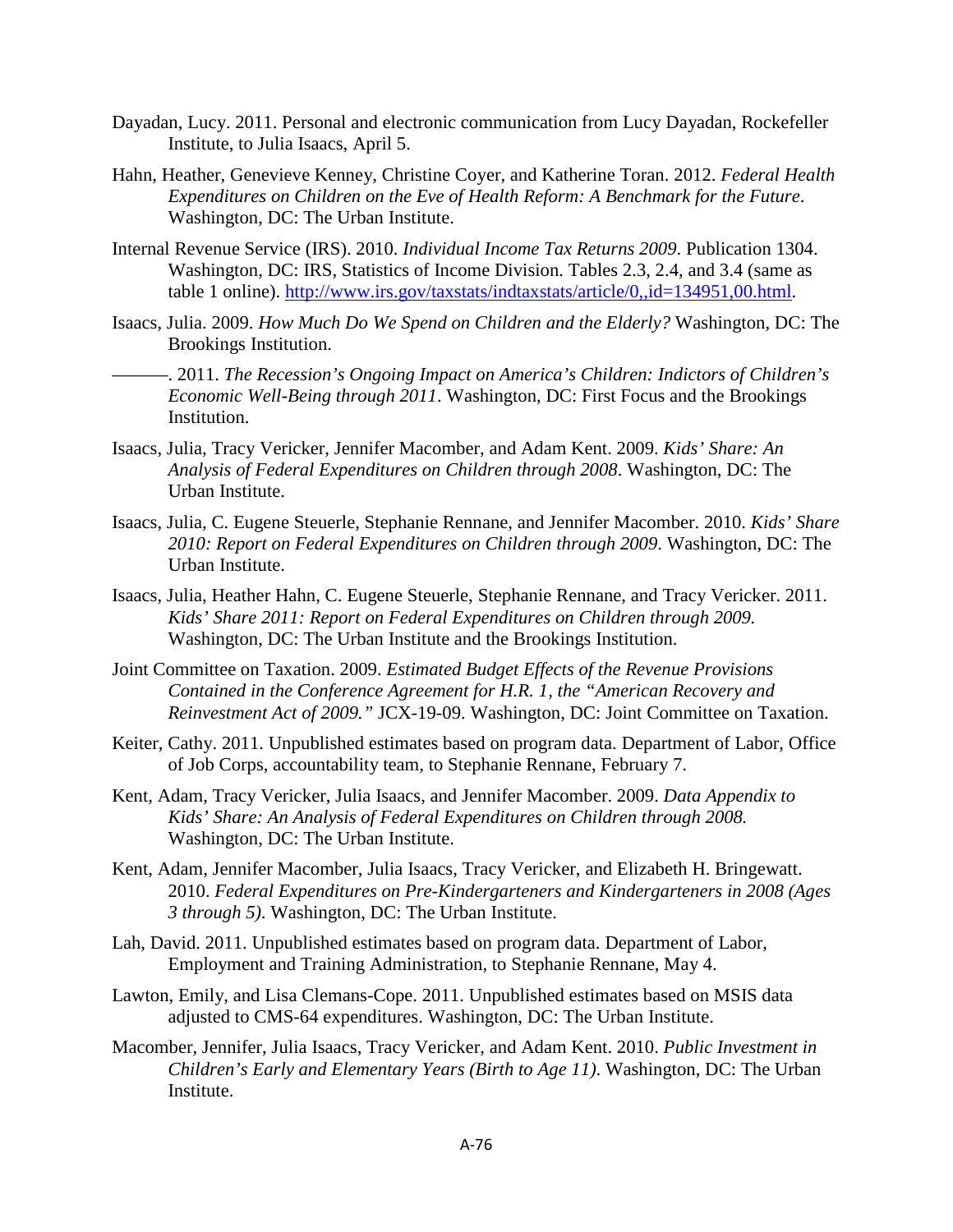Dayadan, Lucy. 2011. Personal and electronic communication from Lucy Dayadan, Rockefeller Institute, to Julia Isaacs, April 5.

Hahn, Heather, Genevieve Kenney, Christine Coyer, and Katherine Toran. 2012. *Federal Health Expenditures on Children on the Eve of Health Reform: A Benchmark for the Future*. Washington, DC: The Urban Institute.

Internal Revenue Service (IRS). 2010. *Individual Income Tax Returns 2009*. Publication 1304. Washington, DC: IRS, Statistics of Income Division. Tables 2.3, 2.4, and 3.4 (same as table 1 online). http://www.irs.gov/taxstats/indtaxstats/article/0,,id=134951,00.html.

Isaacs, Julia. 2009. *How Much Do We Spend on Children and the Elderly?* Washington, DC: The Brookings Institution.

———. 2011. *The Recession's Ongoing Impact on America's Children: Indictors of Children's Economic Well-Being through 2011*. Washington, DC: First Focus and the Brookings Institution.

Isaacs, Julia, Tracy Vericker, Jennifer Macomber, and Adam Kent. 2009. *Kids' Share: An Analysis of Federal Expenditures on Children through 2008*. Washington, DC: The Urban Institute.

Isaacs, Julia, C. Eugene Steuerle, Stephanie Rennane, and Jennifer Macomber. 2010. *Kids' Share 2010: Report on Federal Expenditures on Children through 2009*. Washington, DC: The Urban Institute.

Isaacs, Julia, Heather Hahn, C. Eugene Steuerle, Stephanie Rennane, and Tracy Vericker. 2011. *Kids' Share 2011: Report on Federal Expenditures on Children through 2009.* Washington, DC: The Urban Institute and the Brookings Institution.

Joint Committee on Taxation. 2009. *Estimated Budget Effects of the Revenue Provisions Contained in the Conference Agreement for H.R. 1, the "American Recovery and Reinvestment Act of 2009."* JCX-19-09. Washington, DC: Joint Committee on Taxation.

Keiter, Cathy. 2011. Unpublished estimates based on program data. Department of Labor, Office of Job Corps, accountability team, to Stephanie Rennane, February 7.

Kent, Adam, Tracy Vericker, Julia Isaacs, and Jennifer Macomber. 2009. *Data Appendix to Kids' Share: An Analysis of Federal Expenditures on Children through 2008.* Washington, DC: The Urban Institute.

Kent, Adam, Jennifer Macomber, Julia Isaacs, Tracy Vericker, and Elizabeth H. Bringewatt. 2010. *Federal Expenditures on Pre-Kindergarteners and Kindergarteners in 2008 (Ages 3 through 5)*. Washington, DC: The Urban Institute.

Lah, David. 2011. Unpublished estimates based on program data. Department of Labor, Employment and Training Administration, to Stephanie Rennane, May 4.

Lawton, Emily, and Lisa Clemans-Cope. 2011. Unpublished estimates based on MSIS data adjusted to CMS-64 expenditures. Washington, DC: The Urban Institute.

Macomber, Jennifer, Julia Isaacs, Tracy Vericker, and Adam Kent. 2010. *Public Investment in Children's Early and Elementary Years (Birth to Age 11)*. Washington, DC: The Urban Institute.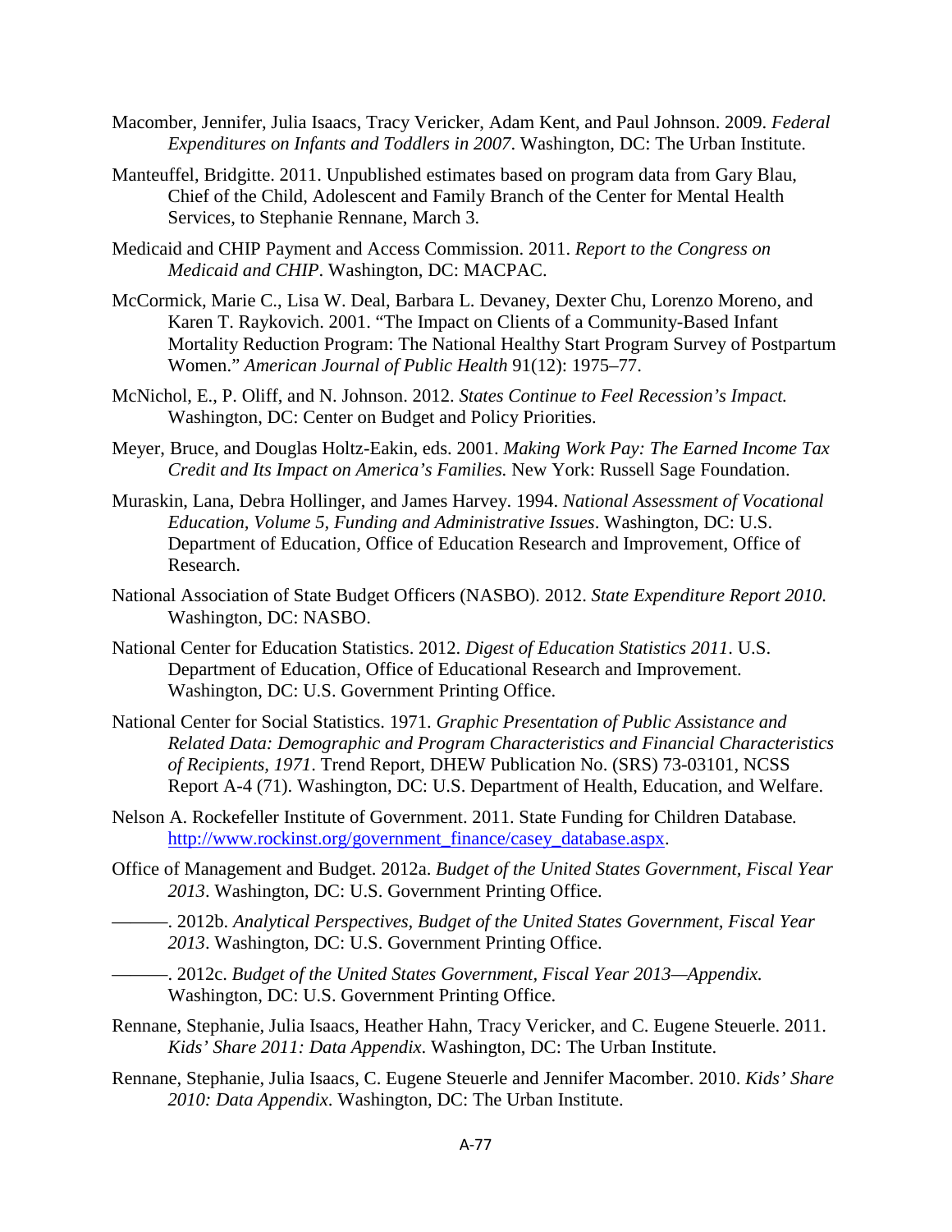Macomber, Jennifer, Julia Isaacs, Tracy Vericker, Adam Kent, and Paul Johnson. 2009. *Federal Expenditures on Infants and Toddlers in 2007*. Washington, DC: The Urban Institute.

Manteuffel, Bridgitte. 2011. Unpublished estimates based on program data from Gary Blau, Chief of the Child, Adolescent and Family Branch of the Center for Mental Health Services, to Stephanie Rennane, March 3.

Medicaid and CHIP Payment and Access Commission. 2011. *Report to the Congress on Medicaid and CHIP*. Washington, DC: MACPAC.

McCormick, Marie C., Lisa W. Deal, Barbara L. Devaney, Dexter Chu, Lorenzo Moreno, and Karen T. Raykovich. 2001. "The Impact on Clients of a Community-Based Infant Mortality Reduction Program: The National Healthy Start Program Survey of Postpartum Women." *American Journal of Public Health* 91(12): 1975–77.

McNichol, E., P. Oliff, and N. Johnson. 2012. *States Continue to Feel Recession's Impact.* Washington, DC: Center on Budget and Policy Priorities.

Meyer, Bruce, and Douglas Holtz-Eakin, eds. 2001. *Making Work Pay: The Earned Income Tax Credit and Its Impact on America's Families.* New York: Russell Sage Foundation.

Muraskin, Lana, Debra Hollinger, and James Harvey. 1994. *National Assessment of Vocational Education, Volume 5, Funding and Administrative Issues*. Washington, DC: U.S. Department of Education, Office of Education Research and Improvement, Office of Research.

National Association of State Budget Officers (NASBO). 2012. *State Expenditure Report 2010.* Washington, DC: NASBO.

National Center for Education Statistics. 2012. *Digest of Education Statistics 2011*. U.S. Department of Education, Office of Educational Research and Improvement. Washington, DC: U.S. Government Printing Office.

National Center for Social Statistics. 1971. *Graphic Presentation of Public Assistance and Related Data: Demographic and Program Characteristics and Financial Characteristics of Recipients, 1971*. Trend Report, DHEW Publication No. (SRS) 73-03101, NCSS Report A-4 (71). Washington, DC: U.S. Department of Health, Education, and Welfare.

Nelson A. Rockefeller Institute of Government. 2011. State Funding for Children Database. [http://www.rockinst.org/government_finance/casey_database.aspx](http://www.rockinst.org/government_finance/casey_database.aspx).

Office of Management and Budget. 2012a. *Budget of the United States Government, Fiscal Year 2013*. Washington, DC: U.S. Government Printing Office.

———. 2012b. *Analytical Perspectives, Budget of the United States Government, Fiscal Year 2013*. Washington, DC: U.S. Government Printing Office.

———. 2012c. *Budget of the United States Government, Fiscal Year 2013—Appendix.* Washington, DC: U.S. Government Printing Office.

Rennane, Stephanie, Julia Isaacs, Heather Hahn, Tracy Vericker, and C. Eugene Steuerle. 2011. *Kids' Share 2011: Data Appendix*. Washington, DC: The Urban Institute.

Rennane, Stephanie, Julia Isaacs, C. Eugene Steuerle and Jennifer Macomber. 2010. *Kids' Share 2010: Data Appendix*. Washington, DC: The Urban Institute.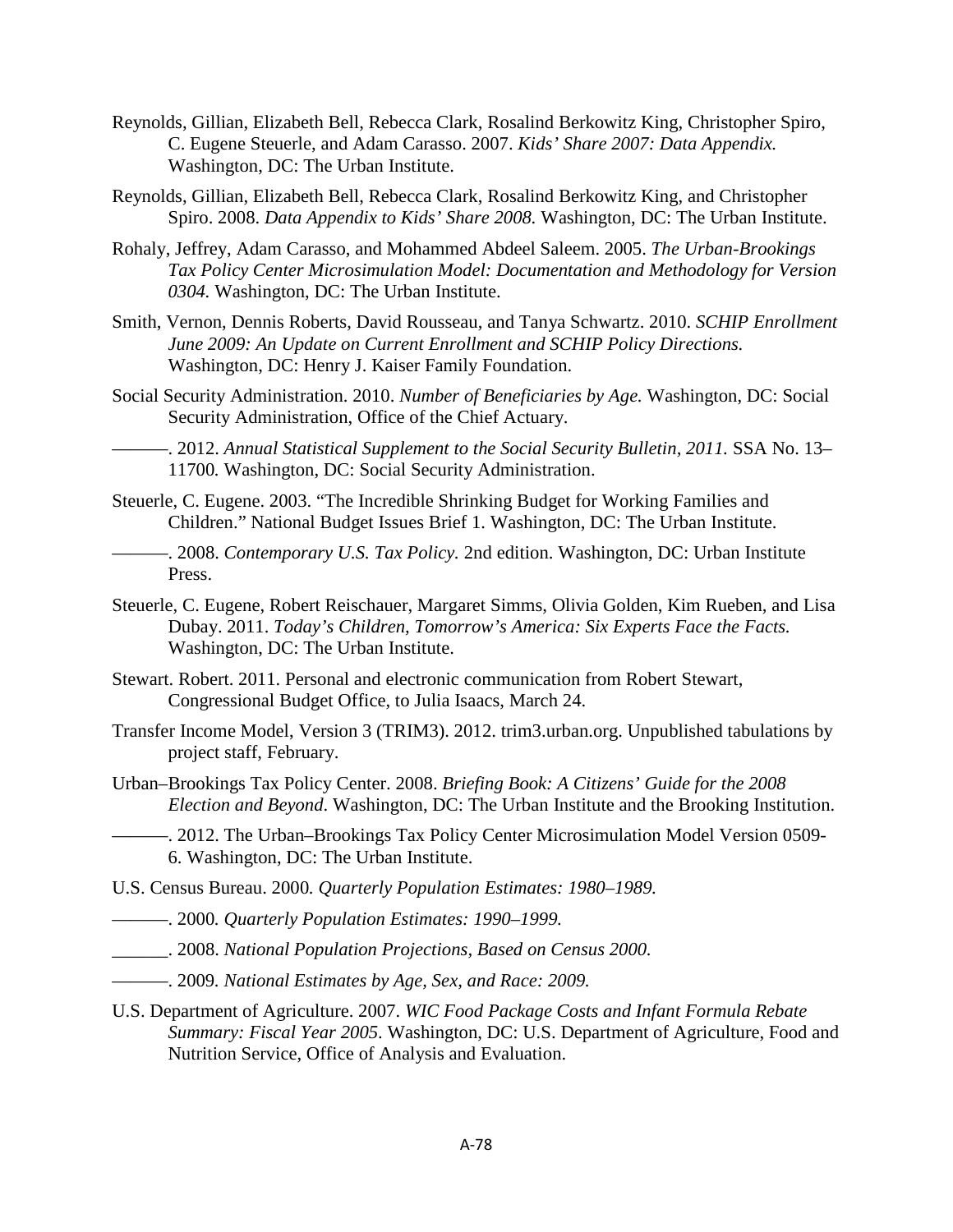Reynolds, Gillian, Elizabeth Bell, Rebecca Clark, Rosalind Berkowitz King, Christopher Spiro, C. Eugene Steuerle, and Adam Carasso. 2007. *Kids' Share 2007: Data Appendix.* Washington, DC: The Urban Institute.

Reynolds, Gillian, Elizabeth Bell, Rebecca Clark, Rosalind Berkowitz King, and Christopher Spiro. 2008. *Data Appendix to Kids' Share 2008.* Washington, DC: The Urban Institute.

Rohaly, Jeffrey, Adam Carasso, and Mohammed Abdeel Saleem. 2005. *The Urban-Brookings Tax Policy Center Microsimulation Model: Documentation and Methodology for Version 0304.* Washington, DC: The Urban Institute.

Smith, Vernon, Dennis Roberts, David Rousseau, and Tanya Schwartz. 2010. *SCHIP Enrollment June 2009: An Update on Current Enrollment and SCHIP Policy Directions.* Washington, DC: Henry J. Kaiser Family Foundation.

Social Security Administration. 2010. *Number of Beneficiaries by Age.* Washington, DC: Social Security Administration, Office of the Chief Actuary.

———. 2012. *Annual Statistical Supplement to the Social Security Bulletin, 2011.* SSA No. 13–11700. Washington, DC: Social Security Administration.

Steuerle, C. Eugene. 2003. "The Incredible Shrinking Budget for Working Families and Children." National Budget Issues Brief 1. Washington, DC: The Urban Institute.

———. 2008. *Contemporary U.S. Tax Policy.* 2nd edition. Washington, DC: Urban Institute Press.

Steuerle, C. Eugene, Robert Reischauer, Margaret Simms, Olivia Golden, Kim Rueben, and Lisa Dubay. 2011. *Today's Children, Tomorrow's America: Six Experts Face the Facts.* Washington, DC: The Urban Institute.

Stewart. Robert. 2011. Personal and electronic communication from Robert Stewart, Congressional Budget Office, to Julia Isaacs, March 24.

Transfer Income Model, Version 3 (TRIM3). 2012. trim3.urban.org. Unpublished tabulations by project staff, February.

Urban–Brookings Tax Policy Center. 2008. *Briefing Book: A Citizens' Guide for the 2008 Election and Beyond*. Washington, DC: The Urban Institute and the Brooking Institution.

———. 2012. The Urban–Brookings Tax Policy Center Microsimulation Model Version 0509-6. Washington, DC: The Urban Institute.

U.S. Census Bureau. 2000. *Quarterly Population Estimates: 1980–1989.*

———. 2000. *Quarterly Population Estimates: 1990–1999.*

______. 2008. *National Population Projections, Based on Census 2000.*

———. 2009. *National Estimates by Age, Sex, and Race: 2009.*

U.S. Department of Agriculture. 2007. *WIC Food Package Costs and Infant Formula Rebate Summary: Fiscal Year 2005*. Washington, DC: U.S. Department of Agriculture, Food and Nutrition Service, Office of Analysis and Evaluation.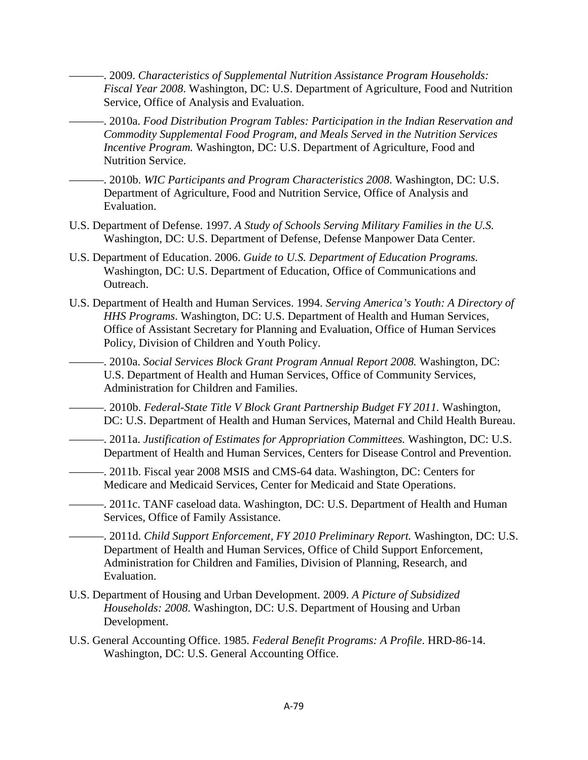———. 2009. *Characteristics of Supplemental Nutrition Assistance Program Households: Fiscal Year 2008*. Washington, DC: U.S. Department of Agriculture, Food and Nutrition Service, Office of Analysis and Evaluation.

———. 2010a. *Food Distribution Program Tables: Participation in the Indian Reservation and Commodity Supplemental Food Program, and Meals Served in the Nutrition Services Incentive Program.* Washington, DC: U.S. Department of Agriculture, Food and Nutrition Service.

———. 2010b. *WIC Participants and Program Characteristics 2008*. Washington, DC: U.S. Department of Agriculture, Food and Nutrition Service, Office of Analysis and Evaluation.

U.S. Department of Defense. 1997. *A Study of Schools Serving Military Families in the U.S.* Washington, DC: U.S. Department of Defense, Defense Manpower Data Center.

U.S. Department of Education. 2006. *Guide to U.S. Department of Education Programs.* Washington, DC: U.S. Department of Education, Office of Communications and Outreach.

U.S. Department of Health and Human Services. 1994. *Serving America's Youth: A Directory of HHS Programs*. Washington, DC: U.S. Department of Health and Human Services, Office of Assistant Secretary for Planning and Evaluation, Office of Human Services Policy, Division of Children and Youth Policy.

———. 2010a. *Social Services Block Grant Program Annual Report 2008.* Washington, DC: U.S. Department of Health and Human Services, Office of Community Services, Administration for Children and Families.

———. 2010b. *Federal-State Title V Block Grant Partnership Budget FY 2011.* Washington, DC: U.S. Department of Health and Human Services, Maternal and Child Health Bureau.

———. 2011a. *Justification of Estimates for Appropriation Committees.* Washington, DC: U.S. Department of Health and Human Services, Centers for Disease Control and Prevention.

———. 2011b. Fiscal year 2008 MSIS and CMS-64 data. Washington, DC: Centers for Medicare and Medicaid Services, Center for Medicaid and State Operations.

———. 2011c. TANF caseload data. Washington, DC: U.S. Department of Health and Human Services, Office of Family Assistance.

———. 2011d. *Child Support Enforcement, FY 2010 Preliminary Report.* Washington, DC: U.S. Department of Health and Human Services, Office of Child Support Enforcement, Administration for Children and Families, Division of Planning, Research, and Evaluation.

U.S. Department of Housing and Urban Development. 2009. *A Picture of Subsidized Households: 2008*. Washington, DC: U.S. Department of Housing and Urban Development.

U.S. General Accounting Office. 1985. *Federal Benefit Programs: A Profile*. HRD-86-14. Washington, DC: U.S. General Accounting Office.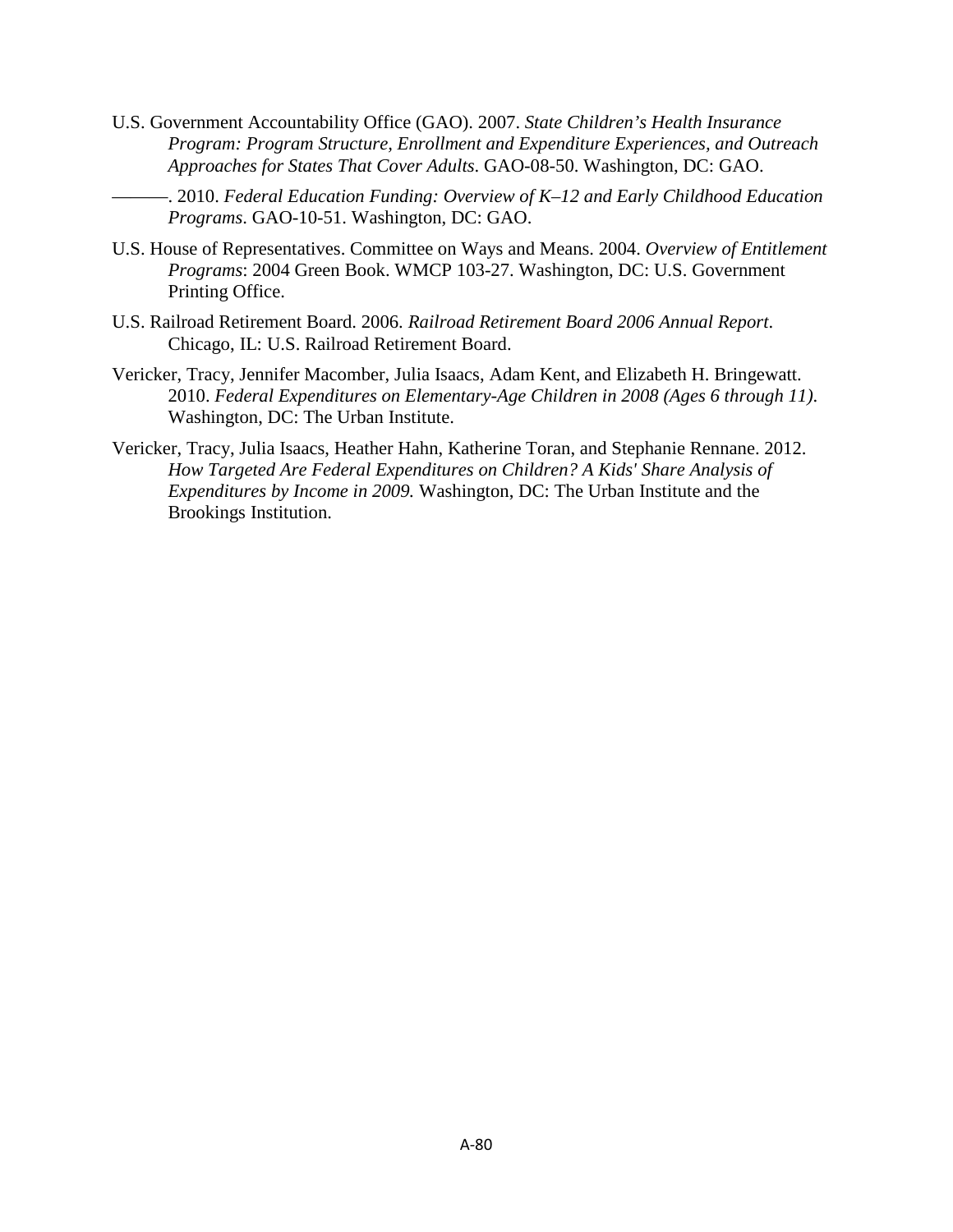U.S. Government Accountability Office (GAO). 2007. *State Children's Health Insurance Program: Program Structure, Enrollment and Expenditure Experiences, and Outreach Approaches for States That Cover Adults*. GAO-08-50. Washington, DC: GAO.

———. 2010. *Federal Education Funding: Overview of K–12 and Early Childhood Education Programs*. GAO-10-51. Washington, DC: GAO.

U.S. House of Representatives. Committee on Ways and Means. 2004. *Overview of Entitlement Programs*: 2004 Green Book. WMCP 103-27. Washington, DC: U.S. Government Printing Office.

U.S. Railroad Retirement Board. 2006. *Railroad Retirement Board 2006 Annual Report*. Chicago, IL: U.S. Railroad Retirement Board.

Vericker, Tracy, Jennifer Macomber, Julia Isaacs, Adam Kent, and Elizabeth H. Bringewatt. 2010. *Federal Expenditures on Elementary-Age Children in 2008 (Ages 6 through 11)*. Washington, DC: The Urban Institute.

Vericker, Tracy, Julia Isaacs, Heather Hahn, Katherine Toran, and Stephanie Rennane. 2012. *How Targeted Are Federal Expenditures on Children? A Kids' Share Analysis of Expenditures by Income in 2009.* Washington, DC: The Urban Institute and the Brookings Institution.